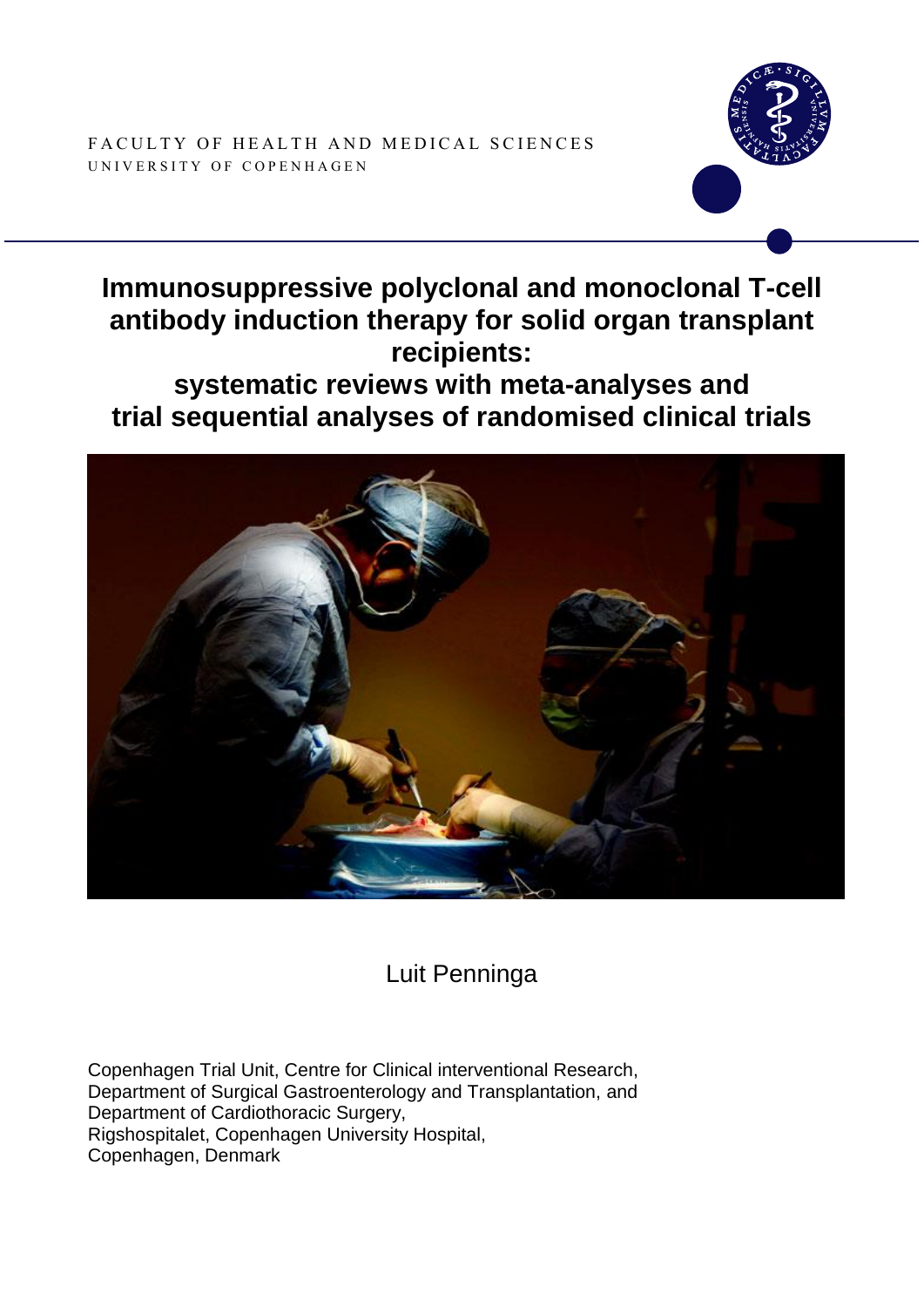FACULTY OF HEALTH AND MEDICAL SCIENCES
UNIVERSITY OF COPENHAGEN

# Immunosuppressive polyclonal and monoclonal T-cell antibody induction therapy for solid organ transplant recipients: systematic reviews with meta-analyses and trial sequential analyses of randomised clinical trials

Luit Penninga

Copenhagen Trial Unit, Centre for Clinical interventional Research,
Department of Surgical Gastroenterology and Transplantation, and
Department of Cardiothoracic Surgery,
Rigshospitalet, Copenhagen University Hospital,
Copenhagen, Denmark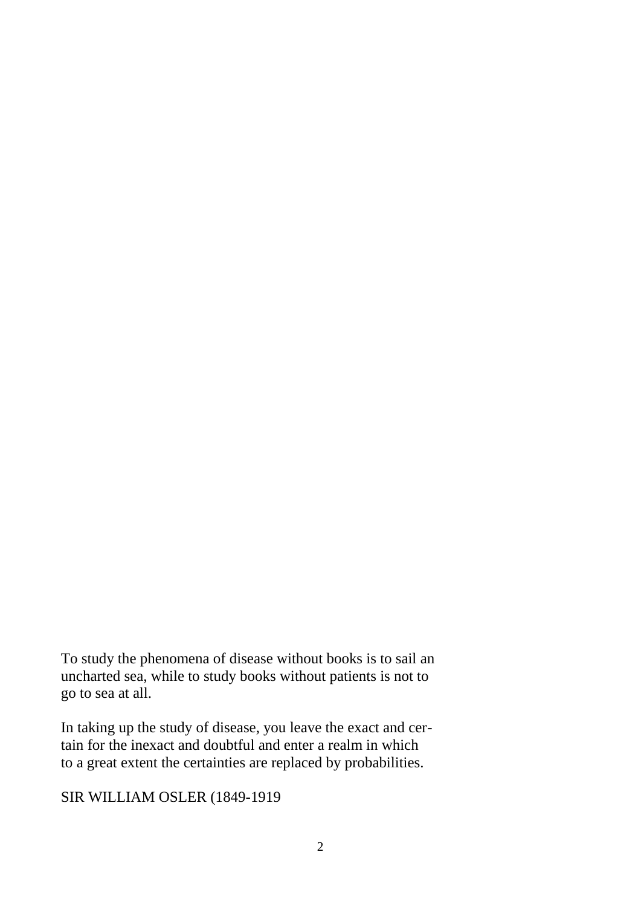To study the phenomena of disease without books is to sail an uncharted sea, while to study books without patients is not to go to sea at all.

In taking up the study of disease, you leave the exact and certain for the inexact and doubtful and enter a realm in which to a great extent the certainties are replaced by probabilities.

SIR WILLIAM OSLER (1849-1919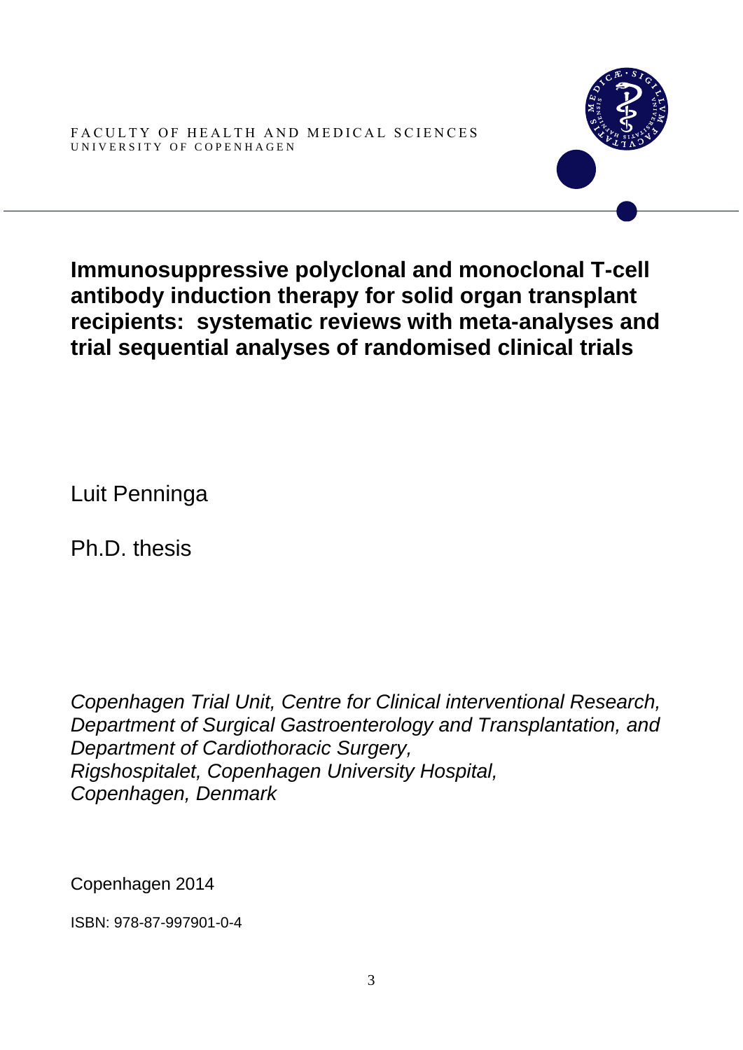FACULTY OF HEALTH AND MEDICAL SCIENCES
UNIVERSITY OF COPENHAGEN

# Immunosuppressive polyclonal and monoclonal T-cell antibody induction therapy for solid organ transplant recipients: systematic reviews with meta-analyses and trial sequential analyses of randomised clinical trials

Luit Penninga

Ph.D. thesis

*Copenhagen Trial Unit, Centre for Clinical interventional Research, Department of Surgical Gastroenterology and Transplantation, and Department of Cardiothoracic Surgery, Rigshospitalet, Copenhagen University Hospital, Copenhagen, Denmark*

Copenhagen 2014

ISBN: 978-87-997901-0-4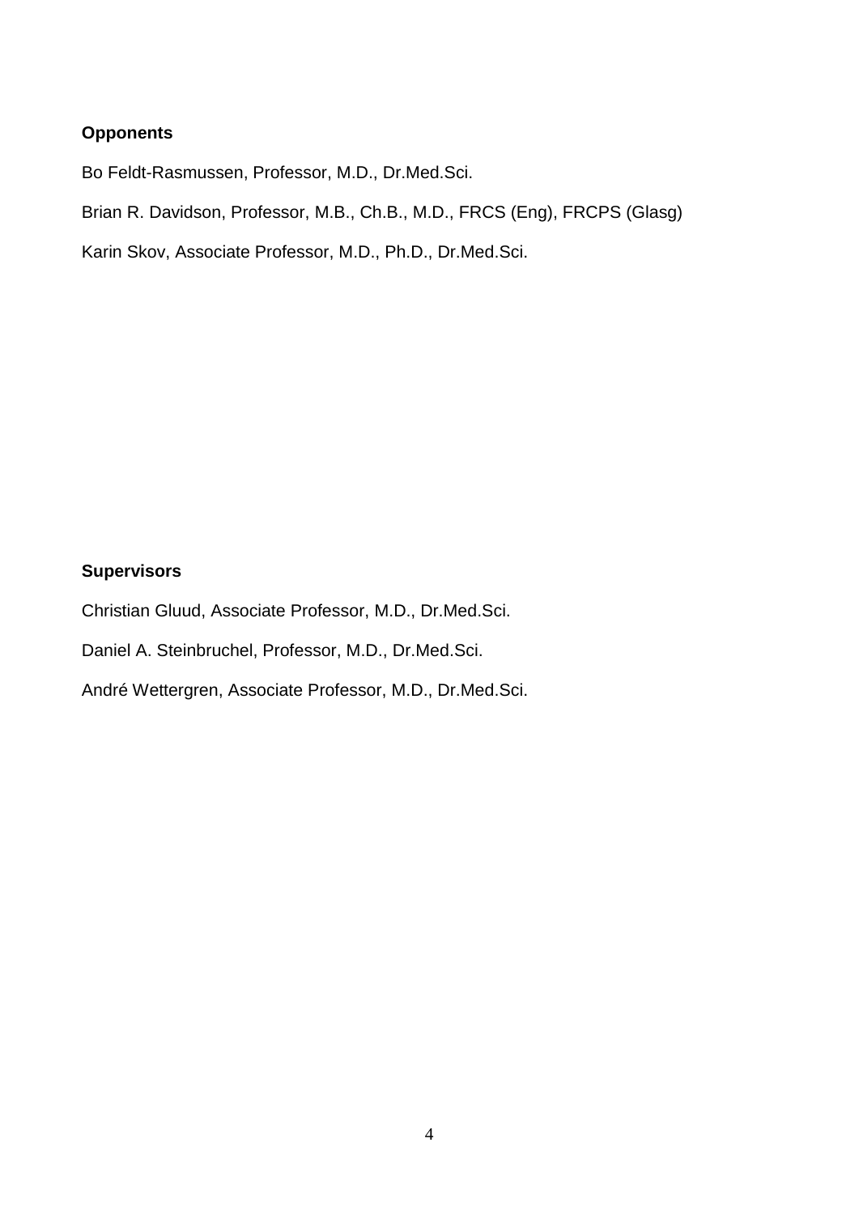**Opponents**

Bo Feldt-Rasmussen, Professor, M.D., Dr.Med.Sci.

Brian R. Davidson, Professor, M.B., Ch.B., M.D., FRCS (Eng), FRCPS (Glasg)

Karin Skov, Associate Professor, M.D., Ph.D., Dr.Med.Sci.

**Supervisors**

Christian Gluud, Associate Professor, M.D., Dr.Med.Sci.

Daniel A. Steinbruchel, Professor, M.D., Dr.Med.Sci.

André Wettergren, Associate Professor, M.D., Dr.Med.Sci.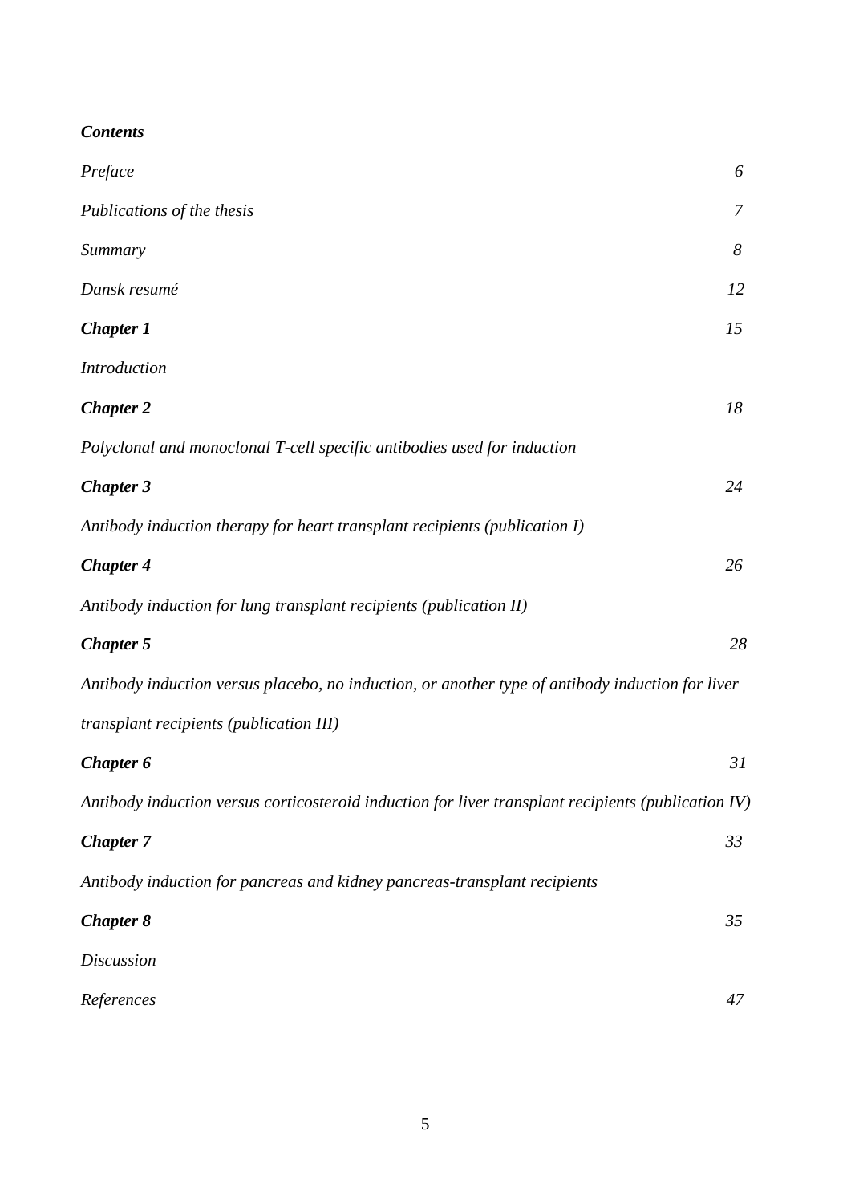***Contents***

| | |
|---|---|
| *Preface* | *6* |
| *Publications of the thesis* | *7* |
| *Summary* | *8* |
| *Dansk resumé* | *12* |
| ***Chapter 1*** | *15* |
| *Introduction* | |
| ***Chapter 2*** | *18* |
| *Polyclonal and monoclonal T-cell specific antibodies used for induction* | |
| ***Chapter 3*** | *24* |
| *Antibody induction therapy for heart transplant recipients (publication I)* | |
| ***Chapter 4*** | *26* |
| *Antibody induction for lung transplant recipients (publication II)* | |
| ***Chapter 5*** | *28* |
| *Antibody induction versus placebo, no induction, or another type of antibody induction for liver transplant recipients (publication III)* | |
| ***Chapter 6*** | *31* |
| *Antibody induction versus corticosteroid induction for liver transplant recipients (publication IV)* | |
| ***Chapter 7*** | *33* |
| *Antibody induction for pancreas and kidney pancreas-transplant recipients* | |
| ***Chapter 8*** | *35* |
| *Discussion* | |
| *References* | *47* |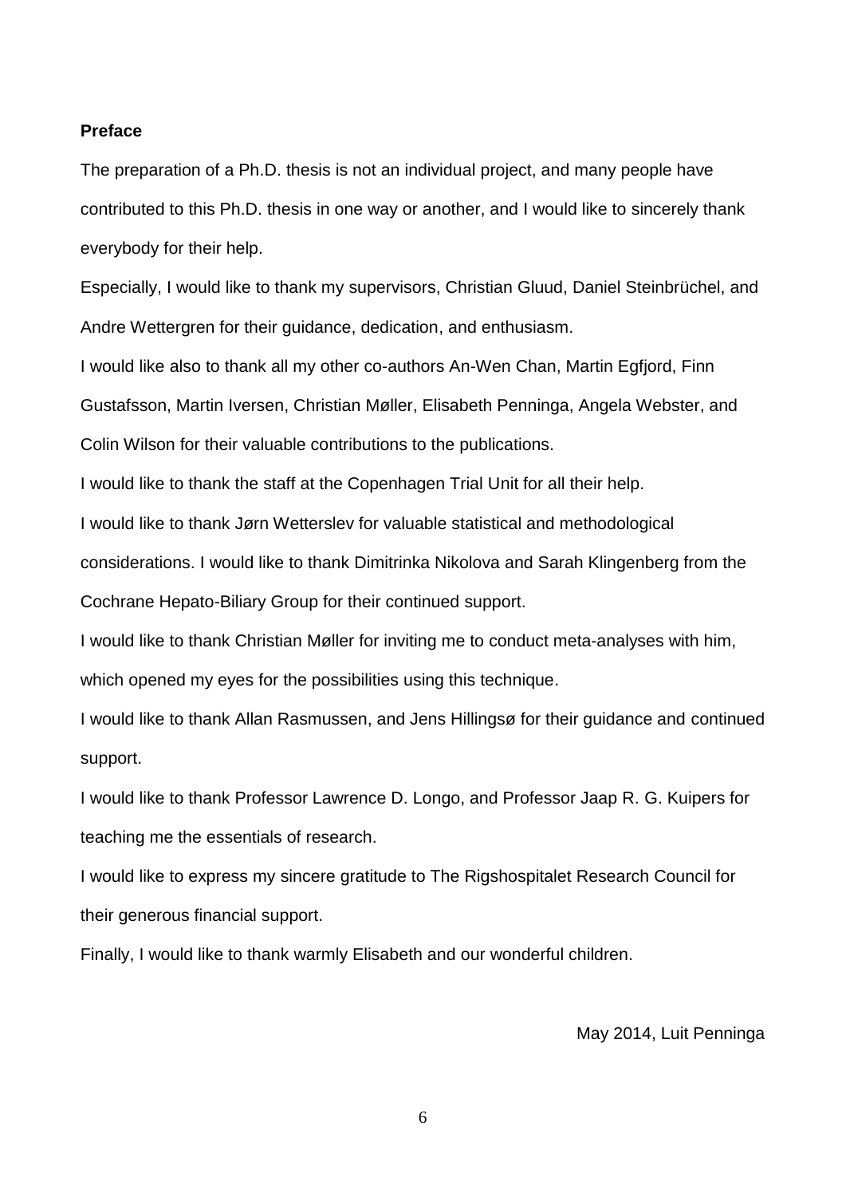**Preface**

The preparation of a Ph.D. thesis is not an individual project, and many people have contributed to this Ph.D. thesis in one way or another, and I would like to sincerely thank everybody for their help.

Especially, I would like to thank my supervisors, Christian Gluud, Daniel Steinbrüchel, and Andre Wettergren for their guidance, dedication, and enthusiasm.

I would like also to thank all my other co-authors An-Wen Chan, Martin Egfjord, Finn Gustafsson, Martin Iversen, Christian Møller, Elisabeth Penninga, Angela Webster, and Colin Wilson for their valuable contributions to the publications.

I would like to thank the staff at the Copenhagen Trial Unit for all their help.

I would like to thank Jørn Wetterslev for valuable statistical and methodological considerations. I would like to thank Dimitrinka Nikolova and Sarah Klingenberg from the Cochrane Hepato-Biliary Group for their continued support.

I would like to thank Christian Møller for inviting me to conduct meta-analyses with him, which opened my eyes for the possibilities using this technique.

I would like to thank Allan Rasmussen, and Jens Hillingsø for their guidance and continued support.

I would like to thank Professor Lawrence D. Longo, and Professor Jaap R. G. Kuipers for teaching me the essentials of research.

I would like to express my sincere gratitude to The Rigshospitalet Research Council for their generous financial support.

Finally, I would like to thank warmly Elisabeth and our wonderful children.

May 2014, Luit Penninga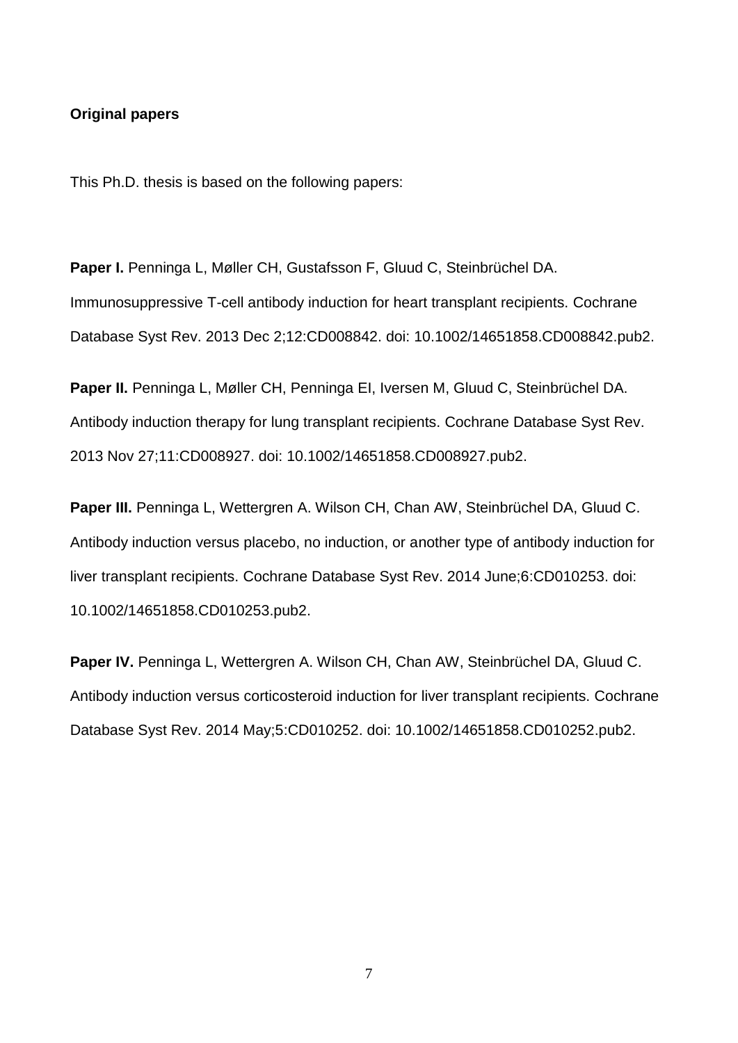**Original papers**

This Ph.D. thesis is based on the following papers:

**Paper I.** Penninga L, Møller CH, Gustafsson F, Gluud C, Steinbrüchel DA. Immunosuppressive T-cell antibody induction for heart transplant recipients. Cochrane Database Syst Rev. 2013 Dec 2;12:CD008842. doi: 10.1002/14651858.CD008842.pub2.

**Paper II.** Penninga L, Møller CH, Penninga EI, Iversen M, Gluud C, Steinbrüchel DA. Antibody induction therapy for lung transplant recipients. Cochrane Database Syst Rev. 2013 Nov 27;11:CD008927. doi: 10.1002/14651858.CD008927.pub2.

**Paper III.** Penninga L, Wettergren A. Wilson CH, Chan AW, Steinbrüchel DA, Gluud C. Antibody induction versus placebo, no induction, or another type of antibody induction for liver transplant recipients. Cochrane Database Syst Rev. 2014 June;6:CD010253. doi: 10.1002/14651858.CD010253.pub2.

**Paper IV.** Penninga L, Wettergren A. Wilson CH, Chan AW, Steinbrüchel DA, Gluud C. Antibody induction versus corticosteroid induction for liver transplant recipients. Cochrane Database Syst Rev. 2014 May;5:CD010252. doi: 10.1002/14651858.CD010252.pub2.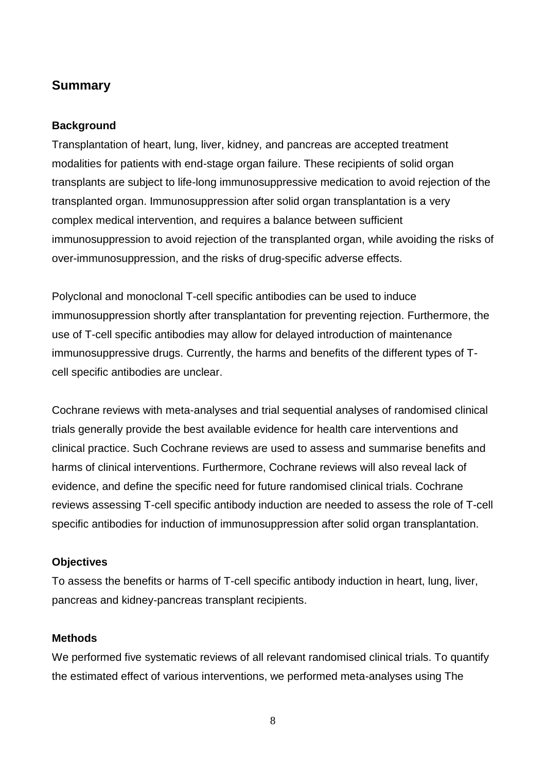## Summary

### Background

Transplantation of heart, lung, liver, kidney, and pancreas are accepted treatment modalities for patients with end-stage organ failure. These recipients of solid organ transplants are subject to life-long immunosuppressive medication to avoid rejection of the transplanted organ. Immunosuppression after solid organ transplantation is a very complex medical intervention, and requires a balance between sufficient immunosuppression to avoid rejection of the transplanted organ, while avoiding the risks of over-immunosuppression, and the risks of drug-specific adverse effects.

Polyclonal and monoclonal T-cell specific antibodies can be used to induce immunosuppression shortly after transplantation for preventing rejection. Furthermore, the use of T-cell specific antibodies may allow for delayed introduction of maintenance immunosuppressive drugs. Currently, the harms and benefits of the different types of T-cell specific antibodies are unclear.

Cochrane reviews with meta-analyses and trial sequential analyses of randomised clinical trials generally provide the best available evidence for health care interventions and clinical practice. Such Cochrane reviews are used to assess and summarise benefits and harms of clinical interventions. Furthermore, Cochrane reviews will also reveal lack of evidence, and define the specific need for future randomised clinical trials. Cochrane reviews assessing T-cell specific antibody induction are needed to assess the role of T-cell specific antibodies for induction of immunosuppression after solid organ transplantation.

### Objectives

To assess the benefits or harms of T-cell specific antibody induction in heart, lung, liver, pancreas and kidney-pancreas transplant recipients.

### Methods

We performed five systematic reviews of all relevant randomised clinical trials. To quantify the estimated effect of various interventions, we performed meta-analyses using The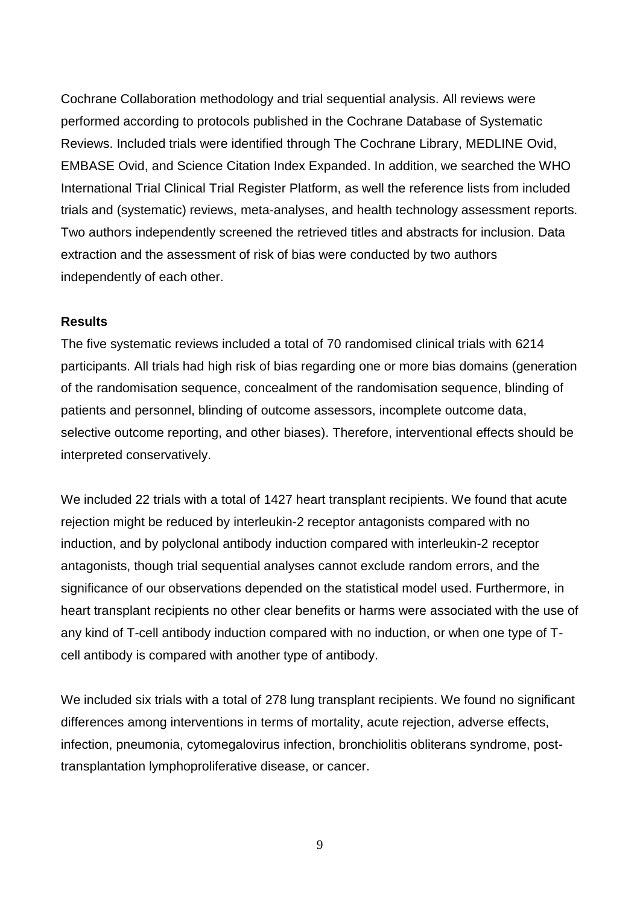Cochrane Collaboration methodology and trial sequential analysis. All reviews were performed according to protocols published in the Cochrane Database of Systematic Reviews. Included trials were identified through The Cochrane Library, MEDLINE Ovid, EMBASE Ovid, and Science Citation Index Expanded. In addition, we searched the WHO International Trial Clinical Trial Register Platform, as well the reference lists from included trials and (systematic) reviews, meta-analyses, and health technology assessment reports. Two authors independently screened the retrieved titles and abstracts for inclusion. Data extraction and the assessment of risk of bias were conducted by two authors independently of each other.

**Results**

The five systematic reviews included a total of 70 randomised clinical trials with 6214 participants. All trials had high risk of bias regarding one or more bias domains (generation of the randomisation sequence, concealment of the randomisation sequence, blinding of patients and personnel, blinding of outcome assessors, incomplete outcome data, selective outcome reporting, and other biases). Therefore, interventional effects should be interpreted conservatively.

We included 22 trials with a total of 1427 heart transplant recipients. We found that acute rejection might be reduced by interleukin-2 receptor antagonists compared with no induction, and by polyclonal antibody induction compared with interleukin-2 receptor antagonists, though trial sequential analyses cannot exclude random errors, and the significance of our observations depended on the statistical model used. Furthermore, in heart transplant recipients no other clear benefits or harms were associated with the use of any kind of T-cell antibody induction compared with no induction, or when one type of T-cell antibody is compared with another type of antibody.

We included six trials with a total of 278 lung transplant recipients. We found no significant differences among interventions in terms of mortality, acute rejection, adverse effects, infection, pneumonia, cytomegalovirus infection, bronchiolitis obliterans syndrome, post-transplantation lymphoproliferative disease, or cancer.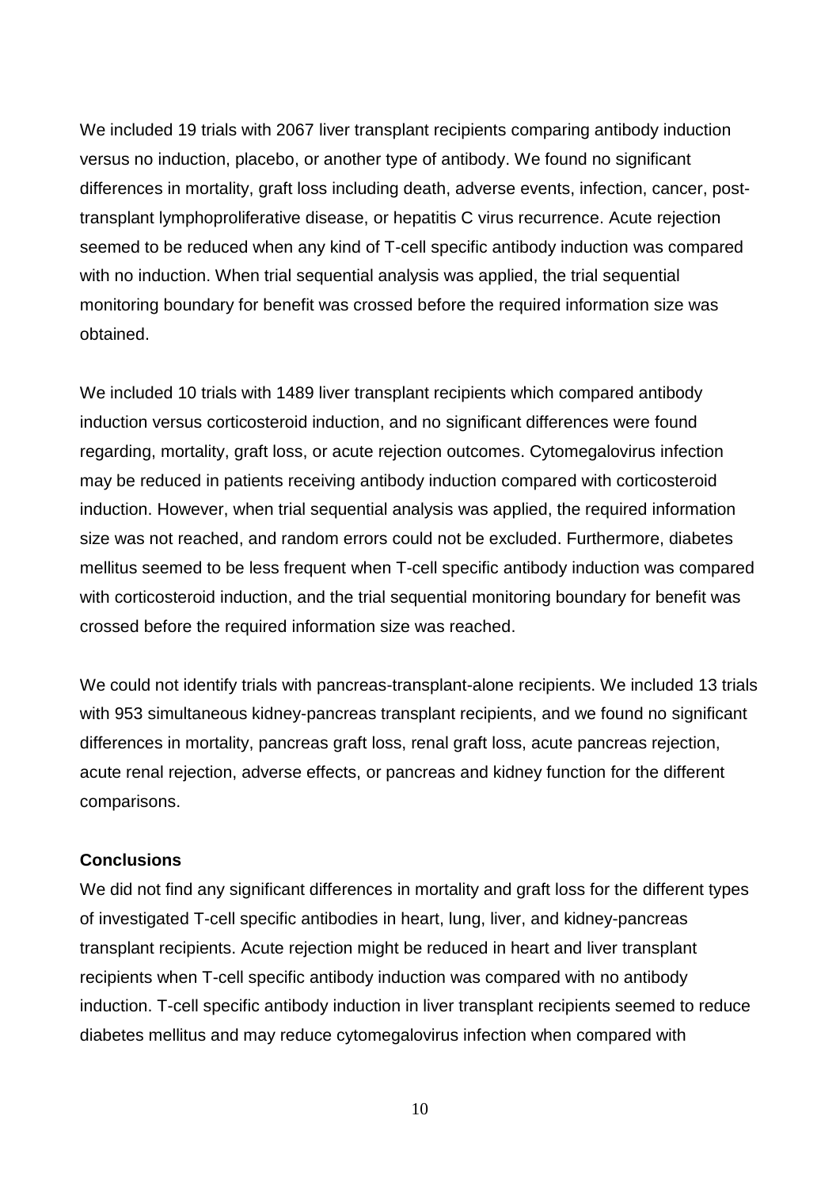We included 19 trials with 2067 liver transplant recipients comparing antibody induction versus no induction, placebo, or another type of antibody. We found no significant differences in mortality, graft loss including death, adverse events, infection, cancer, post-transplant lymphoproliferative disease, or hepatitis C virus recurrence. Acute rejection seemed to be reduced when any kind of T-cell specific antibody induction was compared with no induction. When trial sequential analysis was applied, the trial sequential monitoring boundary for benefit was crossed before the required information size was obtained.

We included 10 trials with 1489 liver transplant recipients which compared antibody induction versus corticosteroid induction, and no significant differences were found regarding, mortality, graft loss, or acute rejection outcomes. Cytomegalovirus infection may be reduced in patients receiving antibody induction compared with corticosteroid induction. However, when trial sequential analysis was applied, the required information size was not reached, and random errors could not be excluded. Furthermore, diabetes mellitus seemed to be less frequent when T-cell specific antibody induction was compared with corticosteroid induction, and the trial sequential monitoring boundary for benefit was crossed before the required information size was reached.

We could not identify trials with pancreas-transplant-alone recipients. We included 13 trials with 953 simultaneous kidney-pancreas transplant recipients, and we found no significant differences in mortality, pancreas graft loss, renal graft loss, acute pancreas rejection, acute renal rejection, adverse effects, or pancreas and kidney function for the different comparisons.

**Conclusions**

We did not find any significant differences in mortality and graft loss for the different types of investigated T-cell specific antibodies in heart, lung, liver, and kidney-pancreas transplant recipients. Acute rejection might be reduced in heart and liver transplant recipients when T-cell specific antibody induction was compared with no antibody induction. T-cell specific antibody induction in liver transplant recipients seemed to reduce diabetes mellitus and may reduce cytomegalovirus infection when compared with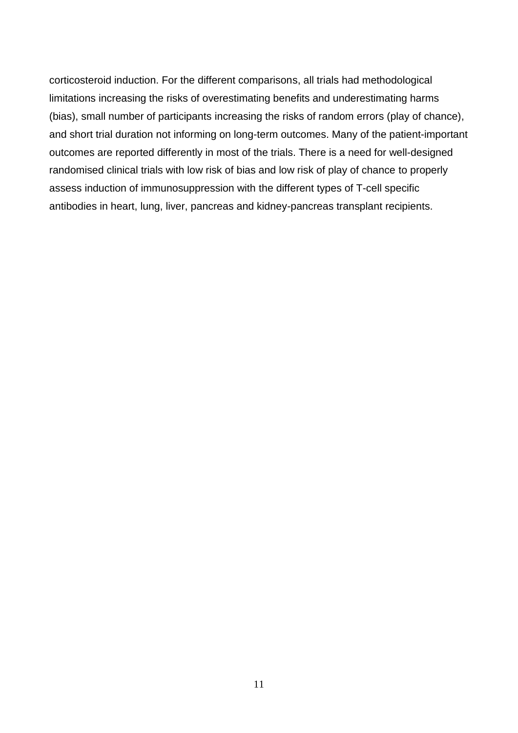corticosteroid induction. For the different comparisons, all trials had methodological limitations increasing the risks of overestimating benefits and underestimating harms (bias), small number of participants increasing the risks of random errors (play of chance), and short trial duration not informing on long-term outcomes. Many of the patient-important outcomes are reported differently in most of the trials. There is a need for well-designed randomised clinical trials with low risk of bias and low risk of play of chance to properly assess induction of immunosuppression with the different types of T-cell specific antibodies in heart, lung, liver, pancreas and kidney-pancreas transplant recipients.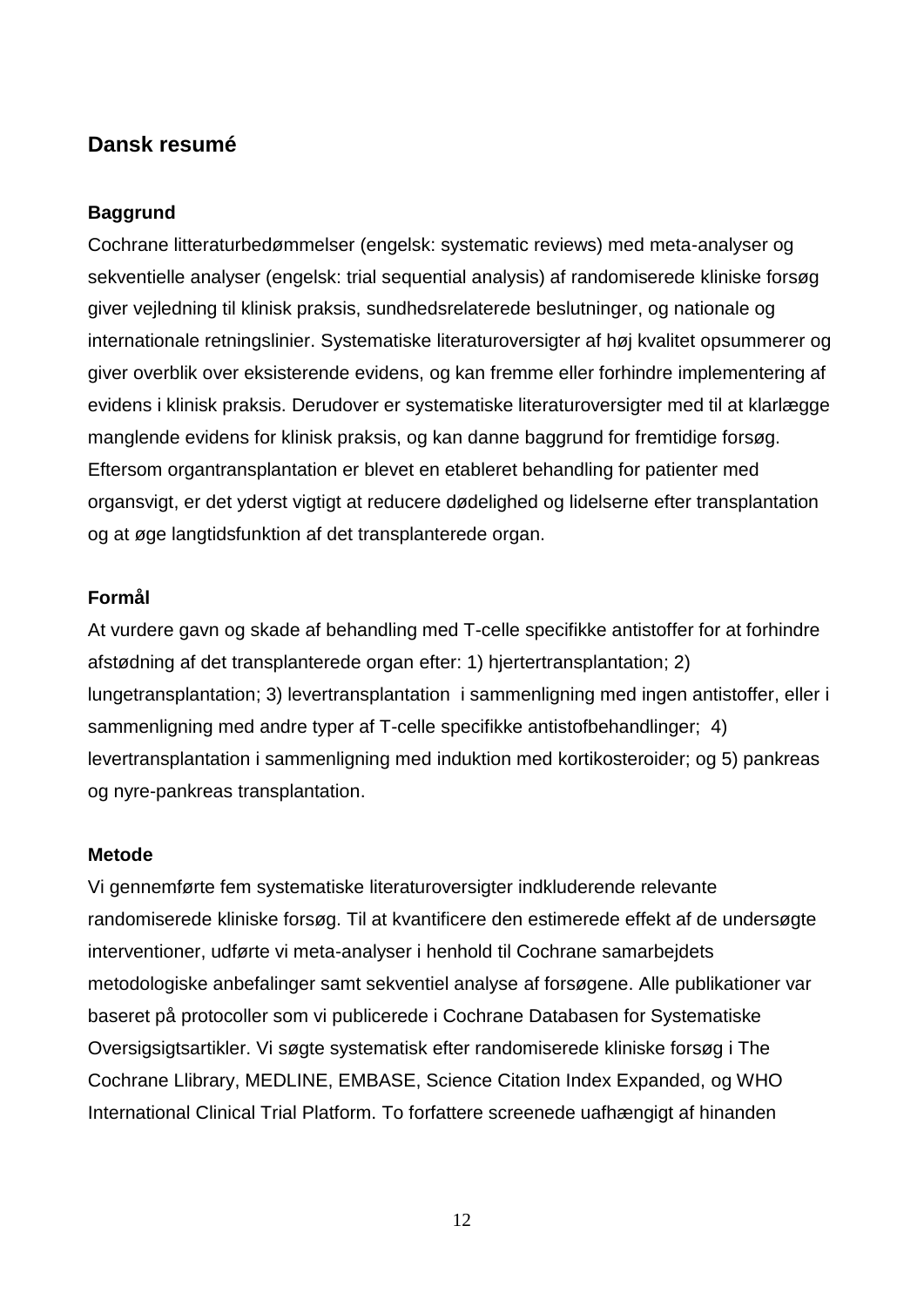## Dansk resumé

### Baggrund

Cochrane litteraturbedømmelser (engelsk: systematic reviews) med meta-analyser og sekventielle analyser (engelsk: trial sequential analysis) af randomiserede kliniske forsøg giver vejledning til klinisk praksis, sundhedsrelaterede beslutninger, og nationale og internationale retningslinier. Systematiske literaturoversigter af høj kvalitet opsummerer og giver overblik over eksisterende evidens, og kan fremme eller forhindre implementering af evidens i klinisk praksis. Derudover er systematiske literaturoversigter med til at klarlægge manglende evidens for klinisk praksis, og kan danne baggrund for fremtidige forsøg. Eftersom organtransplantation er blevet en etableret behandling for patienter med organsvigt, er det yderst vigtigt at reducere dødelighed og lidelserne efter transplantation og at øge langtidsfunktion af det transplanterede organ.

### Formål

At vurdere gavn og skade af behandling med T-celle specifikke antistoffer for at forhindre afstødning af det transplanterede organ efter: 1) hjertertransplantation; 2) lungetransplantation; 3) levertransplantation i sammenligning med ingen antistoffer, eller i sammenligning med andre typer af T-celle specifikke antistofbehandlinger; 4) levertransplantation i sammenligning med induktion med kortikosteroider; og 5) pankreas og nyre-pankreas transplantation.

### Metode

Vi gennemførte fem systematiske literaturoversigter indkluderende relevante randomiserede kliniske forsøg. Til at kvantificere den estimerede effekt af de undersøgte interventioner, udførte vi meta-analyser i henhold til Cochrane samarbejdets metodologiske anbefalinger samt sekventiel analyse af forsøgene. Alle publikationer var baseret på protocoller som vi publicerede i Cochrane Databasen for Systematiske Oversigsigtsartikler. Vi søgte systematisk efter randomiserede kliniske forsøg i The Cochrane Llibrary, MEDLINE, EMBASE, Science Citation Index Expanded, og WHO International Clinical Trial Platform. To forfattere screenede uafhængigt af hinanden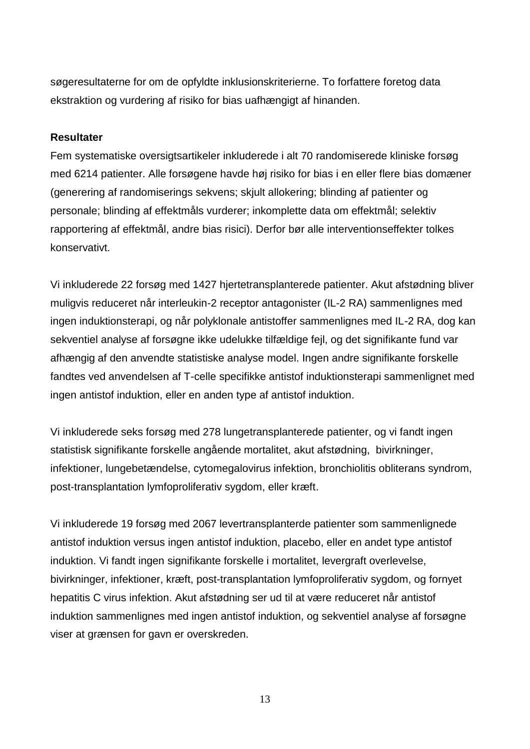søgeresultaterne for om de opfyldte inklusionskriterierne. To forfattere foretog data ekstraktion og vurdering af risiko for bias uafhængigt af hinanden.

**Resultater**

Fem systematiske oversigtsartikeler inkluderede i alt 70 randomiserede kliniske forsøg med 6214 patienter. Alle forsøgene havde høj risiko for bias i en eller flere bias domæner (generering af randomiserings sekvens; skjult allokering; blinding af patienter og personale; blinding af effektmåls vurderer; inkomplette data om effektmål; selektiv rapportering af effektmål, andre bias risici). Derfor bør alle interventionseffekter tolkes konservativt.

Vi inkluderede 22 forsøg med 1427 hjertetransplanterede patienter. Akut afstødning bliver muligvis reduceret når interleukin-2 receptor antagonister (IL-2 RA) sammenlignes med ingen induktionsterapi, og når polyklonale antistoffer sammenlignes med IL-2 RA, dog kan sekventiel analyse af forsøgne ikke udelukke tilfældige fejl, og det signifikante fund var afhængig af den anvendte statistiske analyse model. Ingen andre signifikante forskelle fandtes ved anvendelsen af T-celle specifikke antistof induktionsterapi sammenlignet med ingen antistof induktion, eller en anden type af antistof induktion.

Vi inkluderede seks forsøg med 278 lungetransplanterede patienter, og vi fandt ingen statistisk signifikante forskelle angående mortalitet, akut afstødning, bivirkninger, infektioner, lungebetændelse, cytomegalovirus infektion, bronchiolitis obliterans syndrom, post-transplantation lymfoproliferativ sygdom, eller kræft.

Vi inkluderede 19 forsøg med 2067 levertransplanterde patienter som sammenlignede antistof induktion versus ingen antistof induktion, placebo, eller en andet type antistof induktion. Vi fandt ingen signifikante forskelle i mortalitet, levergraft overlevelse, bivirkninger, infektioner, kræft, post-transplantation lymfoproliferativ sygdom, og fornyet hepatitis C virus infektion. Akut afstødning ser ud til at være reduceret når antistof induktion sammenlignes med ingen antistof induktion, og sekventiel analyse af forsøgne viser at grænsen for gavn er overskreden.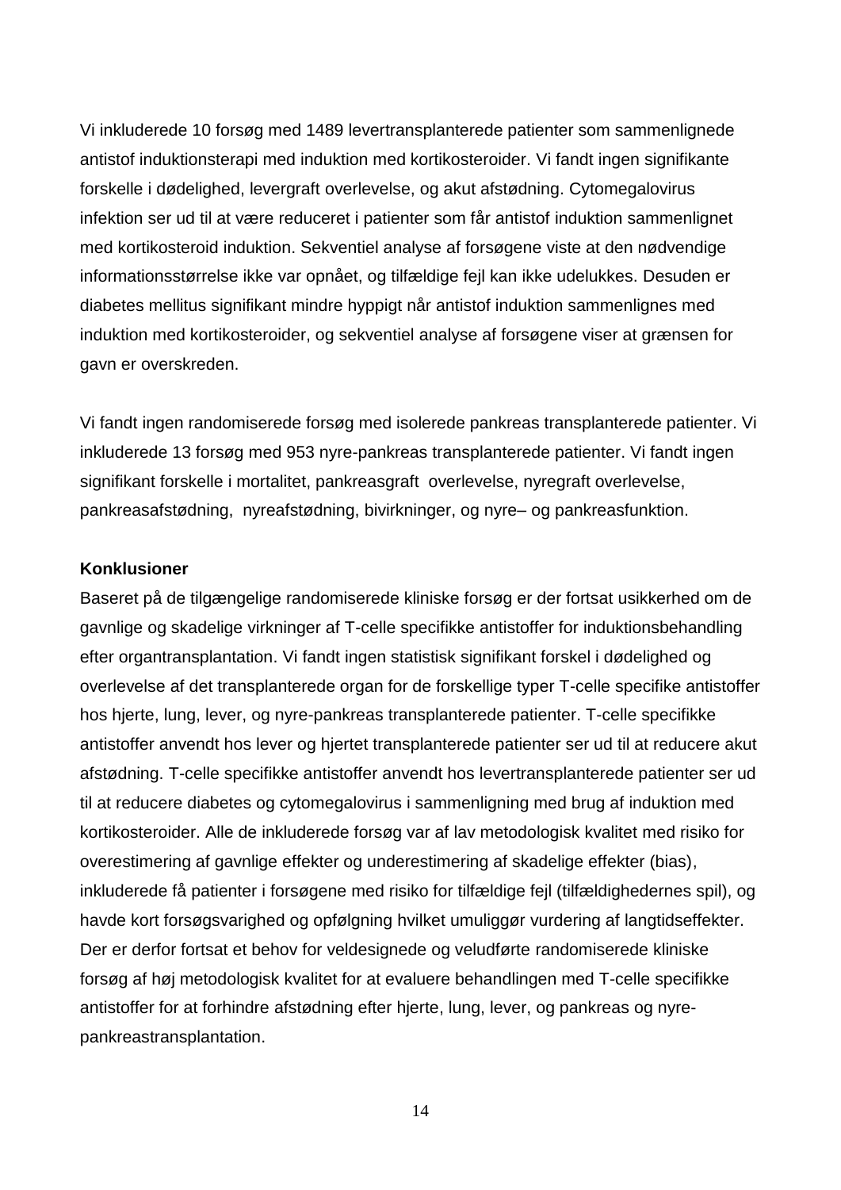Vi inkluderede 10 forsøg med 1489 levertransplanterede patienter som sammenlignede antistof induktionsterapi med induktion med kortikosteroider. Vi fandt ingen signifikante forskelle i dødelighed, levergraft overlevelse, og akut afstødning. Cytomegalovirus infektion ser ud til at være reduceret i patienter som får antistof induktion sammenlignet med kortikosteroid induktion. Sekventiel analyse af forsøgene viste at den nødvendige informationsstørrelse ikke var opnået, og tilfældige fejl kan ikke udelukkes. Desuden er diabetes mellitus signifikant mindre hyppigt når antistof induktion sammenlignes med induktion med kortikosteroider, og sekventiel analyse af forsøgene viser at grænsen for gavn er overskreden.

Vi fandt ingen randomiserede forsøg med isolerede pankreas transplanterede patienter. Vi inkluderede 13 forsøg med 953 nyre-pankreas transplanterede patienter. Vi fandt ingen signifikant forskelle i mortalitet, pankreasgraft overlevelse, nyregraft overlevelse, pankreasafstødning, nyreafstødning, bivirkninger, og nyre– og pankreasfunktion.

**Konklusioner**

Baseret på de tilgængelige randomiserede kliniske forsøg er der fortsat usikkerhed om de gavnlige og skadelige virkninger af T-celle specifikke antistoffer for induktionsbehandling efter organtransplantation. Vi fandt ingen statistisk signifikant forskel i dødelighed og overlevelse af det transplanterede organ for de forskellige typer T-celle specifike antistoffer hos hjerte, lung, lever, og nyre-pankreas transplanterede patienter. T-celle specifikke antistoffer anvendt hos lever og hjertet transplanterede patienter ser ud til at reducere akut afstødning. T-celle specifikke antistoffer anvendt hos levertransplanterede patienter ser ud til at reducere diabetes og cytomegalovirus i sammenligning med brug af induktion med kortikosteroider. Alle de inkluderede forsøg var af lav metodologisk kvalitet med risiko for overestimering af gavnlige effekter og underestimering af skadelige effekter (bias), inkluderede få patienter i forsøgene med risiko for tilfældige fejl (tilfældighedernes spil), og havde kort forsøgsvarighed og opfølgning hvilket umuliggør vurdering af langtidseffekter. Der er derfor fortsat et behov for veldesignede og veludførte randomiserede kliniske forsøg af høj metodologisk kvalitet for at evaluere behandlingen med T-celle specifikke antistoffer for at forhindre afstødning efter hjerte, lung, lever, og pankreas og nyre-pankreastransplantation.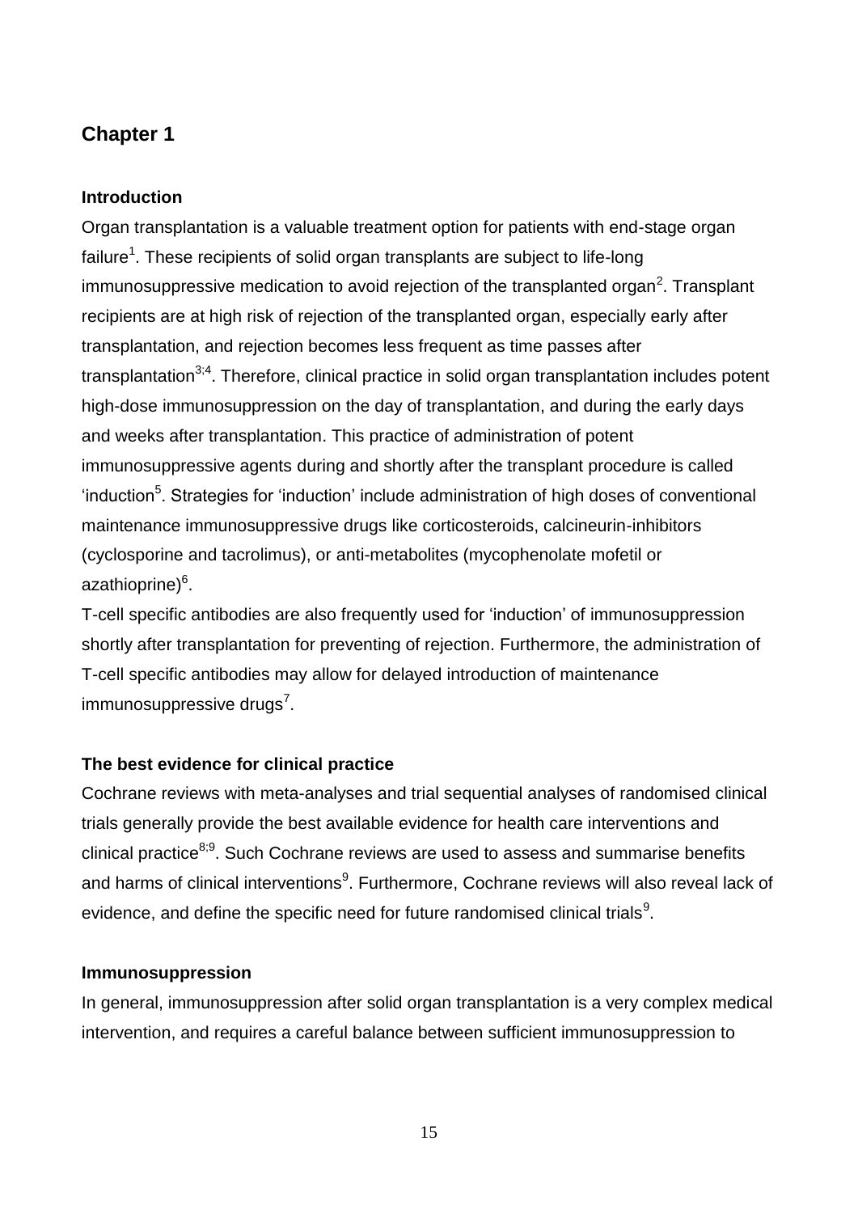# Chapter 1

### Introduction

Organ transplantation is a valuable treatment option for patients with end-stage organ failure[1]. These recipients of solid organ transplants are subject to life-long immunosuppressive medication to avoid rejection of the transplanted organ[2]. Transplant recipients are at high risk of rejection of the transplanted organ, especially early after transplantation, and rejection becomes less frequent as time passes after transplantation[3;4]. Therefore, clinical practice in solid organ transplantation includes potent high-dose immunosuppression on the day of transplantation, and during the early days and weeks after transplantation. This practice of administration of potent immunosuppressive agents during and shortly after the transplant procedure is called 'induction[5]. Strategies for 'induction' include administration of high doses of conventional maintenance immunosuppressive drugs like corticosteroids, calcineurin-inhibitors (cyclosporine and tacrolimus), or anti-metabolites (mycophenolate mofetil or azathioprine)[6].

T-cell specific antibodies are also frequently used for 'induction' of immunosuppression shortly after transplantation for preventing of rejection. Furthermore, the administration of T-cell specific antibodies may allow for delayed introduction of maintenance immunosuppressive drugs[7].

### The best evidence for clinical practice

Cochrane reviews with meta-analyses and trial sequential analyses of randomised clinical trials generally provide the best available evidence for health care interventions and clinical practice[8;9]. Such Cochrane reviews are used to assess and summarise benefits and harms of clinical interventions[9]. Furthermore, Cochrane reviews will also reveal lack of evidence, and define the specific need for future randomised clinical trials[9].

### Immunosuppression

In general, immunosuppression after solid organ transplantation is a very complex medical intervention, and requires a careful balance between sufficient immunosuppression to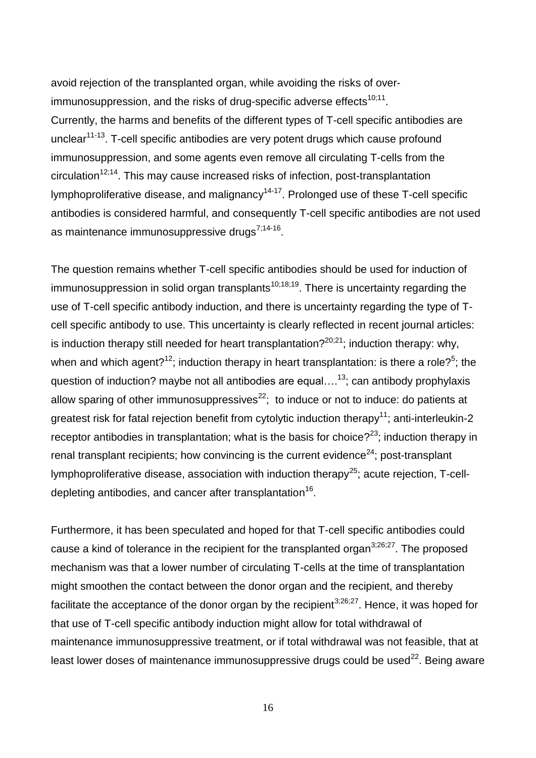avoid rejection of the transplanted organ, while avoiding the risks of over-immunosuppression, and the risks of drug-specific adverse effects[10;11].

Currently, the harms and benefits of the different types of T-cell specific antibodies are unclear[11-13]. T-cell specific antibodies are very potent drugs which cause profound immunosuppression, and some agents even remove all circulating T-cells from the circulation[12;14]. This may cause increased risks of infection, post-transplantation lymphoproliferative disease, and malignancy[14-17]. Prolonged use of these T-cell specific antibodies is considered harmful, and consequently T-cell specific antibodies are not used as maintenance immunosuppressive drugs[7;14-16].

The question remains whether T-cell specific antibodies should be used for induction of immunosuppression in solid organ transplants[10;18;19]. There is uncertainty regarding the use of T-cell specific antibody induction, and there is uncertainty regarding the type of T-cell specific antibody to use. This uncertainty is clearly reflected in recent journal articles: is induction therapy still needed for heart transplantation?[20;21]; induction therapy: why, when and which agent?[12]; induction therapy in heart transplantation: is there a role?[5]; the question of induction? maybe not all antibodies are equal….[13]; can antibody prophylaxis allow sparing of other immunosuppressives[22]; to induce or not to induce: do patients at greatest risk for fatal rejection benefit from cytolytic induction therapy[11]; anti-interleukin-2 receptor antibodies in transplantation; what is the basis for choice?[23]; induction therapy in renal transplant recipients; how convincing is the current evidence[24]; post-transplant lymphoproliferative disease, association with induction therapy[25]; acute rejection, T-cell-depleting antibodies, and cancer after transplantation[16].

Furthermore, it has been speculated and hoped for that T-cell specific antibodies could cause a kind of tolerance in the recipient for the transplanted organ[3;26;27]. The proposed mechanism was that a lower number of circulating T-cells at the time of transplantation might smoothen the contact between the donor organ and the recipient, and thereby facilitate the acceptance of the donor organ by the recipient[3;26;27]. Hence, it was hoped for that use of T-cell specific antibody induction might allow for total withdrawal of maintenance immunosuppressive treatment, or if total withdrawal was not feasible, that at least lower doses of maintenance immunosuppressive drugs could be used[22]. Being aware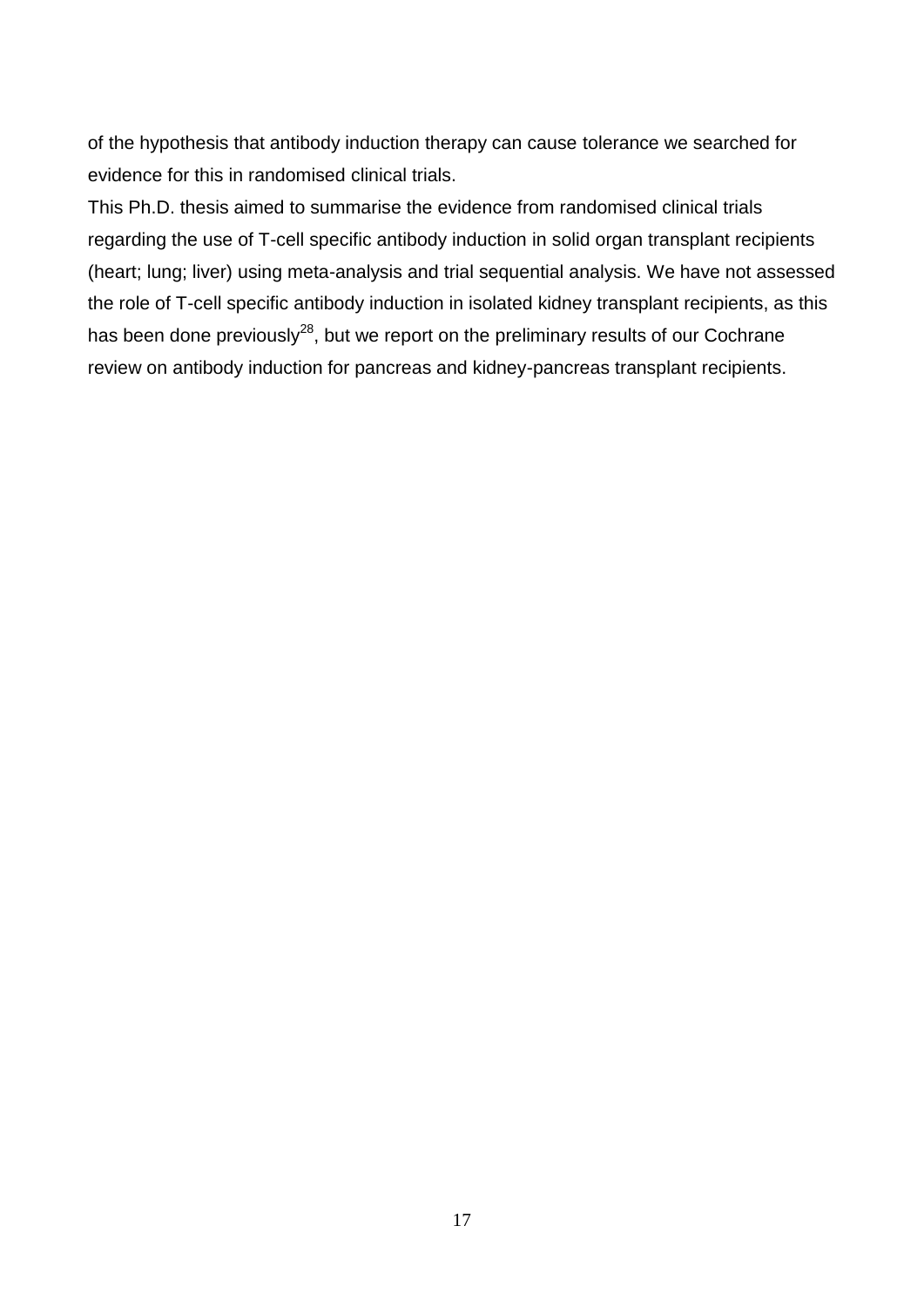of the hypothesis that antibody induction therapy can cause tolerance we searched for evidence for this in randomised clinical trials.

This Ph.D. thesis aimed to summarise the evidence from randomised clinical trials regarding the use of T-cell specific antibody induction in solid organ transplant recipients (heart; lung; liver) using meta-analysis and trial sequential analysis. We have not assessed the role of T-cell specific antibody induction in isolated kidney transplant recipients, as this has been done previously[28], but we report on the preliminary results of our Cochrane review on antibody induction for pancreas and kidney-pancreas transplant recipients.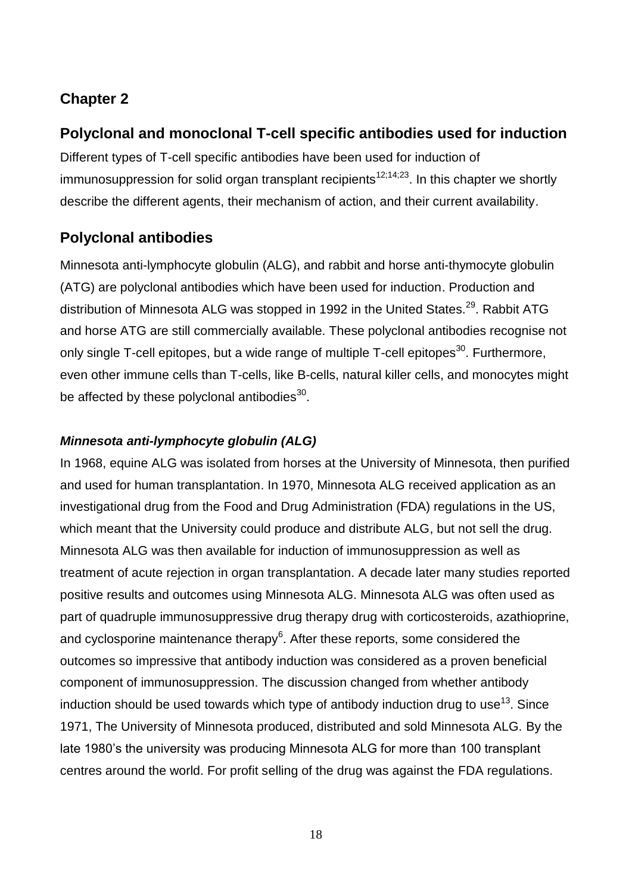## Chapter 2

## Polyclonal and monoclonal T-cell specific antibodies used for induction

Different types of T-cell specific antibodies have been used for induction of immunosuppression for solid organ transplant recipients[12;14;23]. In this chapter we shortly describe the different agents, their mechanism of action, and their current availability.

## Polyclonal antibodies

Minnesota anti-lymphocyte globulin (ALG), and rabbit and horse anti-thymocyte globulin (ATG) are polyclonal antibodies which have been used for induction. Production and distribution of Minnesota ALG was stopped in 1992 in the United States.[29]. Rabbit ATG and horse ATG are still commercially available. These polyclonal antibodies recognise not only single T-cell epitopes, but a wide range of multiple T-cell epitopes[30]. Furthermore, even other immune cells than T-cells, like B-cells, natural killer cells, and monocytes might be affected by these polyclonal antibodies[30].

### *Minnesota anti-lymphocyte globulin (ALG)*

In 1968, equine ALG was isolated from horses at the University of Minnesota, then purified and used for human transplantation. In 1970, Minnesota ALG received application as an investigational drug from the Food and Drug Administration (FDA) regulations in the US, which meant that the University could produce and distribute ALG, but not sell the drug. Minnesota ALG was then available for induction of immunosuppression as well as treatment of acute rejection in organ transplantation. A decade later many studies reported positive results and outcomes using Minnesota ALG. Minnesota ALG was often used as part of quadruple immunosuppressive drug therapy drug with corticosteroids, azathioprine, and cyclosporine maintenance therapy[6]. After these reports, some considered the outcomes so impressive that antibody induction was considered as a proven beneficial component of immunosuppression. The discussion changed from whether antibody induction should be used towards which type of antibody induction drug to use[13]. Since 1971, The University of Minnesota produced, distributed and sold Minnesota ALG. By the late 1980's the university was producing Minnesota ALG for more than 100 transplant centres around the world. For profit selling of the drug was against the FDA regulations.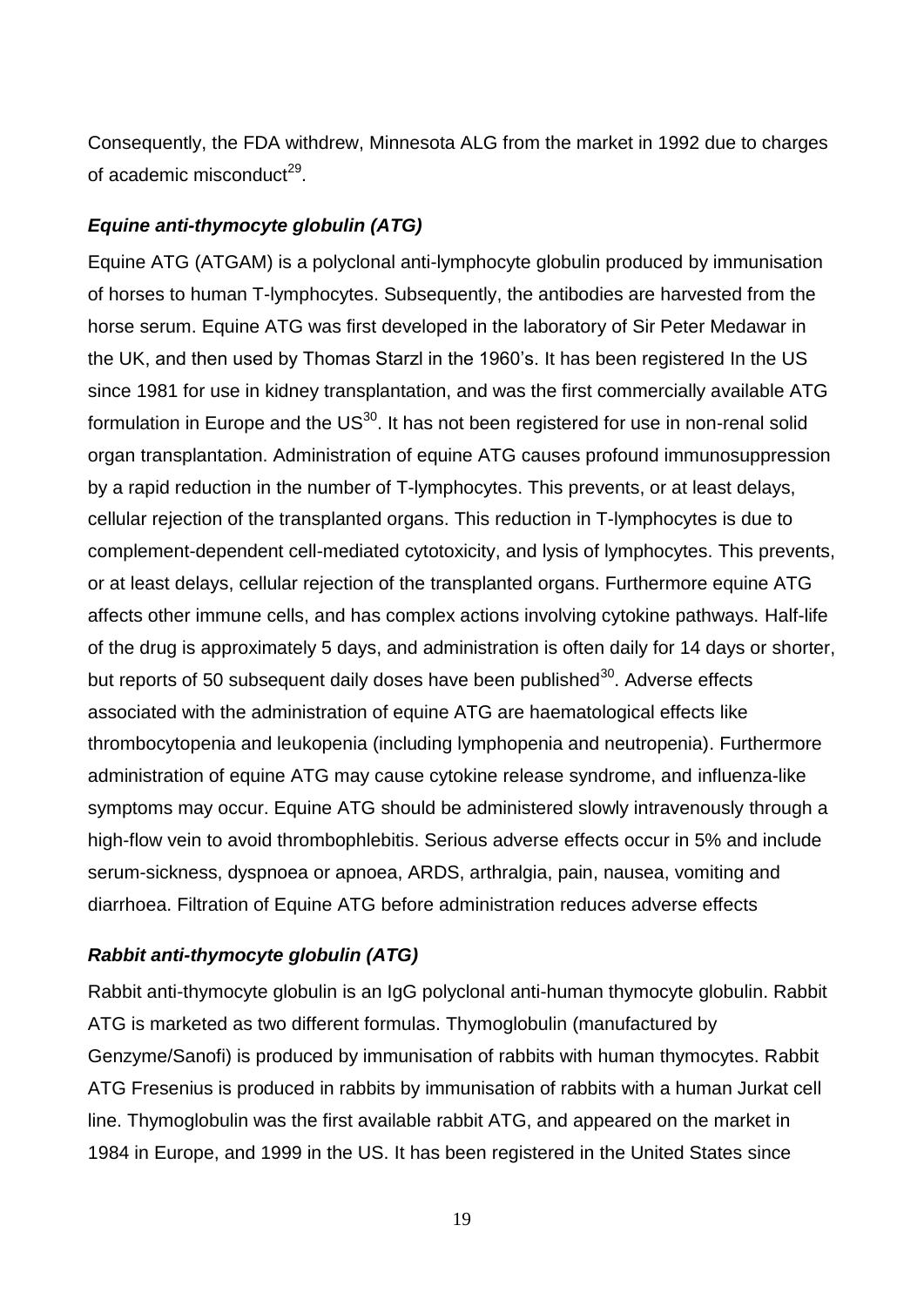Consequently, the FDA withdrew, Minnesota ALG from the market in 1992 due to charges of academic misconduct[29].

### *Equine anti-thymocyte globulin (ATG)*

Equine ATG (ATGAM) is a polyclonal anti-lymphocyte globulin produced by immunisation of horses to human T-lymphocytes. Subsequently, the antibodies are harvested from the horse serum. Equine ATG was first developed in the laboratory of Sir Peter Medawar in the UK, and then used by Thomas Starzl in the 1960's. It has been registered In the US since 1981 for use in kidney transplantation, and was the first commercially available ATG formulation in Europe and the US[30]. It has not been registered for use in non-renal solid organ transplantation. Administration of equine ATG causes profound immunosuppression by a rapid reduction in the number of T-lymphocytes. This prevents, or at least delays, cellular rejection of the transplanted organs. This reduction in T-lymphocytes is due to complement-dependent cell-mediated cytotoxicity, and lysis of lymphocytes. This prevents, or at least delays, cellular rejection of the transplanted organs. Furthermore equine ATG affects other immune cells, and has complex actions involving cytokine pathways. Half-life of the drug is approximately 5 days, and administration is often daily for 14 days or shorter, but reports of 50 subsequent daily doses have been published[30]. Adverse effects associated with the administration of equine ATG are haematological effects like thrombocytopenia and leukopenia (including lymphopenia and neutropenia). Furthermore administration of equine ATG may cause cytokine release syndrome, and influenza-like symptoms may occur. Equine ATG should be administered slowly intravenously through a high-flow vein to avoid thrombophlebitis. Serious adverse effects occur in 5% and include serum-sickness, dyspnoea or apnoea, ARDS, arthralgia, pain, nausea, vomiting and diarrhoea. Filtration of Equine ATG before administration reduces adverse effects

### *Rabbit anti-thymocyte globulin (ATG)*

Rabbit anti-thymocyte globulin is an IgG polyclonal anti-human thymocyte globulin. Rabbit ATG is marketed as two different formulas. Thymoglobulin (manufactured by Genzyme/Sanofi) is produced by immunisation of rabbits with human thymocytes. Rabbit ATG Fresenius is produced in rabbits by immunisation of rabbits with a human Jurkat cell line. Thymoglobulin was the first available rabbit ATG, and appeared on the market in 1984 in Europe, and 1999 in the US. It has been registered in the United States since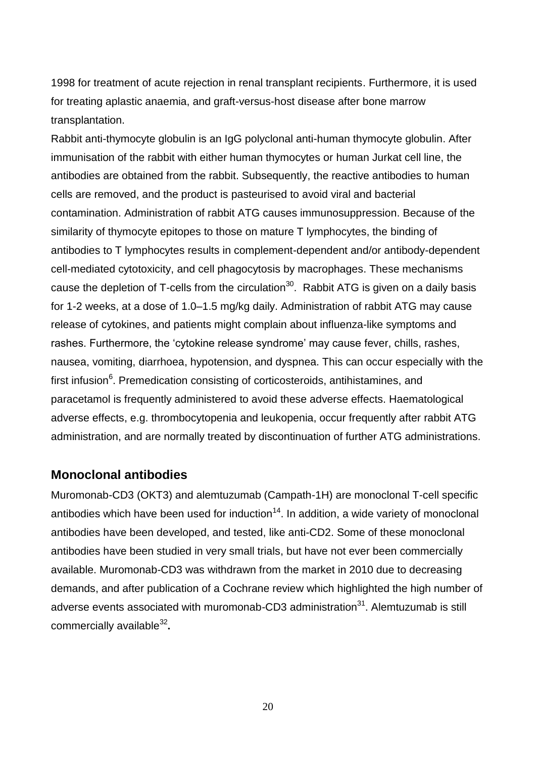1998 for treatment of acute rejection in renal transplant recipients. Furthermore, it is used for treating aplastic anaemia, and graft-versus-host disease after bone marrow transplantation.

Rabbit anti-thymocyte globulin is an IgG polyclonal anti-human thymocyte globulin. After immunisation of the rabbit with either human thymocytes or human Jurkat cell line, the antibodies are obtained from the rabbit. Subsequently, the reactive antibodies to human cells are removed, and the product is pasteurised to avoid viral and bacterial contamination. Administration of rabbit ATG causes immunosuppression. Because of the similarity of thymocyte epitopes to those on mature T lymphocytes, the binding of antibodies to T lymphocytes results in complement-dependent and/or antibody-dependent cell-mediated cytotoxicity, and cell phagocytosis by macrophages. These mechanisms cause the depletion of T-cells from the circulation[30]. Rabbit ATG is given on a daily basis for 1-2 weeks, at a dose of 1.0–1.5 mg/kg daily. Administration of rabbit ATG may cause release of cytokines, and patients might complain about influenza-like symptoms and rashes. Furthermore, the 'cytokine release syndrome' may cause fever, chills, rashes, nausea, vomiting, diarrhoea, hypotension, and dyspnea. This can occur especially with the first infusion[6]. Premedication consisting of corticosteroids, antihistamines, and paracetamol is frequently administered to avoid these adverse effects. Haematological adverse effects, e.g. thrombocytopenia and leukopenia, occur frequently after rabbit ATG administration, and are normally treated by discontinuation of further ATG administrations.

## Monoclonal antibodies

Muromonab-CD3 (OKT3) and alemtuzumab (Campath-1H) are monoclonal T-cell specific antibodies which have been used for induction[14]. In addition, a wide variety of monoclonal antibodies have been developed, and tested, like anti-CD2. Some of these monoclonal antibodies have been studied in very small trials, but have not ever been commercially available. Muromonab-CD3 was withdrawn from the market in 2010 due to decreasing demands, and after publication of a Cochrane review which highlighted the high number of adverse events associated with muromonab-CD3 administration[31]. Alemtuzumab is still commercially available[32].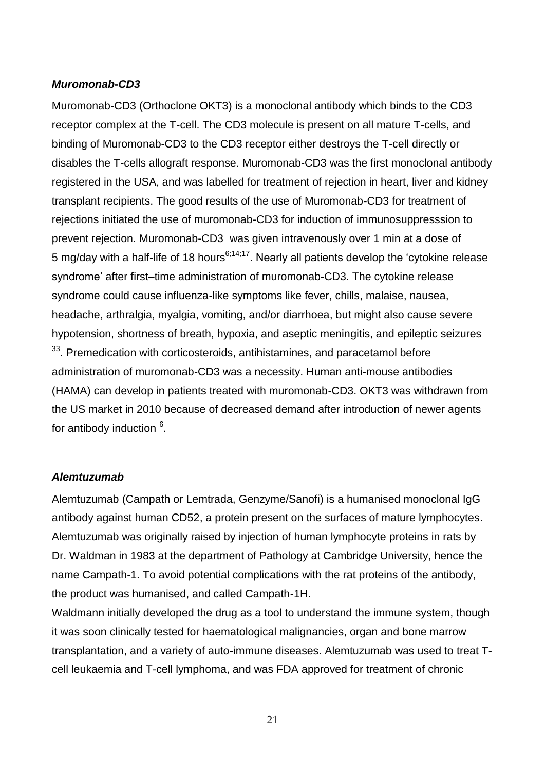### *Muromonab-CD3*

Muromonab-CD3 (Orthoclone OKT3) is a monoclonal antibody which binds to the CD3 receptor complex at the T-cell. The CD3 molecule is present on all mature T-cells, and binding of Muromonab-CD3 to the CD3 receptor either destroys the T-cell directly or disables the T-cells allograft response. Muromonab-CD3 was the first monoclonal antibody registered in the USA, and was labelled for treatment of rejection in heart, liver and kidney transplant recipients. The good results of the use of Muromonab-CD3 for treatment of rejections initiated the use of muromonab-CD3 for induction of immunosuppresssion to prevent rejection. Muromonab-CD3 was given intravenously over 1 min at a dose of 5 mg/day with a half-life of 18 hours[6;14;17]. Nearly all patients develop the 'cytokine release syndrome' after first–time administration of muromonab-CD3. The cytokine release syndrome could cause influenza-like symptoms like fever, chills, malaise, nausea, headache, arthralgia, myalgia, vomiting, and/or diarrhoea, but might also cause severe hypotension, shortness of breath, hypoxia, and aseptic meningitis, and epileptic seizures [33]. Premedication with corticosteroids, antihistamines, and paracetamol before administration of muromonab-CD3 was a necessity. Human anti-mouse antibodies (HAMA) can develop in patients treated with muromonab-CD3. OKT3 was withdrawn from the US market in 2010 because of decreased demand after introduction of newer agents for antibody induction [6].

### *Alemtuzumab*

Alemtuzumab (Campath or Lemtrada, Genzyme/Sanofi) is a humanised monoclonal IgG antibody against human CD52, a protein present on the surfaces of mature lymphocytes. Alemtuzumab was originally raised by injection of human lymphocyte proteins in rats by Dr. Waldman in 1983 at the department of Pathology at Cambridge University, hence the name Campath-1. To avoid potential complications with the rat proteins of the antibody, the product was humanised, and called Campath-1H.

Waldmann initially developed the drug as a tool to understand the immune system, though it was soon clinically tested for haematological malignancies, organ and bone marrow transplantation, and a variety of auto-immune diseases. Alemtuzumab was used to treat T-cell leukaemia and T-cell lymphoma, and was FDA approved for treatment of chronic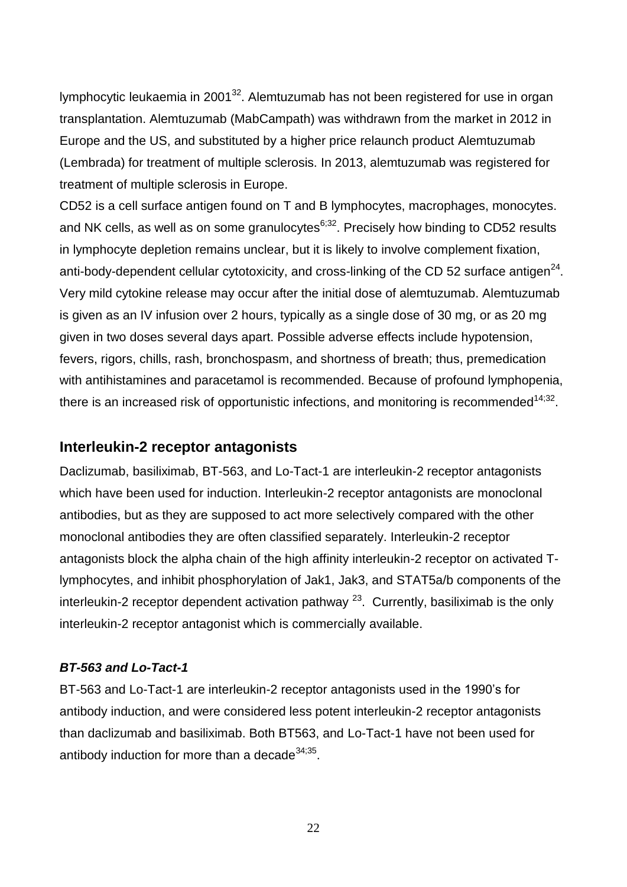lymphocytic leukaemia in 2001[32]. Alemtuzumab has not been registered for use in organ transplantation. Alemtuzumab (MabCampath) was withdrawn from the market in 2012 in Europe and the US, and substituted by a higher price relaunch product Alemtuzumab (Lembrada) for treatment of multiple sclerosis. In 2013, alemtuzumab was registered for treatment of multiple sclerosis in Europe.

CD52 is a cell surface antigen found on T and B lymphocytes, macrophages, monocytes. and NK cells, as well as on some granulocytes[6;32]. Precisely how binding to CD52 results in lymphocyte depletion remains unclear, but it is likely to involve complement fixation, anti-body-dependent cellular cytotoxicity, and cross-linking of the CD 52 surface antigen[24]. Very mild cytokine release may occur after the initial dose of alemtuzumab. Alemtuzumab is given as an IV infusion over 2 hours, typically as a single dose of 30 mg, or as 20 mg given in two doses several days apart. Possible adverse effects include hypotension, fevers, rigors, chills, rash, bronchospasm, and shortness of breath; thus, premedication with antihistamines and paracetamol is recommended. Because of profound lymphopenia, there is an increased risk of opportunistic infections, and monitoring is recommended[14;32].

## Interleukin-2 receptor antagonists

Daclizumab, basiliximab, BT-563, and Lo-Tact-1 are interleukin-2 receptor antagonists which have been used for induction. Interleukin-2 receptor antagonists are monoclonal antibodies, but as they are supposed to act more selectively compared with the other monoclonal antibodies they are often classified separately. Interleukin-2 receptor antagonists block the alpha chain of the high affinity interleukin-2 receptor on activated T-lymphocytes, and inhibit phosphorylation of Jak1, Jak3, and STAT5a/b components of the interleukin-2 receptor dependent activation pathway [23]. Currently, basiliximab is the only interleukin-2 receptor antagonist which is commercially available.

### *BT-563 and Lo-Tact-1*

BT-563 and Lo-Tact-1 are interleukin-2 receptor antagonists used in the 1990's for antibody induction, and were considered less potent interleukin-2 receptor antagonists than daclizumab and basiliximab. Both BT563, and Lo-Tact-1 have not been used for antibody induction for more than a decade[34;35].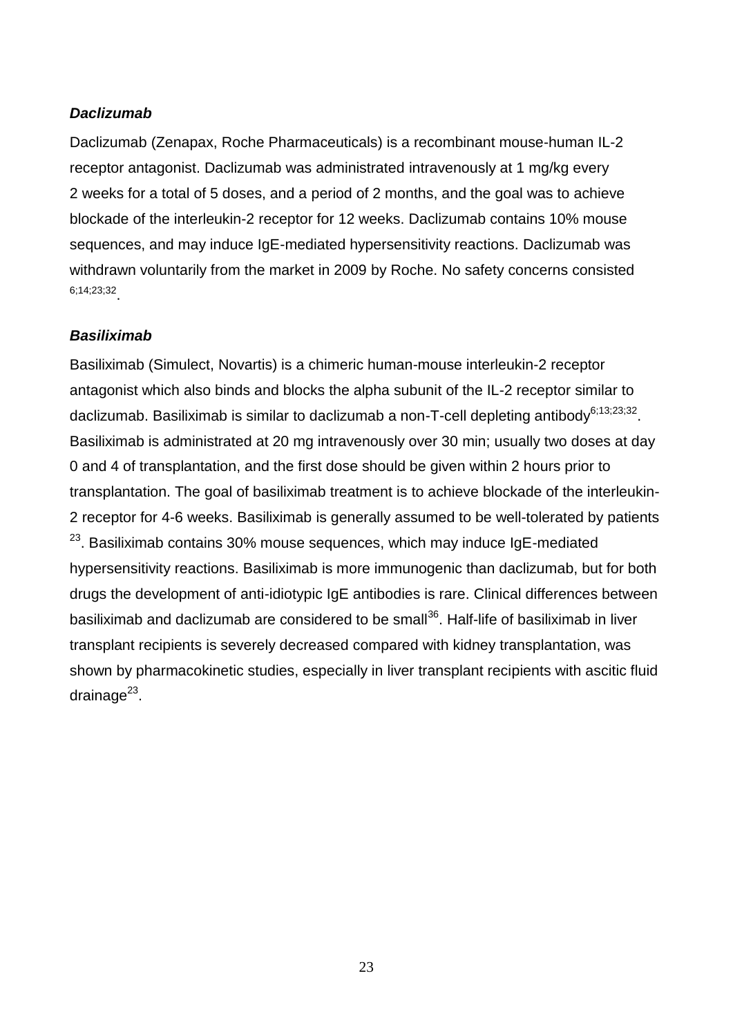### *Daclizumab*

Daclizumab (Zenapax, Roche Pharmaceuticals) is a recombinant mouse-human IL-2 receptor antagonist. Daclizumab was administrated intravenously at 1 mg/kg every 2 weeks for a total of 5 doses, and a period of 2 months, and the goal was to achieve blockade of the interleukin-2 receptor for 12 weeks. Daclizumab contains 10% mouse sequences, and may induce IgE-mediated hypersensitivity reactions. Daclizumab was withdrawn voluntarily from the market in 2009 by Roche. No safety concerns consisted [6;14;23;32].

### *Basiliximab*

Basiliximab (Simulect, Novartis) is a chimeric human-mouse interleukin-2 receptor antagonist which also binds and blocks the alpha subunit of the IL-2 receptor similar to daclizumab. Basiliximab is similar to daclizumab a non-T-cell depleting antibody[6;13;23;32]. Basiliximab is administrated at 20 mg intravenously over 30 min; usually two doses at day 0 and 4 of transplantation, and the first dose should be given within 2 hours prior to transplantation. The goal of basiliximab treatment is to achieve blockade of the interleukin-2 receptor for 4-6 weeks. Basiliximab is generally assumed to be well-tolerated by patients [23]. Basiliximab contains 30% mouse sequences, which may induce IgE-mediated hypersensitivity reactions. Basiliximab is more immunogenic than daclizumab, but for both drugs the development of anti-idiotypic IgE antibodies is rare. Clinical differences between basiliximab and daclizumab are considered to be small[36]. Half-life of basiliximab in liver transplant recipients is severely decreased compared with kidney transplantation, was shown by pharmacokinetic studies, especially in liver transplant recipients with ascitic fluid drainage[23].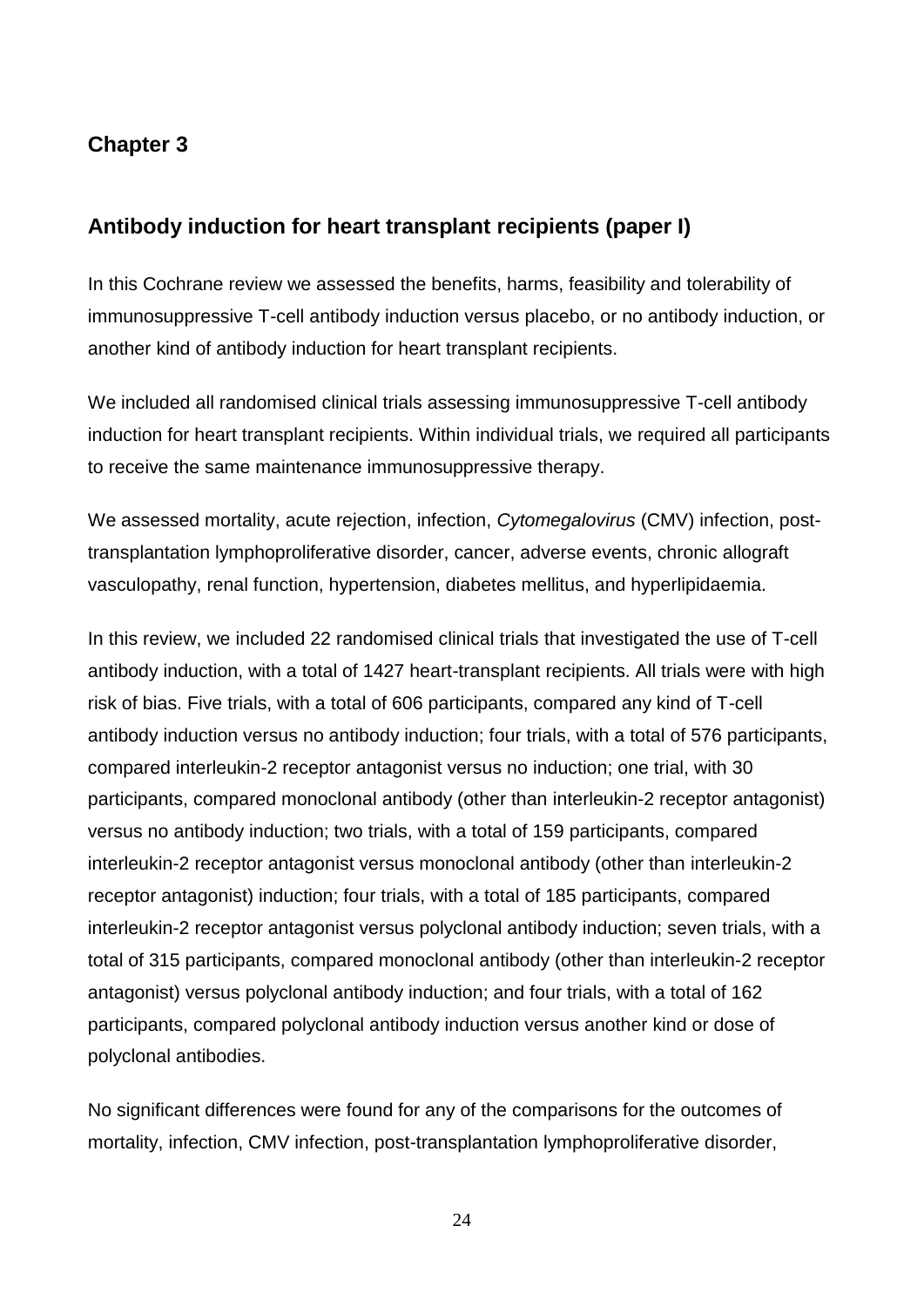## Chapter 3

## Antibody induction for heart transplant recipients (paper I)

In this Cochrane review we assessed the benefits, harms, feasibility and tolerability of immunosuppressive T-cell antibody induction versus placebo, or no antibody induction, or another kind of antibody induction for heart transplant recipients.

We included all randomised clinical trials assessing immunosuppressive T-cell antibody induction for heart transplant recipients. Within individual trials, we required all participants to receive the same maintenance immunosuppressive therapy.

We assessed mortality, acute rejection, infection, *Cytomegalovirus* (CMV) infection, post-transplantation lymphoproliferative disorder, cancer, adverse events, chronic allograft vasculopathy, renal function, hypertension, diabetes mellitus, and hyperlipidaemia.

In this review, we included 22 randomised clinical trials that investigated the use of T-cell antibody induction, with a total of 1427 heart-transplant recipients. All trials were with high risk of bias. Five trials, with a total of 606 participants, compared any kind of T-cell antibody induction versus no antibody induction; four trials, with a total of 576 participants, compared interleukin-2 receptor antagonist versus no induction; one trial, with 30 participants, compared monoclonal antibody (other than interleukin-2 receptor antagonist) versus no antibody induction; two trials, with a total of 159 participants, compared interleukin-2 receptor antagonist versus monoclonal antibody (other than interleukin-2 receptor antagonist) induction; four trials, with a total of 185 participants, compared interleukin-2 receptor antagonist versus polyclonal antibody induction; seven trials, with a total of 315 participants, compared monoclonal antibody (other than interleukin-2 receptor antagonist) versus polyclonal antibody induction; and four trials, with a total of 162 participants, compared polyclonal antibody induction versus another kind or dose of polyclonal antibodies.

No significant differences were found for any of the comparisons for the outcomes of mortality, infection, CMV infection, post-transplantation lymphoproliferative disorder,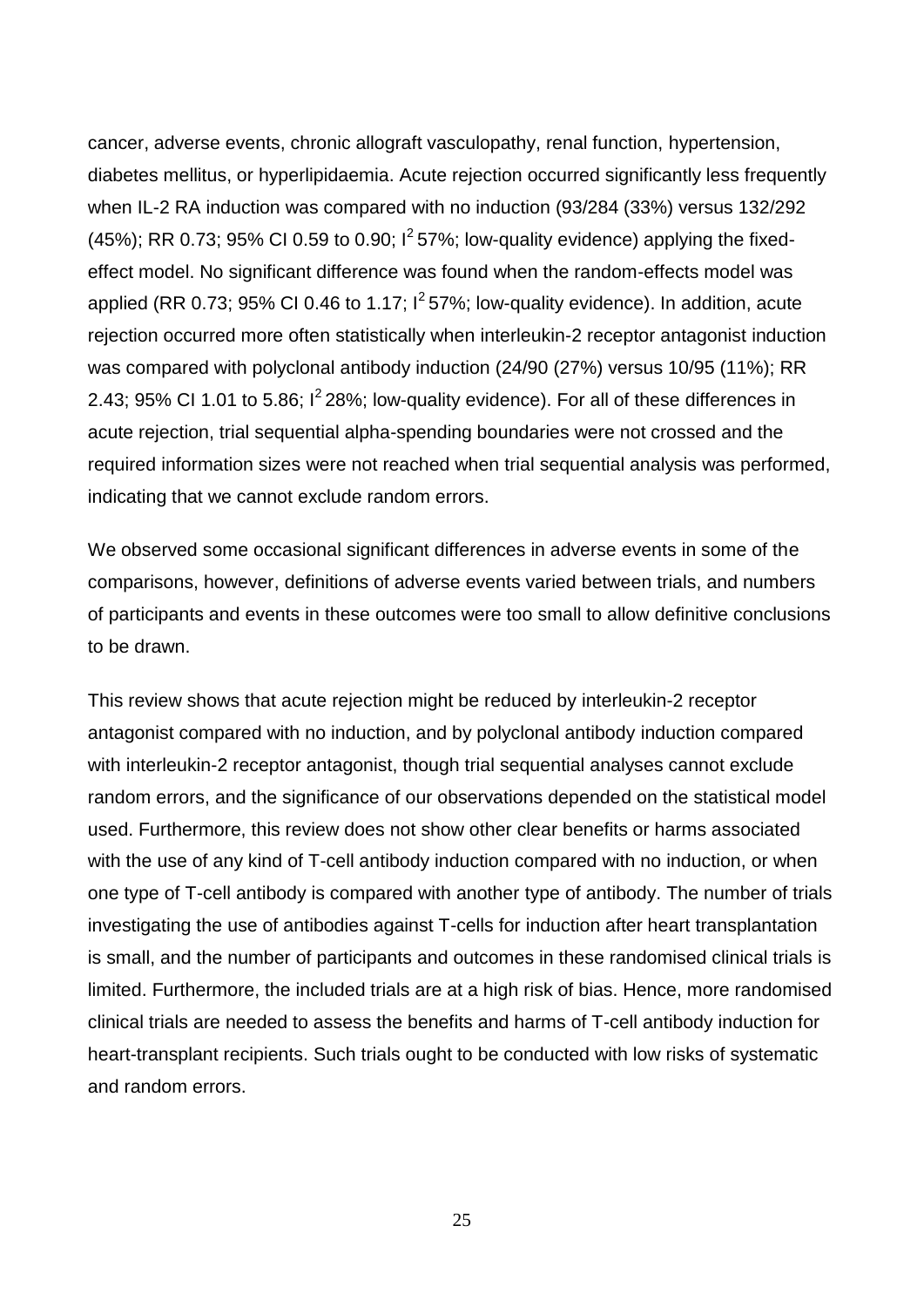cancer, adverse events, chronic allograft vasculopathy, renal function, hypertension, diabetes mellitus, or hyperlipidaemia. Acute rejection occurred significantly less frequently when IL-2 RA induction was compared with no induction (93/284 (33%) versus 132/292 (45%); RR 0.73; 95% CI 0.59 to 0.90; $I^2$ 57%; low-quality evidence) applying the fixed-effect model. No significant difference was found when the random-effects model was applied (RR 0.73; 95% CI 0.46 to 1.17; $I^2$ 57%; low-quality evidence). In addition, acute rejection occurred more often statistically when interleukin-2 receptor antagonist induction was compared with polyclonal antibody induction (24/90 (27%) versus 10/95 (11%); RR 2.43; 95% CI 1.01 to 5.86; $I^2$ 28%; low-quality evidence). For all of these differences in acute rejection, trial sequential alpha-spending boundaries were not crossed and the required information sizes were not reached when trial sequential analysis was performed, indicating that we cannot exclude random errors.

We observed some occasional significant differences in adverse events in some of the comparisons, however, definitions of adverse events varied between trials, and numbers of participants and events in these outcomes were too small to allow definitive conclusions to be drawn.

This review shows that acute rejection might be reduced by interleukin-2 receptor antagonist compared with no induction, and by polyclonal antibody induction compared with interleukin-2 receptor antagonist, though trial sequential analyses cannot exclude random errors, and the significance of our observations depended on the statistical model used. Furthermore, this review does not show other clear benefits or harms associated with the use of any kind of T-cell antibody induction compared with no induction, or when one type of T-cell antibody is compared with another type of antibody. The number of trials investigating the use of antibodies against T-cells for induction after heart transplantation is small, and the number of participants and outcomes in these randomised clinical trials is limited. Furthermore, the included trials are at a high risk of bias. Hence, more randomised clinical trials are needed to assess the benefits and harms of T-cell antibody induction for heart-transplant recipients. Such trials ought to be conducted with low risks of systematic and random errors.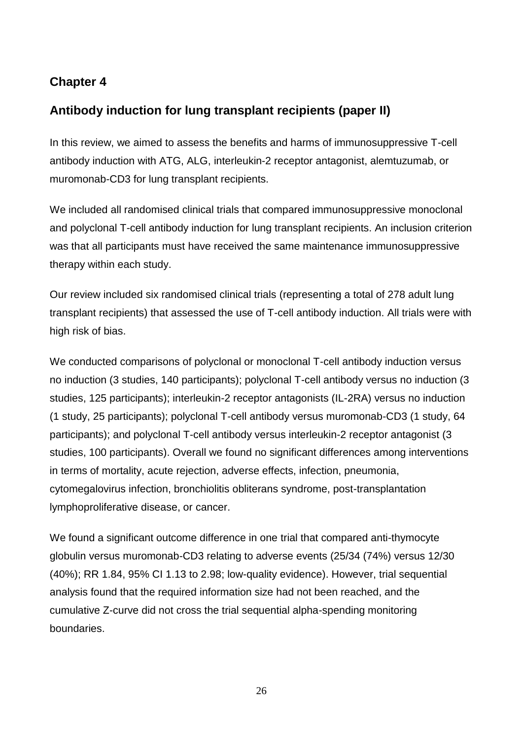## Chapter 4

## Antibody induction for lung transplant recipients (paper II)

In this review, we aimed to assess the benefits and harms of immunosuppressive T-cell antibody induction with ATG, ALG, interleukin-2 receptor antagonist, alemtuzumab, or muromonab-CD3 for lung transplant recipients.

We included all randomised clinical trials that compared immunosuppressive monoclonal and polyclonal T-cell antibody induction for lung transplant recipients. An inclusion criterion was that all participants must have received the same maintenance immunosuppressive therapy within each study.

Our review included six randomised clinical trials (representing a total of 278 adult lung transplant recipients) that assessed the use of T-cell antibody induction. All trials were with high risk of bias.

We conducted comparisons of polyclonal or monoclonal T-cell antibody induction versus no induction (3 studies, 140 participants); polyclonal T-cell antibody versus no induction (3 studies, 125 participants); interleukin-2 receptor antagonists (IL-2RA) versus no induction (1 study, 25 participants); polyclonal T-cell antibody versus muromonab-CD3 (1 study, 64 participants); and polyclonal T-cell antibody versus interleukin-2 receptor antagonist (3 studies, 100 participants). Overall we found no significant differences among interventions in terms of mortality, acute rejection, adverse effects, infection, pneumonia, cytomegalovirus infection, bronchiolitis obliterans syndrome, post-transplantation lymphoproliferative disease, or cancer.

We found a significant outcome difference in one trial that compared anti-thymocyte globulin versus muromonab-CD3 relating to adverse events (25/34 (74%) versus 12/30 (40%); RR 1.84, 95% CI 1.13 to 2.98; low-quality evidence). However, trial sequential analysis found that the required information size had not been reached, and the cumulative Z-curve did not cross the trial sequential alpha-spending monitoring boundaries.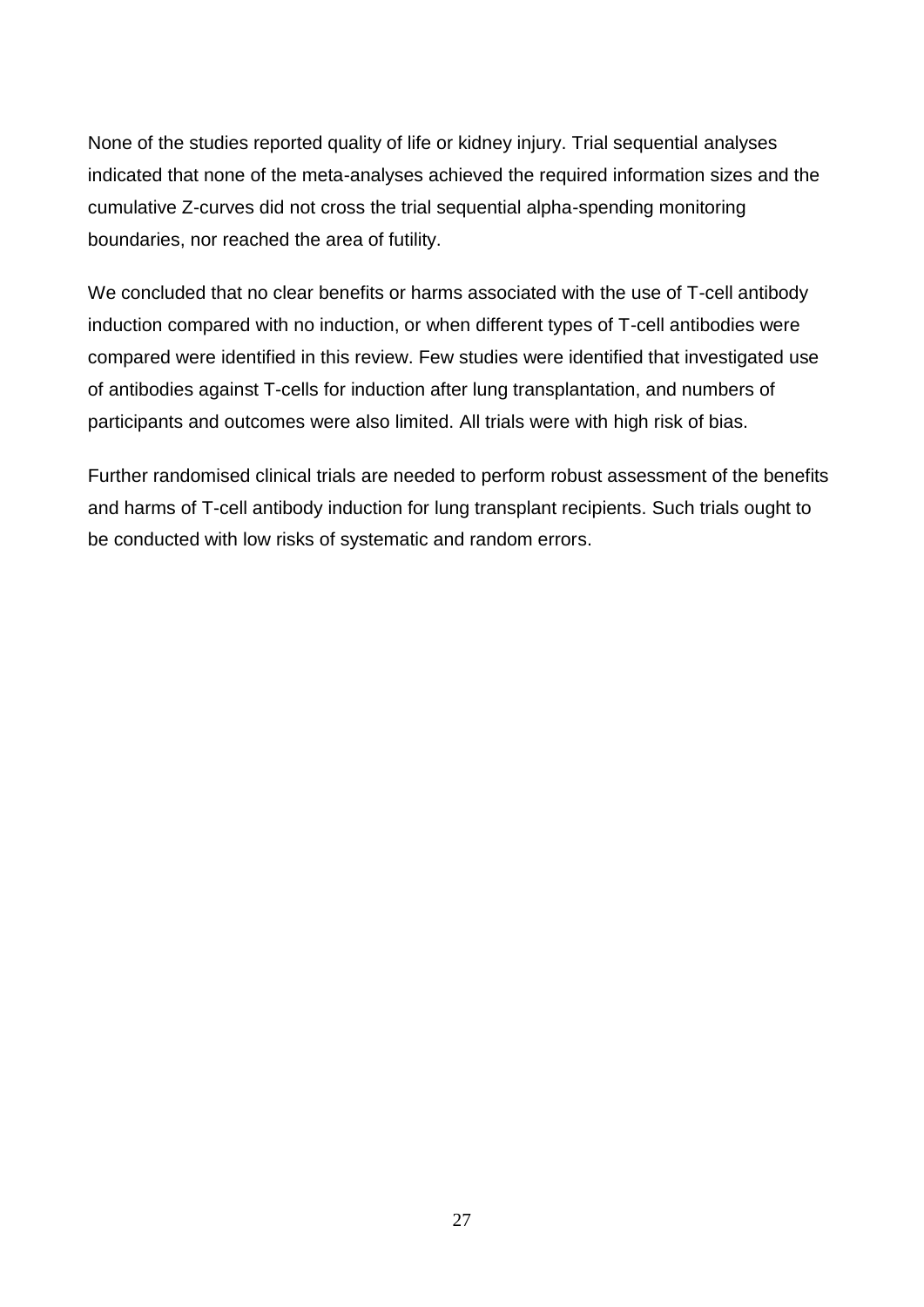None of the studies reported quality of life or kidney injury. Trial sequential analyses indicated that none of the meta-analyses achieved the required information sizes and the cumulative Z-curves did not cross the trial sequential alpha-spending monitoring boundaries, nor reached the area of futility.

We concluded that no clear benefits or harms associated with the use of T-cell antibody induction compared with no induction, or when different types of T-cell antibodies were compared were identified in this review. Few studies were identified that investigated use of antibodies against T-cells for induction after lung transplantation, and numbers of participants and outcomes were also limited. All trials were with high risk of bias.

Further randomised clinical trials are needed to perform robust assessment of the benefits and harms of T-cell antibody induction for lung transplant recipients. Such trials ought to be conducted with low risks of systematic and random errors.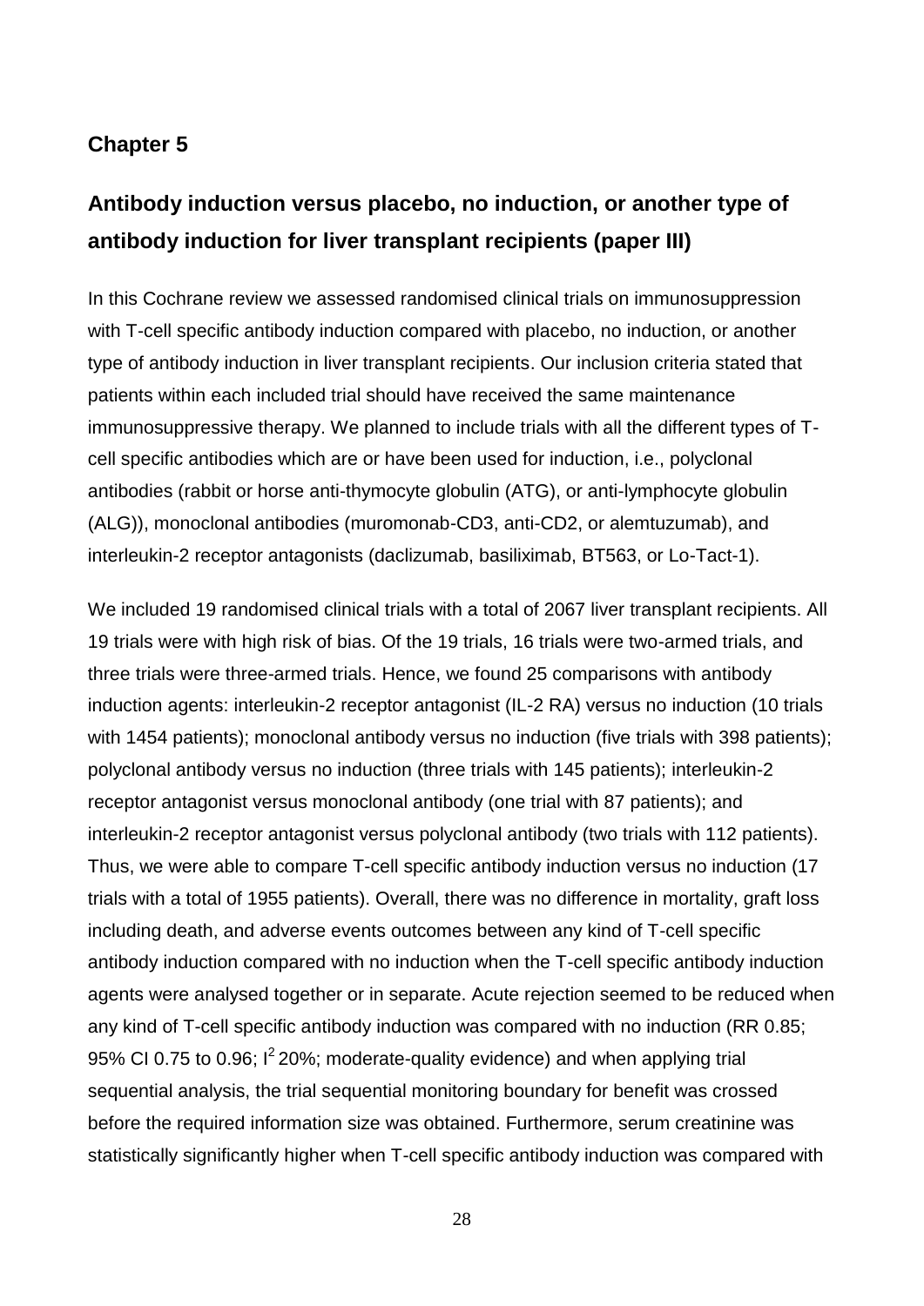## Chapter 5

## Antibody induction versus placebo, no induction, or another type of antibody induction for liver transplant recipients (paper III)

In this Cochrane review we assessed randomised clinical trials on immunosuppression with T-cell specific antibody induction compared with placebo, no induction, or another type of antibody induction in liver transplant recipients. Our inclusion criteria stated that patients within each included trial should have received the same maintenance immunosuppressive therapy. We planned to include trials with all the different types of T-cell specific antibodies which are or have been used for induction, i.e., polyclonal antibodies (rabbit or horse anti-thymocyte globulin (ATG), or anti-lymphocyte globulin (ALG)), monoclonal antibodies (muromonab-CD3, anti-CD2, or alemtuzumab), and interleukin-2 receptor antagonists (daclizumab, basiliximab, BT563, or Lo-Tact-1).

We included 19 randomised clinical trials with a total of 2067 liver transplant recipients. All 19 trials were with high risk of bias. Of the 19 trials, 16 trials were two-armed trials, and three trials were three-armed trials. Hence, we found 25 comparisons with antibody induction agents: interleukin-2 receptor antagonist (IL-2 RA) versus no induction (10 trials with 1454 patients); monoclonal antibody versus no induction (five trials with 398 patients); polyclonal antibody versus no induction (three trials with 145 patients); interleukin-2 receptor antagonist versus monoclonal antibody (one trial with 87 patients); and interleukin-2 receptor antagonist versus polyclonal antibody (two trials with 112 patients). Thus, we were able to compare T-cell specific antibody induction versus no induction (17 trials with a total of 1955 patients). Overall, there was no difference in mortality, graft loss including death, and adverse events outcomes between any kind of T-cell specific antibody induction compared with no induction when the T-cell specific antibody induction agents were analysed together or in separate. Acute rejection seemed to be reduced when any kind of T-cell specific antibody induction was compared with no induction (RR 0.85; 95% CI 0.75 to 0.96; $I^2$ 20%; moderate-quality evidence) and when applying trial sequential analysis, the trial sequential monitoring boundary for benefit was crossed before the required information size was obtained. Furthermore, serum creatinine was statistically significantly higher when T-cell specific antibody induction was compared with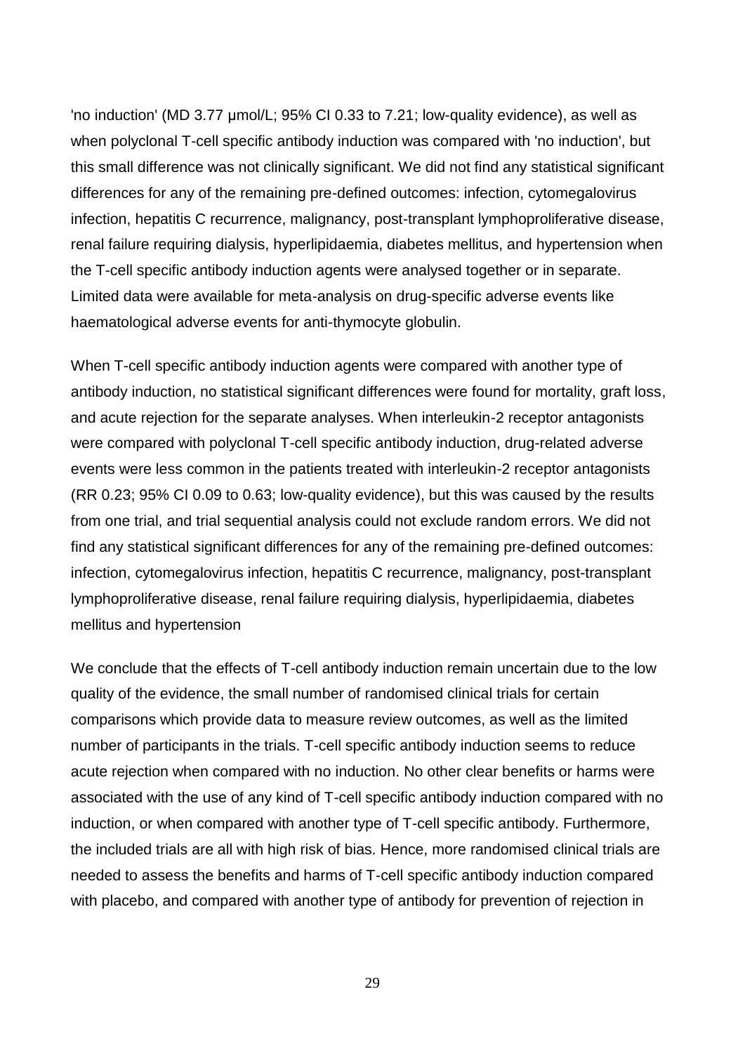'no induction' (MD 3.77 μmol/L; 95% CI 0.33 to 7.21; low-quality evidence), as well as when polyclonal T-cell specific antibody induction was compared with 'no induction', but this small difference was not clinically significant. We did not find any statistical significant differences for any of the remaining pre-defined outcomes: infection, cytomegalovirus infection, hepatitis C recurrence, malignancy, post-transplant lymphoproliferative disease, renal failure requiring dialysis, hyperlipidaemia, diabetes mellitus, and hypertension when the T-cell specific antibody induction agents were analysed together or in separate. Limited data were available for meta-analysis on drug-specific adverse events like haematological adverse events for anti-thymocyte globulin.

When T-cell specific antibody induction agents were compared with another type of antibody induction, no statistical significant differences were found for mortality, graft loss, and acute rejection for the separate analyses. When interleukin-2 receptor antagonists were compared with polyclonal T-cell specific antibody induction, drug-related adverse events were less common in the patients treated with interleukin-2 receptor antagonists (RR 0.23; 95% CI 0.09 to 0.63; low-quality evidence), but this was caused by the results from one trial, and trial sequential analysis could not exclude random errors. We did not find any statistical significant differences for any of the remaining pre-defined outcomes: infection, cytomegalovirus infection, hepatitis C recurrence, malignancy, post-transplant lymphoproliferative disease, renal failure requiring dialysis, hyperlipidaemia, diabetes mellitus and hypertension

We conclude that the effects of T-cell antibody induction remain uncertain due to the low quality of the evidence, the small number of randomised clinical trials for certain comparisons which provide data to measure review outcomes, as well as the limited number of participants in the trials. T-cell specific antibody induction seems to reduce acute rejection when compared with no induction. No other clear benefits or harms were associated with the use of any kind of T-cell specific antibody induction compared with no induction, or when compared with another type of T-cell specific antibody. Furthermore, the included trials are all with high risk of bias. Hence, more randomised clinical trials are needed to assess the benefits and harms of T-cell specific antibody induction compared with placebo, and compared with another type of antibody for prevention of rejection in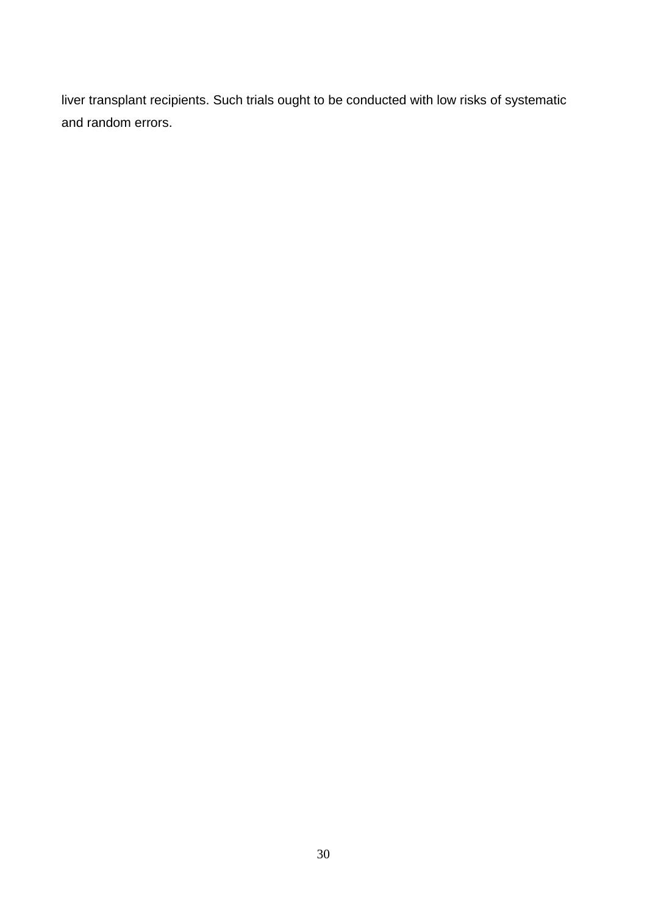liver transplant recipients. Such trials ought to be conducted with low risks of systematic and random errors.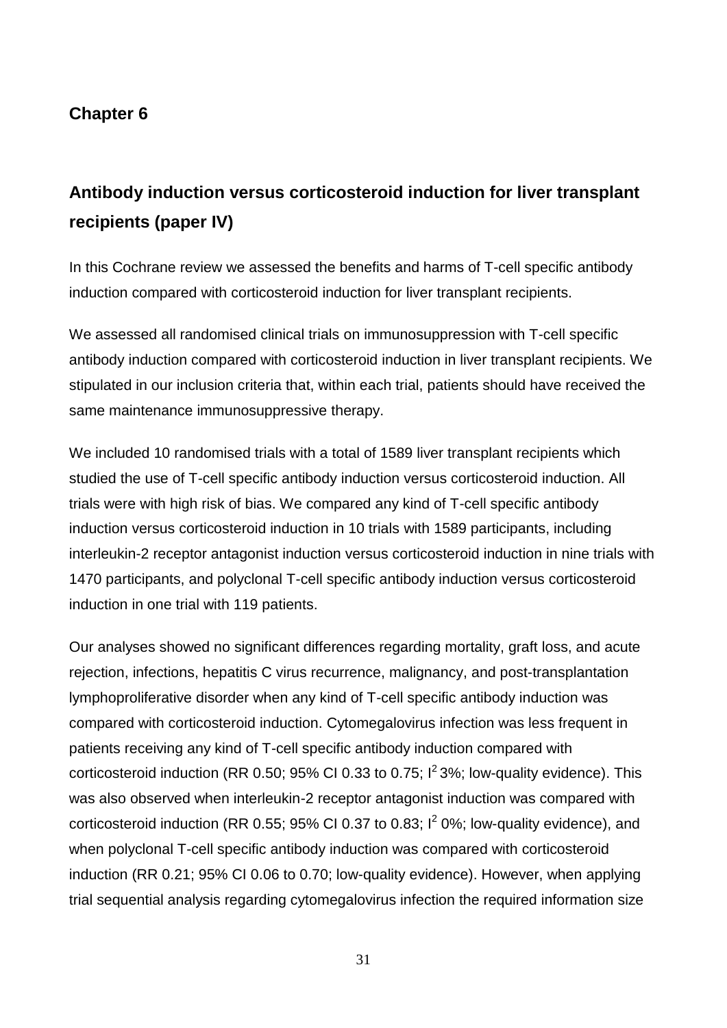## Chapter 6

## Antibody induction versus corticosteroid induction for liver transplant recipients (paper IV)

In this Cochrane review we assessed the benefits and harms of T-cell specific antibody induction compared with corticosteroid induction for liver transplant recipients.

We assessed all randomised clinical trials on immunosuppression with T-cell specific antibody induction compared with corticosteroid induction in liver transplant recipients. We stipulated in our inclusion criteria that, within each trial, patients should have received the same maintenance immunosuppressive therapy.

We included 10 randomised trials with a total of 1589 liver transplant recipients which studied the use of T-cell specific antibody induction versus corticosteroid induction. All trials were with high risk of bias. We compared any kind of T-cell specific antibody induction versus corticosteroid induction in 10 trials with 1589 participants, including interleukin-2 receptor antagonist induction versus corticosteroid induction in nine trials with 1470 participants, and polyclonal T-cell specific antibody induction versus corticosteroid induction in one trial with 119 patients.

Our analyses showed no significant differences regarding mortality, graft loss, and acute rejection, infections, hepatitis C virus recurrence, malignancy, and post-transplantation lymphoproliferative disorder when any kind of T-cell specific antibody induction was compared with corticosteroid induction. Cytomegalovirus infection was less frequent in patients receiving any kind of T-cell specific antibody induction compared with corticosteroid induction (RR 0.50; 95% CI 0.33 to 0.75; $I^2$ 3%; low-quality evidence). This was also observed when interleukin-2 receptor antagonist induction was compared with corticosteroid induction (RR 0.55; 95% CI 0.37 to 0.83; $I^2$ 0%; low-quality evidence), and when polyclonal T-cell specific antibody induction was compared with corticosteroid induction (RR 0.21; 95% CI 0.06 to 0.70; low-quality evidence). However, when applying trial sequential analysis regarding cytomegalovirus infection the required information size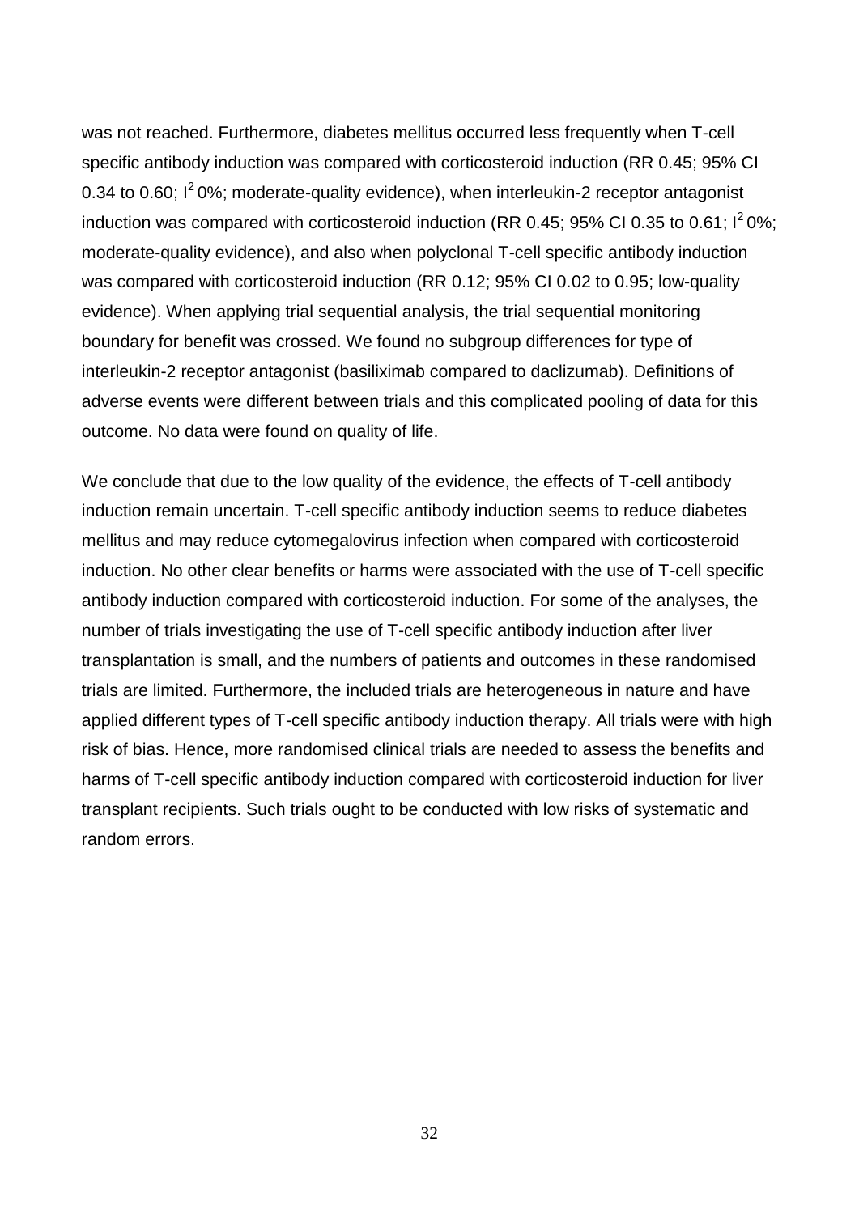was not reached. Furthermore, diabetes mellitus occurred less frequently when T-cell specific antibody induction was compared with corticosteroid induction (RR 0.45; 95% CI 0.34 to 0.60; $I^2$ 0%; moderate-quality evidence), when interleukin-2 receptor antagonist induction was compared with corticosteroid induction (RR 0.45; 95% CI 0.35 to 0.61; $I^2$ 0%; moderate-quality evidence), and also when polyclonal T-cell specific antibody induction was compared with corticosteroid induction (RR 0.12; 95% CI 0.02 to 0.95; low-quality evidence). When applying trial sequential analysis, the trial sequential monitoring boundary for benefit was crossed. We found no subgroup differences for type of interleukin-2 receptor antagonist (basiliximab compared to daclizumab). Definitions of adverse events were different between trials and this complicated pooling of data for this outcome. No data were found on quality of life.

We conclude that due to the low quality of the evidence, the effects of T-cell antibody induction remain uncertain. T-cell specific antibody induction seems to reduce diabetes mellitus and may reduce cytomegalovirus infection when compared with corticosteroid induction. No other clear benefits or harms were associated with the use of T-cell specific antibody induction compared with corticosteroid induction. For some of the analyses, the number of trials investigating the use of T-cell specific antibody induction after liver transplantation is small, and the numbers of patients and outcomes in these randomised trials are limited. Furthermore, the included trials are heterogeneous in nature and have applied different types of T-cell specific antibody induction therapy. All trials were with high risk of bias. Hence, more randomised clinical trials are needed to assess the benefits and harms of T-cell specific antibody induction compared with corticosteroid induction for liver transplant recipients. Such trials ought to be conducted with low risks of systematic and random errors.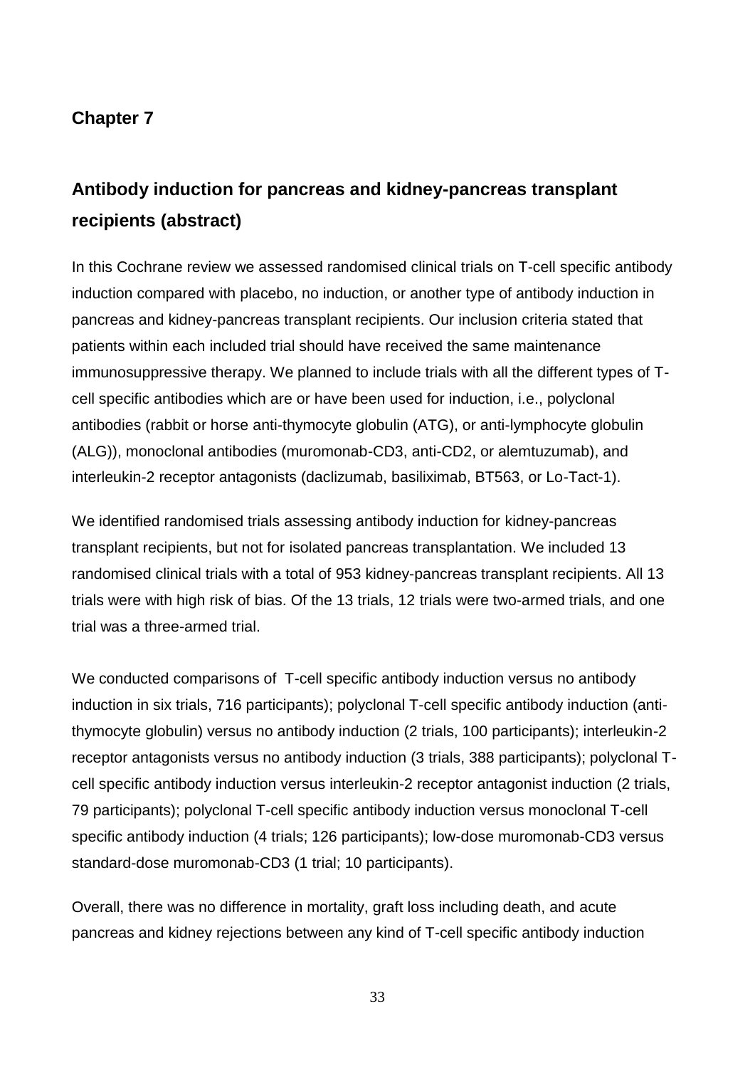## Chapter 7

## Antibody induction for pancreas and kidney-pancreas transplant recipients (abstract)

In this Cochrane review we assessed randomised clinical trials on T-cell specific antibody induction compared with placebo, no induction, or another type of antibody induction in pancreas and kidney-pancreas transplant recipients. Our inclusion criteria stated that patients within each included trial should have received the same maintenance immunosuppressive therapy. We planned to include trials with all the different types of T-cell specific antibodies which are or have been used for induction, i.e., polyclonal antibodies (rabbit or horse anti-thymocyte globulin (ATG), or anti-lymphocyte globulin (ALG)), monoclonal antibodies (muromonab-CD3, anti-CD2, or alemtuzumab), and interleukin-2 receptor antagonists (daclizumab, basiliximab, BT563, or Lo-Tact-1).

We identified randomised trials assessing antibody induction for kidney-pancreas transplant recipients, but not for isolated pancreas transplantation. We included 13 randomised clinical trials with a total of 953 kidney-pancreas transplant recipients. All 13 trials were with high risk of bias. Of the 13 trials, 12 trials were two-armed trials, and one trial was a three-armed trial.

We conducted comparisons of T-cell specific antibody induction versus no antibody induction in six trials, 716 participants); polyclonal T-cell specific antibody induction (anti-thymocyte globulin) versus no antibody induction (2 trials, 100 participants); interleukin-2 receptor antagonists versus no antibody induction (3 trials, 388 participants); polyclonal T-cell specific antibody induction versus interleukin-2 receptor antagonist induction (2 trials, 79 participants); polyclonal T-cell specific antibody induction versus monoclonal T-cell specific antibody induction (4 trials; 126 participants); low-dose muromonab-CD3 versus standard-dose muromonab-CD3 (1 trial; 10 participants).

Overall, there was no difference in mortality, graft loss including death, and acute pancreas and kidney rejections between any kind of T-cell specific antibody induction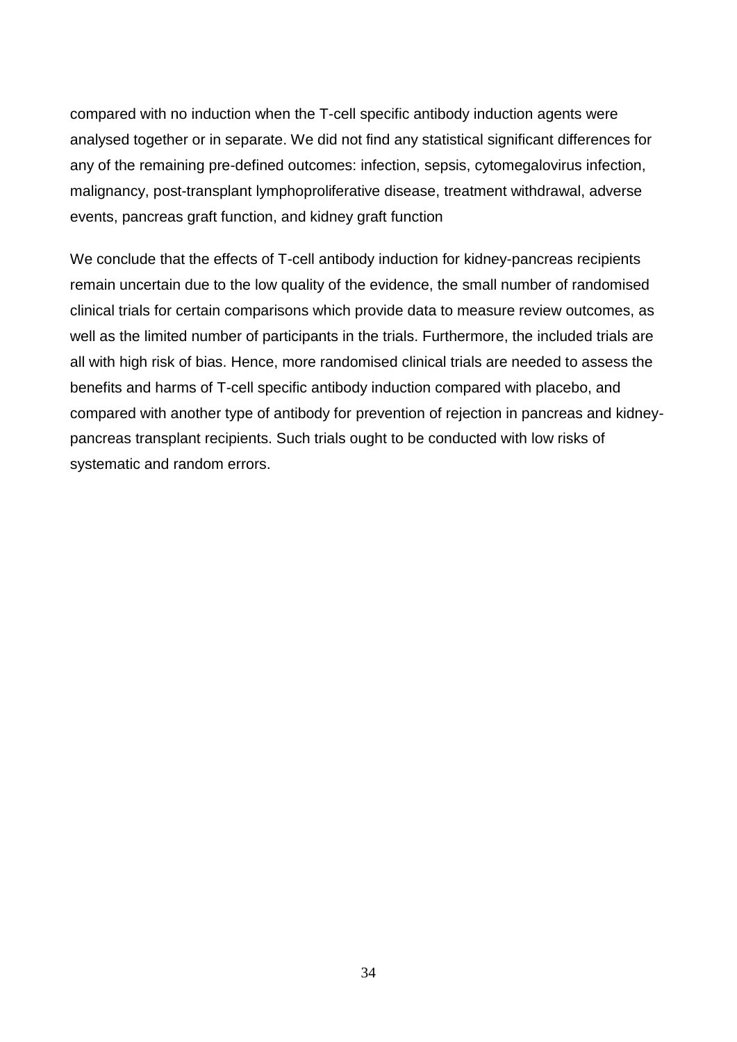compared with no induction when the T-cell specific antibody induction agents were analysed together or in separate. We did not find any statistical significant differences for any of the remaining pre-defined outcomes: infection, sepsis, cytomegalovirus infection, malignancy, post-transplant lymphoproliferative disease, treatment withdrawal, adverse events, pancreas graft function, and kidney graft function

We conclude that the effects of T-cell antibody induction for kidney-pancreas recipients remain uncertain due to the low quality of the evidence, the small number of randomised clinical trials for certain comparisons which provide data to measure review outcomes, as well as the limited number of participants in the trials. Furthermore, the included trials are all with high risk of bias. Hence, more randomised clinical trials are needed to assess the benefits and harms of T-cell specific antibody induction compared with placebo, and compared with another type of antibody for prevention of rejection in pancreas and kidney-pancreas transplant recipients. Such trials ought to be conducted with low risks of systematic and random errors.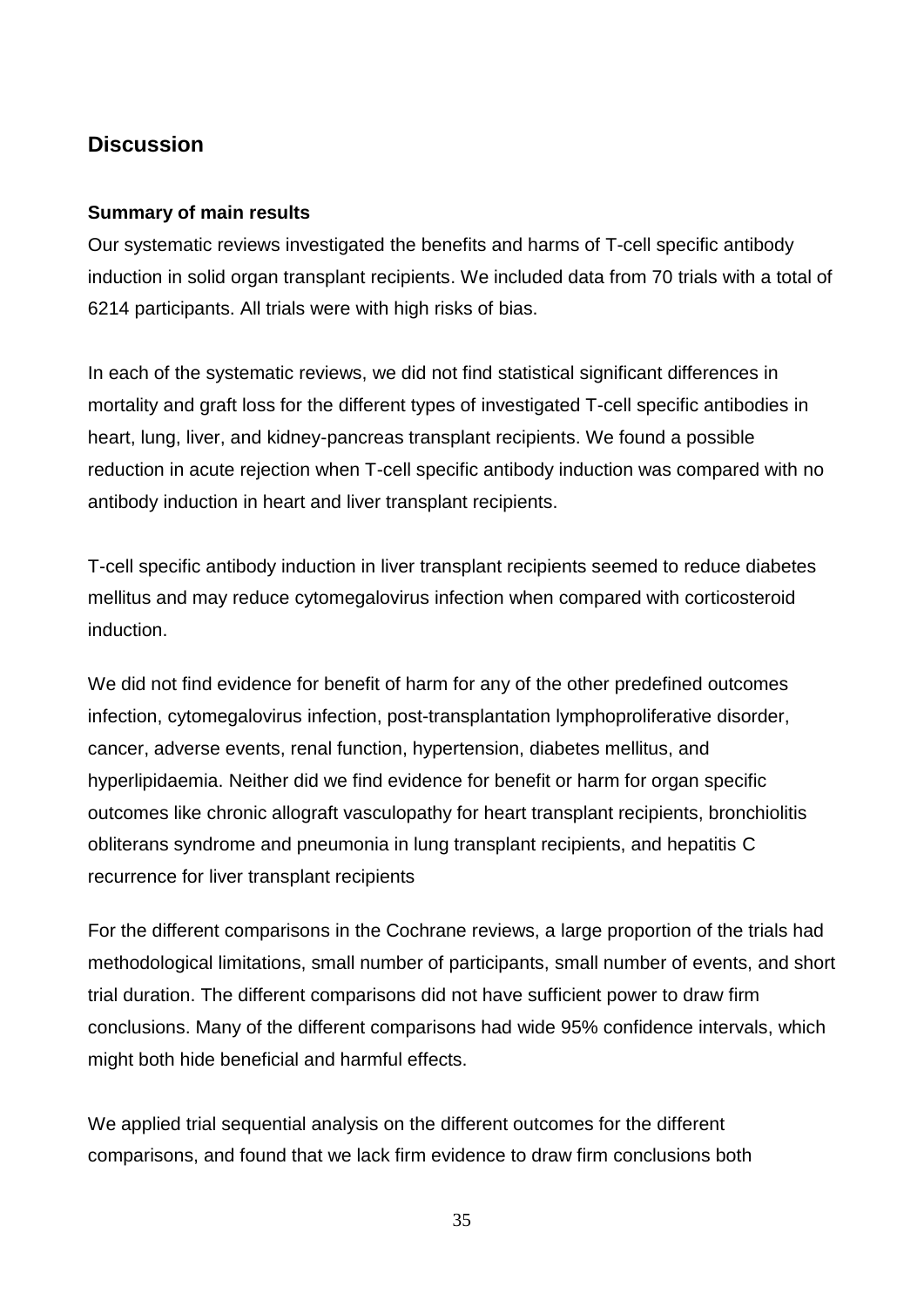## Discussion

### Summary of main results

Our systematic reviews investigated the benefits and harms of T-cell specific antibody induction in solid organ transplant recipients. We included data from 70 trials with a total of 6214 participants. All trials were with high risks of bias.

In each of the systematic reviews, we did not find statistical significant differences in mortality and graft loss for the different types of investigated T-cell specific antibodies in heart, lung, liver, and kidney-pancreas transplant recipients. We found a possible reduction in acute rejection when T-cell specific antibody induction was compared with no antibody induction in heart and liver transplant recipients.

T-cell specific antibody induction in liver transplant recipients seemed to reduce diabetes mellitus and may reduce cytomegalovirus infection when compared with corticosteroid induction.

We did not find evidence for benefit of harm for any of the other predefined outcomes infection, cytomegalovirus infection, post-transplantation lymphoproliferative disorder, cancer, adverse events, renal function, hypertension, diabetes mellitus, and hyperlipidaemia. Neither did we find evidence for benefit or harm for organ specific outcomes like chronic allograft vasculopathy for heart transplant recipients, bronchiolitis obliterans syndrome and pneumonia in lung transplant recipients, and hepatitis C recurrence for liver transplant recipients

For the different comparisons in the Cochrane reviews, a large proportion of the trials had methodological limitations, small number of participants, small number of events, and short trial duration. The different comparisons did not have sufficient power to draw firm conclusions. Many of the different comparisons had wide 95% confidence intervals, which might both hide beneficial and harmful effects.

We applied trial sequential analysis on the different outcomes for the different comparisons, and found that we lack firm evidence to draw firm conclusions both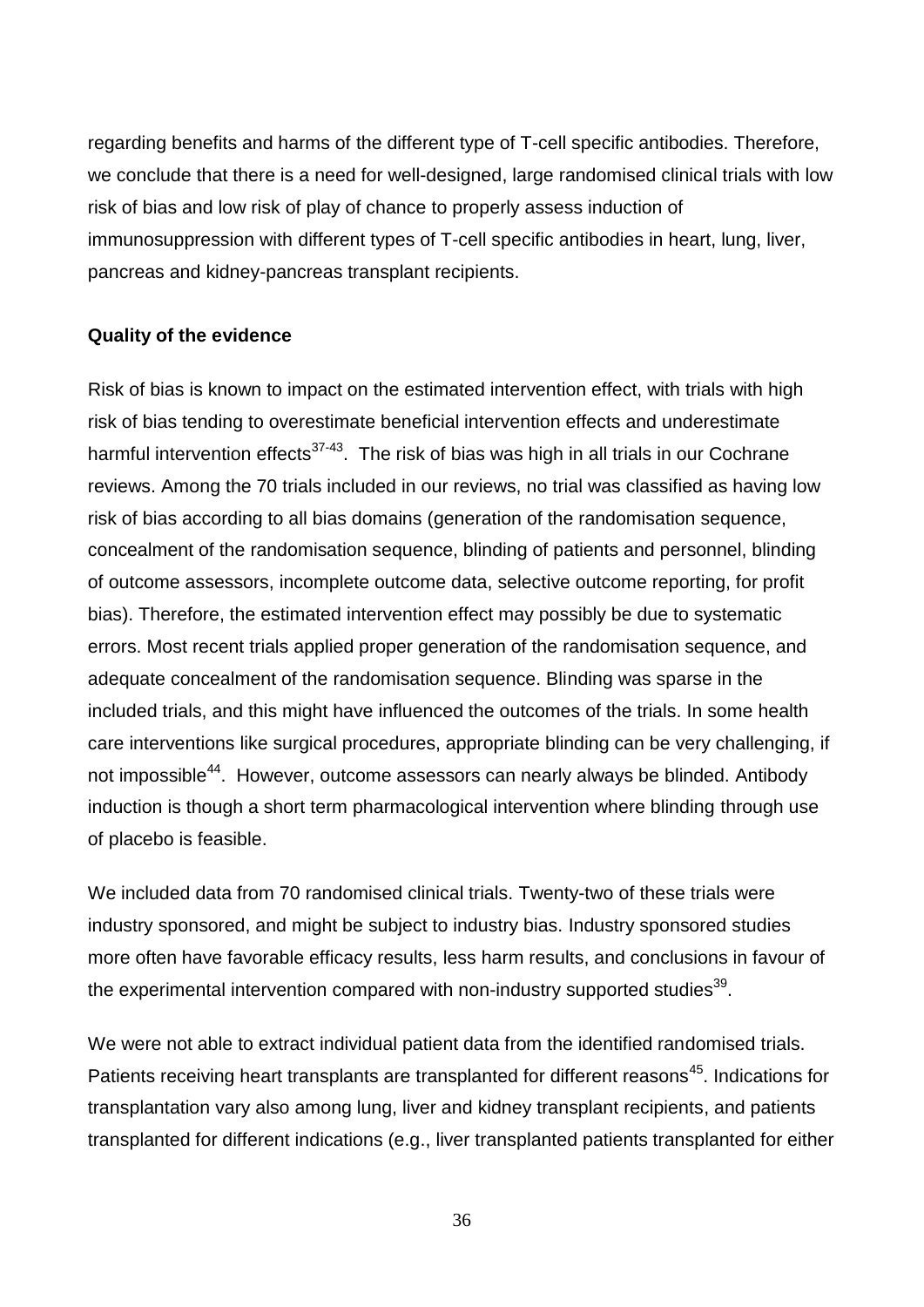regarding benefits and harms of the different type of T-cell specific antibodies. Therefore, we conclude that there is a need for well-designed, large randomised clinical trials with low risk of bias and low risk of play of chance to properly assess induction of immunosuppression with different types of T-cell specific antibodies in heart, lung, liver, pancreas and kidney-pancreas transplant recipients.

**Quality of the evidence**

Risk of bias is known to impact on the estimated intervention effect, with trials with high risk of bias tending to overestimate beneficial intervention effects and underestimate harmful intervention effects[37-43]. The risk of bias was high in all trials in our Cochrane reviews. Among the 70 trials included in our reviews, no trial was classified as having low risk of bias according to all bias domains (generation of the randomisation sequence, concealment of the randomisation sequence, blinding of patients and personnel, blinding of outcome assessors, incomplete outcome data, selective outcome reporting, for profit bias). Therefore, the estimated intervention effect may possibly be due to systematic errors. Most recent trials applied proper generation of the randomisation sequence, and adequate concealment of the randomisation sequence. Blinding was sparse in the included trials, and this might have influenced the outcomes of the trials. In some health care interventions like surgical procedures, appropriate blinding can be very challenging, if not impossible[44]. However, outcome assessors can nearly always be blinded. Antibody induction is though a short term pharmacological intervention where blinding through use of placebo is feasible.

We included data from 70 randomised clinical trials. Twenty-two of these trials were industry sponsored, and might be subject to industry bias. Industry sponsored studies more often have favorable efficacy results, less harm results, and conclusions in favour of the experimental intervention compared with non-industry supported studies[39].

We were not able to extract individual patient data from the identified randomised trials. Patients receiving heart transplants are transplanted for different reasons[45]. Indications for transplantation vary also among lung, liver and kidney transplant recipients, and patients transplanted for different indications (e.g., liver transplanted patients transplanted for either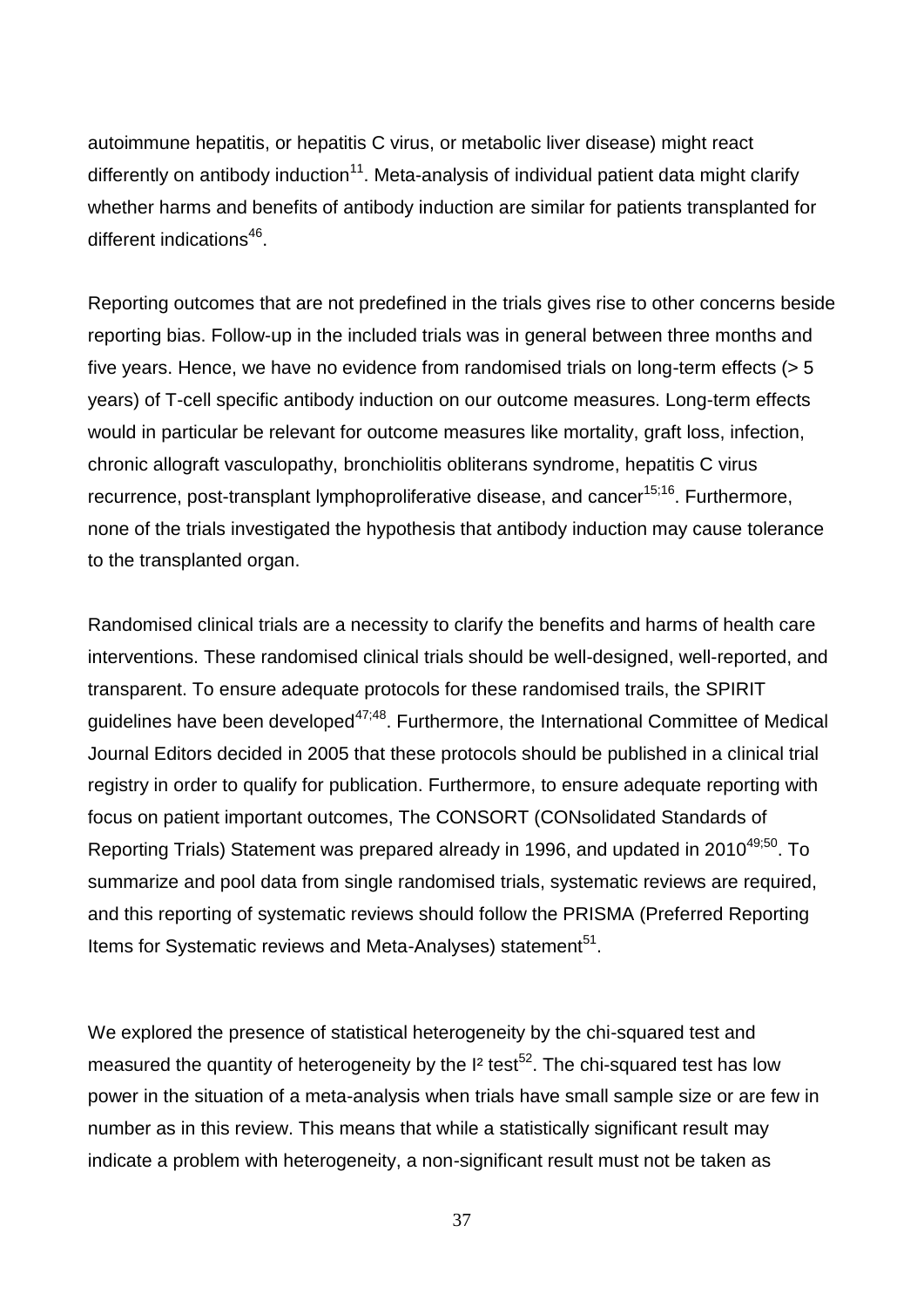autoimmune hepatitis, or hepatitis C virus, or metabolic liver disease) might react differently on antibody induction[11]. Meta-analysis of individual patient data might clarify whether harms and benefits of antibody induction are similar for patients transplanted for different indications[46].

Reporting outcomes that are not predefined in the trials gives rise to other concerns beside reporting bias. Follow-up in the included trials was in general between three months and five years. Hence, we have no evidence from randomised trials on long-term effects (> 5 years) of T-cell specific antibody induction on our outcome measures. Long-term effects would in particular be relevant for outcome measures like mortality, graft loss, infection, chronic allograft vasculopathy, bronchiolitis obliterans syndrome, hepatitis C virus recurrence, post-transplant lymphoproliferative disease, and cancer[15;16]. Furthermore, none of the trials investigated the hypothesis that antibody induction may cause tolerance to the transplanted organ.

Randomised clinical trials are a necessity to clarify the benefits and harms of health care interventions. These randomised clinical trials should be well-designed, well-reported, and transparent. To ensure adequate protocols for these randomised trails, the SPIRIT guidelines have been developed[47;48]. Furthermore, the International Committee of Medical Journal Editors decided in 2005 that these protocols should be published in a clinical trial registry in order to qualify for publication. Furthermore, to ensure adequate reporting with focus on patient important outcomes, The CONSORT (CONsolidated Standards of Reporting Trials) Statement was prepared already in 1996, and updated in 2010[49;50]. To summarize and pool data from single randomised trials, systematic reviews are required, and this reporting of systematic reviews should follow the PRISMA (Preferred Reporting Items for Systematic reviews and Meta-Analyses) statement[51].

We explored the presence of statistical heterogeneity by the chi-squared test and measured the quantity of heterogeneity by the $I^2$ test[52]. The chi-squared test has low power in the situation of a meta-analysis when trials have small sample size or are few in number as in this review. This means that while a statistically significant result may indicate a problem with heterogeneity, a non-significant result must not be taken as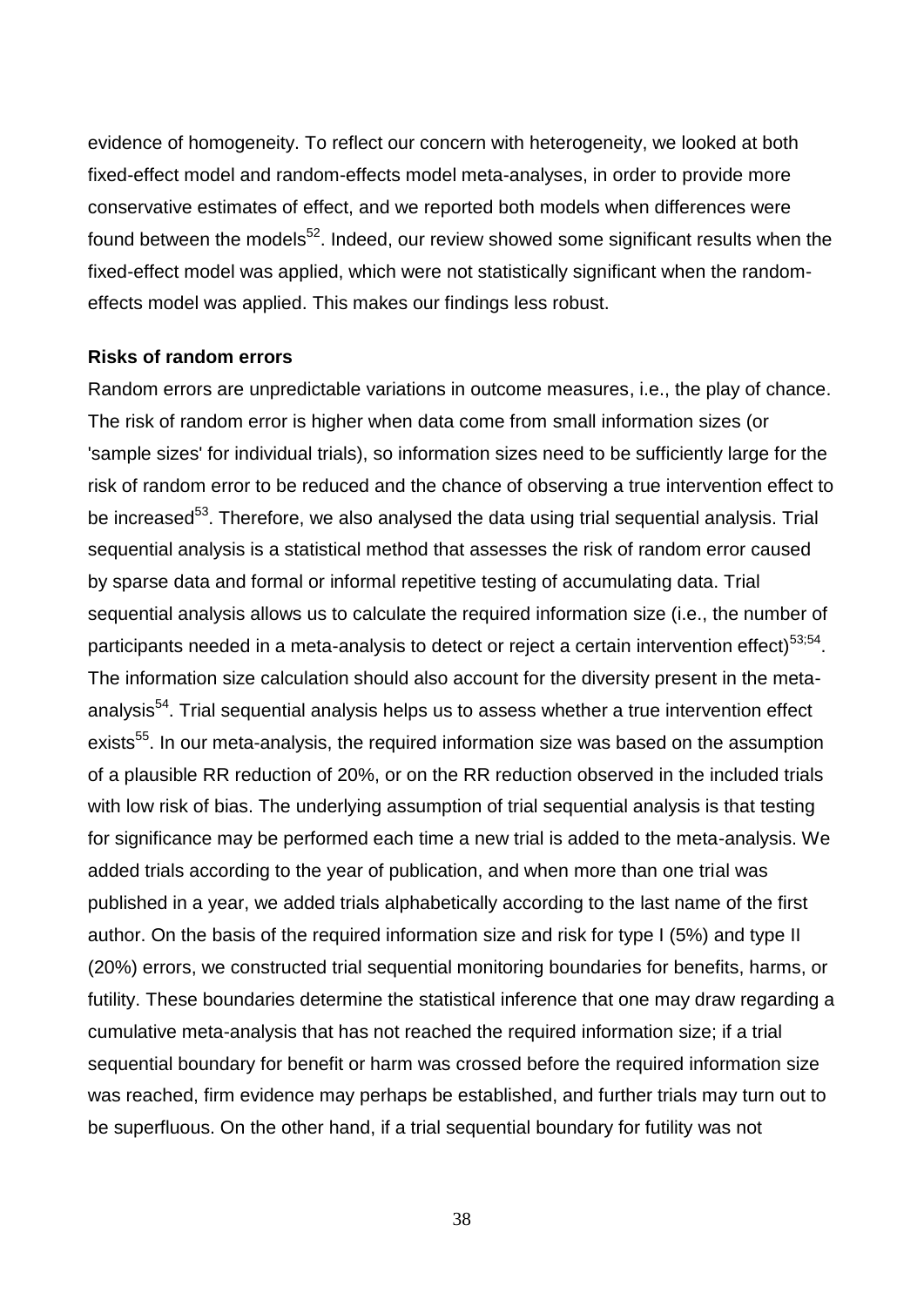evidence of homogeneity. To reflect our concern with heterogeneity, we looked at both fixed-effect model and random-effects model meta-analyses, in order to provide more conservative estimates of effect, and we reported both models when differences were found between the models[52]. Indeed, our review showed some significant results when the fixed-effect model was applied, which were not statistically significant when the random-effects model was applied. This makes our findings less robust.

**Risks of random errors**

Random errors are unpredictable variations in outcome measures, i.e., the play of chance. The risk of random error is higher when data come from small information sizes (or 'sample sizes' for individual trials), so information sizes need to be sufficiently large for the risk of random error to be reduced and the chance of observing a true intervention effect to be increased[53]. Therefore, we also analysed the data using trial sequential analysis. Trial sequential analysis is a statistical method that assesses the risk of random error caused by sparse data and formal or informal repetitive testing of accumulating data. Trial sequential analysis allows us to calculate the required information size (i.e., the number of participants needed in a meta-analysis to detect or reject a certain intervention effect)[53;54]. The information size calculation should also account for the diversity present in the meta-analysis[54]. Trial sequential analysis helps us to assess whether a true intervention effect exists[55]. In our meta-analysis, the required information size was based on the assumption of a plausible RR reduction of 20%, or on the RR reduction observed in the included trials with low risk of bias. The underlying assumption of trial sequential analysis is that testing for significance may be performed each time a new trial is added to the meta-analysis. We added trials according to the year of publication, and when more than one trial was published in a year, we added trials alphabetically according to the last name of the first author. On the basis of the required information size and risk for type I (5%) and type II (20%) errors, we constructed trial sequential monitoring boundaries for benefits, harms, or futility. These boundaries determine the statistical inference that one may draw regarding a cumulative meta-analysis that has not reached the required information size; if a trial sequential boundary for benefit or harm was crossed before the required information size was reached, firm evidence may perhaps be established, and further trials may turn out to be superfluous. On the other hand, if a trial sequential boundary for futility was not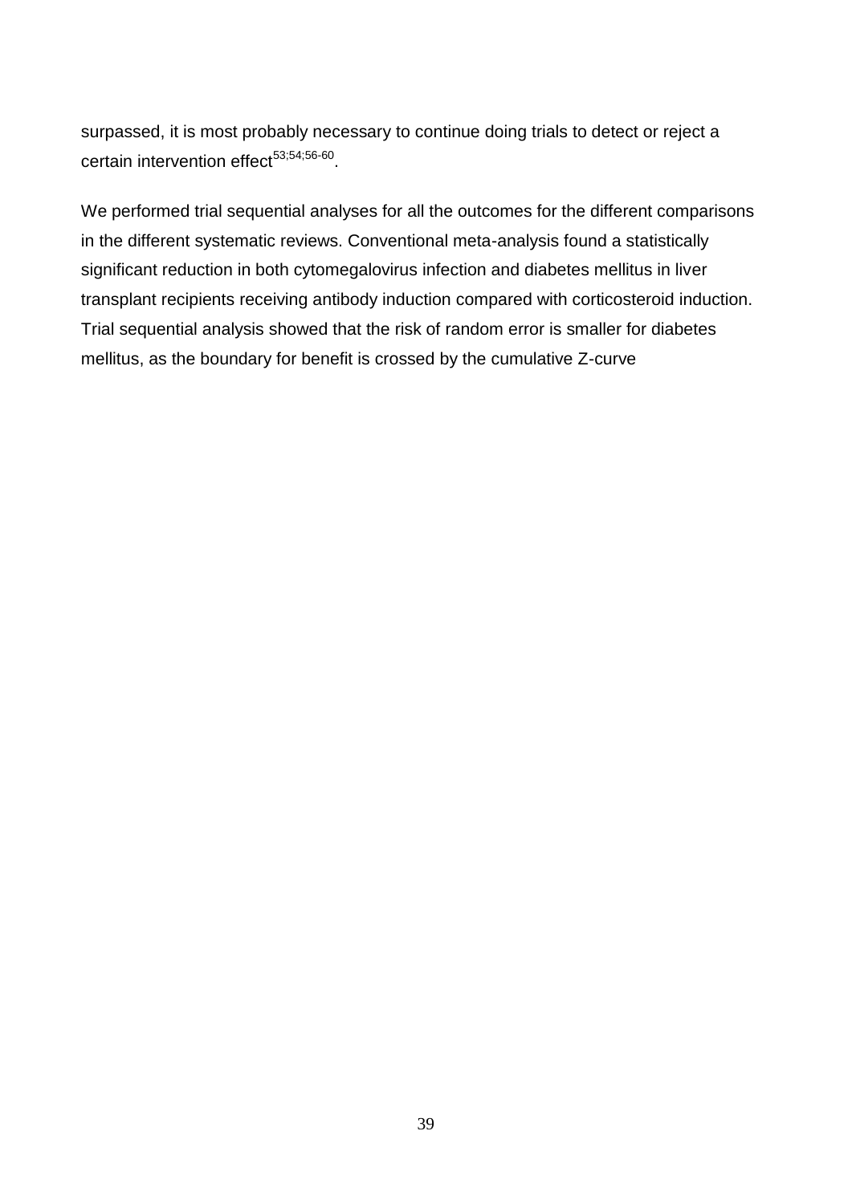surpassed, it is most probably necessary to continue doing trials to detect or reject a certain intervention effect[53;54;56-60].

We performed trial sequential analyses for all the outcomes for the different comparisons in the different systematic reviews. Conventional meta-analysis found a statistically significant reduction in both cytomegalovirus infection and diabetes mellitus in liver transplant recipients receiving antibody induction compared with corticosteroid induction. Trial sequential analysis showed that the risk of random error is smaller for diabetes mellitus, as the boundary for benefit is crossed by the cumulative Z-curve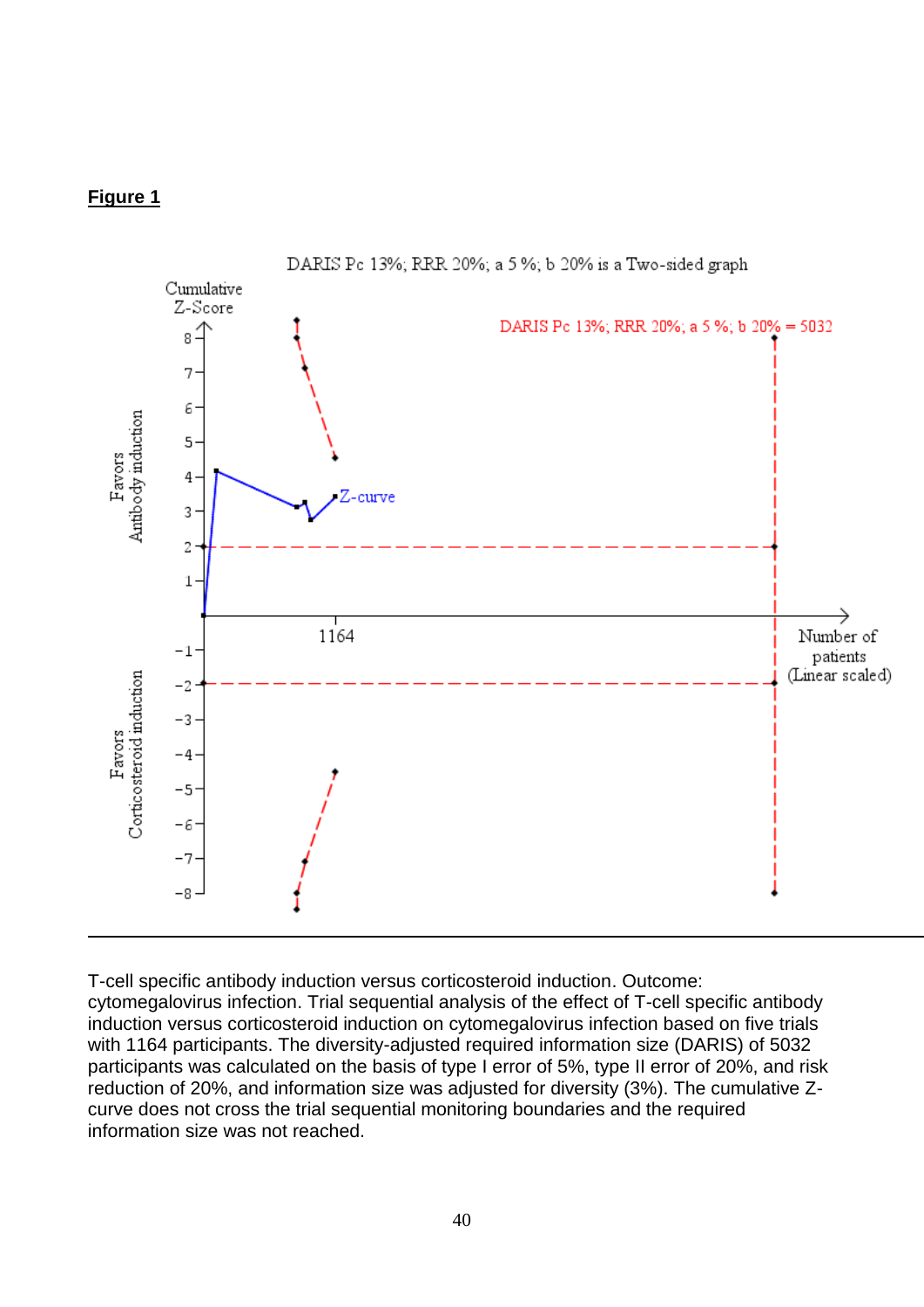**Figure 1**

T-cell specific antibody induction versus corticosteroid induction. Outcome: cytomegalovirus infection. Trial sequential analysis of the effect of T-cell specific antibody induction versus corticosteroid induction on cytomegalovirus infection based on five trials with 1164 participants. The diversity-adjusted required information size (DARIS) of 5032 participants was calculated on the basis of type I error of 5%, type II error of 20%, and risk reduction of 20%, and information size was adjusted for diversity (3%). The cumulative Z-curve does not cross the trial sequential monitoring boundaries and the required information size was not reached.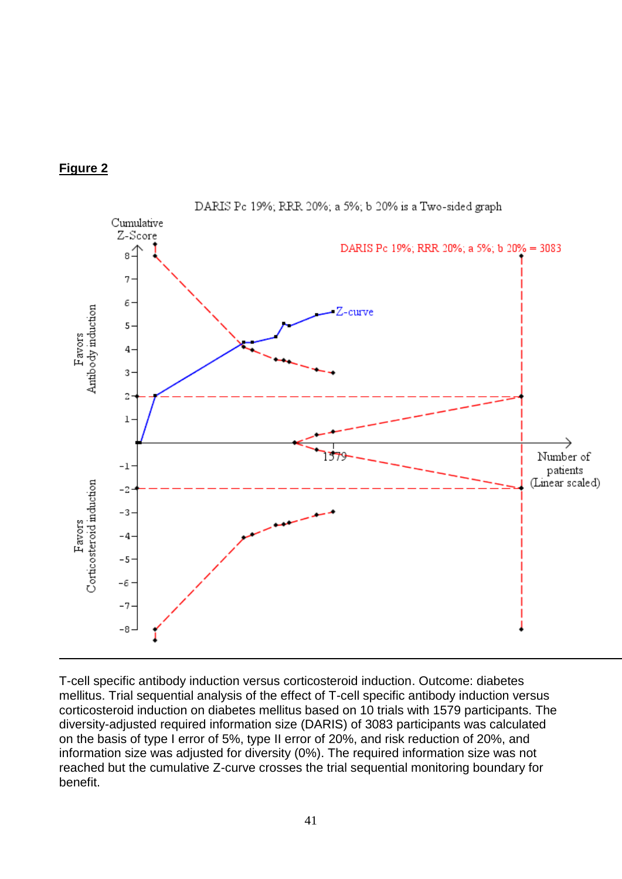**Figure 2**

T-cell specific antibody induction versus corticosteroid induction. Outcome: diabetes mellitus. Trial sequential analysis of the effect of T-cell specific antibody induction versus corticosteroid induction on diabetes mellitus based on 10 trials with 1579 participants. The diversity-adjusted required information size (DARIS) of 3083 participants was calculated on the basis of type I error of 5%, type II error of 20%, and risk reduction of 20%, and information size was adjusted for diversity (0%). The required information size was not reached but the cumulative Z-curve crosses the trial sequential monitoring boundary for benefit.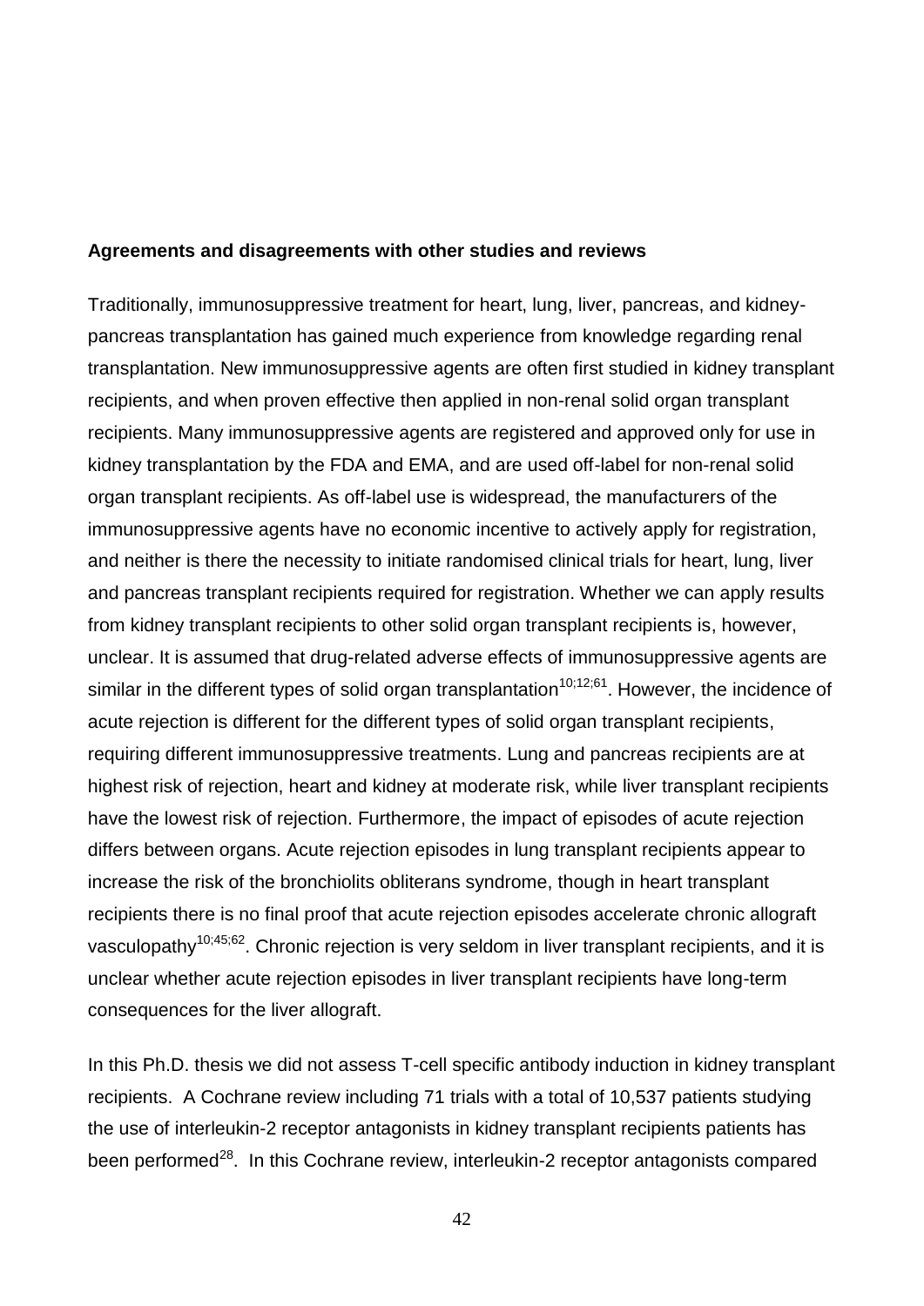**Agreements and disagreements with other studies and reviews**

Traditionally, immunosuppressive treatment for heart, lung, liver, pancreas, and kidney-pancreas transplantation has gained much experience from knowledge regarding renal transplantation. New immunosuppressive agents are often first studied in kidney transplant recipients, and when proven effective then applied in non-renal solid organ transplant recipients. Many immunosuppressive agents are registered and approved only for use in kidney transplantation by the FDA and EMA, and are used off-label for non-renal solid organ transplant recipients. As off-label use is widespread, the manufacturers of the immunosuppressive agents have no economic incentive to actively apply for registration, and neither is there the necessity to initiate randomised clinical trials for heart, lung, liver and pancreas transplant recipients required for registration. Whether we can apply results from kidney transplant recipients to other solid organ transplant recipients is, however, unclear. It is assumed that drug-related adverse effects of immunosuppressive agents are similar in the different types of solid organ transplantation[10;12;61]. However, the incidence of acute rejection is different for the different types of solid organ transplant recipients, requiring different immunosuppressive treatments. Lung and pancreas recipients are at highest risk of rejection, heart and kidney at moderate risk, while liver transplant recipients have the lowest risk of rejection. Furthermore, the impact of episodes of acute rejection differs between organs. Acute rejection episodes in lung transplant recipients appear to increase the risk of the bronchiolits obliterans syndrome, though in heart transplant recipients there is no final proof that acute rejection episodes accelerate chronic allograft vasculopathy[10;45;62]. Chronic rejection is very seldom in liver transplant recipients, and it is unclear whether acute rejection episodes in liver transplant recipients have long-term consequences for the liver allograft.

In this Ph.D. thesis we did not assess T-cell specific antibody induction in kidney transplant recipients. A Cochrane review including 71 trials with a total of 10,537 patients studying the use of interleukin-2 receptor antagonists in kidney transplant recipients patients has been performed[28]. In this Cochrane review, interleukin-2 receptor antagonists compared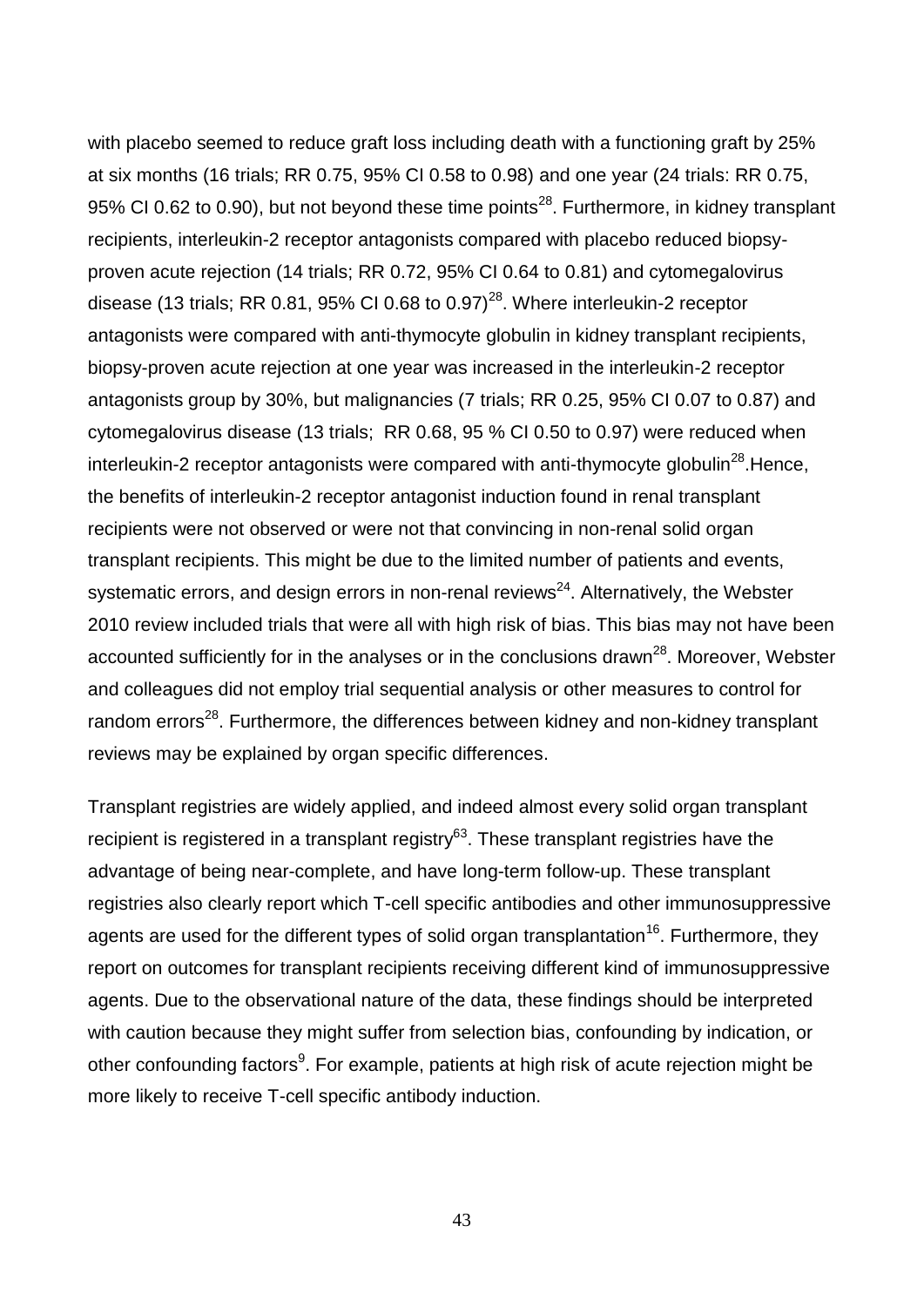with placebo seemed to reduce graft loss including death with a functioning graft by 25% at six months (16 trials; RR 0.75, 95% CI 0.58 to 0.98) and one year (24 trials: RR 0.75, 95% CI 0.62 to 0.90), but not beyond these time points[28]. Furthermore, in kidney transplant recipients, interleukin-2 receptor antagonists compared with placebo reduced biopsy-proven acute rejection (14 trials; RR 0.72, 95% CI 0.64 to 0.81) and cytomegalovirus disease (13 trials; RR 0.81, 95% CI 0.68 to 0.97)[28]. Where interleukin-2 receptor antagonists were compared with anti-thymocyte globulin in kidney transplant recipients, biopsy-proven acute rejection at one year was increased in the interleukin-2 receptor antagonists group by 30%, but malignancies (7 trials; RR 0.25, 95% CI 0.07 to 0.87) and cytomegalovirus disease (13 trials; RR 0.68, 95 % CI 0.50 to 0.97) were reduced when interleukin-2 receptor antagonists were compared with anti-thymocyte globulin[28].Hence, the benefits of interleukin-2 receptor antagonist induction found in renal transplant recipients were not observed or were not that convincing in non-renal solid organ transplant recipients. This might be due to the limited number of patients and events, systematic errors, and design errors in non-renal reviews[24]. Alternatively, the Webster 2010 review included trials that were all with high risk of bias. This bias may not have been accounted sufficiently for in the analyses or in the conclusions drawn[28]. Moreover, Webster and colleagues did not employ trial sequential analysis or other measures to control for random errors[28]. Furthermore, the differences between kidney and non-kidney transplant reviews may be explained by organ specific differences.

Transplant registries are widely applied, and indeed almost every solid organ transplant recipient is registered in a transplant registry[63]. These transplant registries have the advantage of being near-complete, and have long-term follow-up. These transplant registries also clearly report which T-cell specific antibodies and other immunosuppressive agents are used for the different types of solid organ transplantation[16]. Furthermore, they report on outcomes for transplant recipients receiving different kind of immunosuppressive agents. Due to the observational nature of the data, these findings should be interpreted with caution because they might suffer from selection bias, confounding by indication, or other confounding factors[9]. For example, patients at high risk of acute rejection might be more likely to receive T-cell specific antibody induction.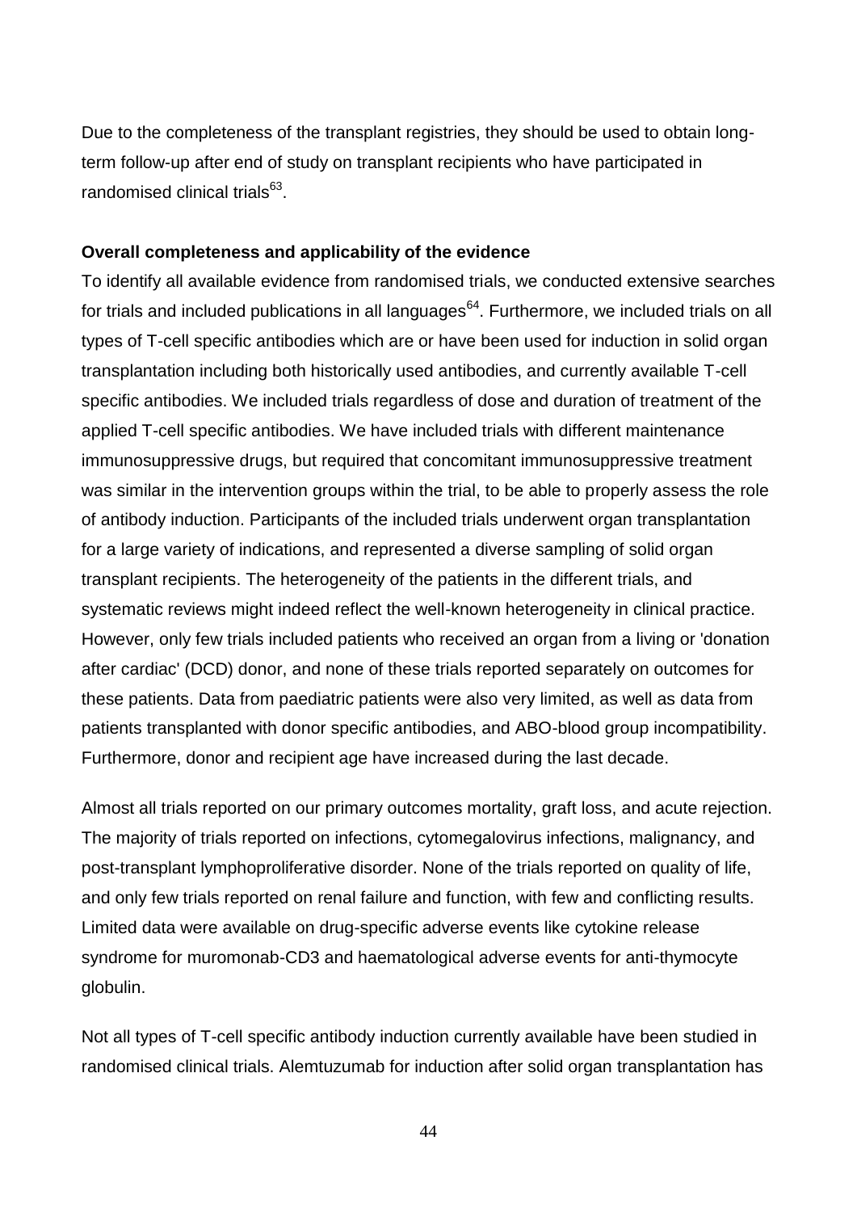Due to the completeness of the transplant registries, they should be used to obtain long-term follow-up after end of study on transplant recipients who have participated in randomised clinical trials[63].

**Overall completeness and applicability of the evidence**

To identify all available evidence from randomised trials, we conducted extensive searches for trials and included publications in all languages[64]. Furthermore, we included trials on all types of T-cell specific antibodies which are or have been used for induction in solid organ transplantation including both historically used antibodies, and currently available T-cell specific antibodies. We included trials regardless of dose and duration of treatment of the applied T-cell specific antibodies. We have included trials with different maintenance immunosuppressive drugs, but required that concomitant immunosuppressive treatment was similar in the intervention groups within the trial, to be able to properly assess the role of antibody induction. Participants of the included trials underwent organ transplantation for a large variety of indications, and represented a diverse sampling of solid organ transplant recipients. The heterogeneity of the patients in the different trials, and systematic reviews might indeed reflect the well-known heterogeneity in clinical practice. However, only few trials included patients who received an organ from a living or 'donation after cardiac' (DCD) donor, and none of these trials reported separately on outcomes for these patients. Data from paediatric patients were also very limited, as well as data from patients transplanted with donor specific antibodies, and ABO-blood group incompatibility. Furthermore, donor and recipient age have increased during the last decade.

Almost all trials reported on our primary outcomes mortality, graft loss, and acute rejection. The majority of trials reported on infections, cytomegalovirus infections, malignancy, and post-transplant lymphoproliferative disorder. None of the trials reported on quality of life, and only few trials reported on renal failure and function, with few and conflicting results. Limited data were available on drug-specific adverse events like cytokine release syndrome for muromonab-CD3 and haematological adverse events for anti-thymocyte globulin.

Not all types of T-cell specific antibody induction currently available have been studied in randomised clinical trials. Alemtuzumab for induction after solid organ transplantation has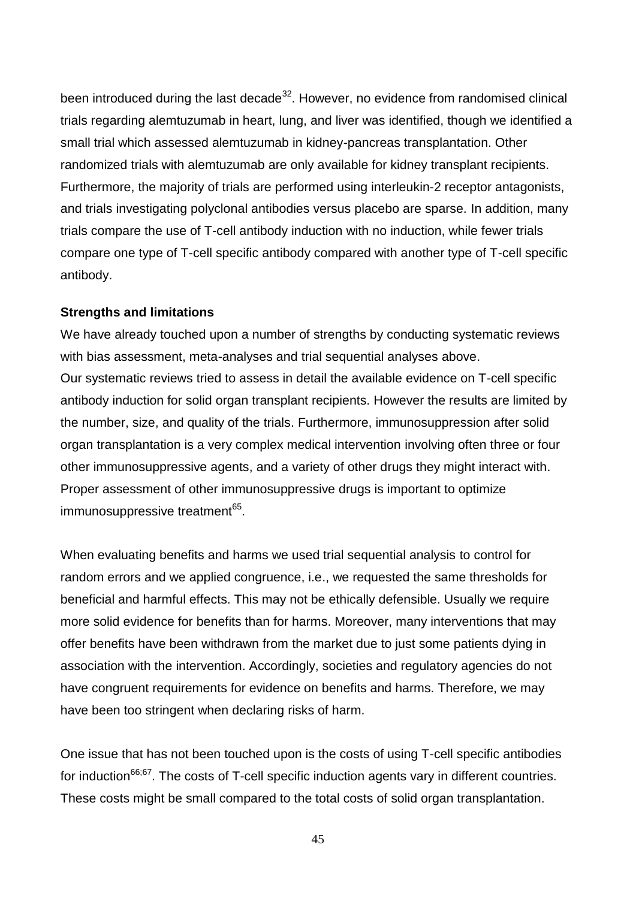been introduced during the last decade[32]. However, no evidence from randomised clinical trials regarding alemtuzumab in heart, lung, and liver was identified, though we identified a small trial which assessed alemtuzumab in kidney-pancreas transplantation. Other randomized trials with alemtuzumab are only available for kidney transplant recipients. Furthermore, the majority of trials are performed using interleukin-2 receptor antagonists, and trials investigating polyclonal antibodies versus placebo are sparse. In addition, many trials compare the use of T-cell antibody induction with no induction, while fewer trials compare one type of T-cell specific antibody compared with another type of T-cell specific antibody.

**Strengths and limitations**

We have already touched upon a number of strengths by conducting systematic reviews with bias assessment, meta-analyses and trial sequential analyses above.
Our systematic reviews tried to assess in detail the available evidence on T-cell specific antibody induction for solid organ transplant recipients. However the results are limited by the number, size, and quality of the trials. Furthermore, immunosuppression after solid organ transplantation is a very complex medical intervention involving often three or four other immunosuppressive agents, and a variety of other drugs they might interact with. Proper assessment of other immunosuppressive drugs is important to optimize immunosuppressive treatment[65].

When evaluating benefits and harms we used trial sequential analysis to control for random errors and we applied congruence, i.e., we requested the same thresholds for beneficial and harmful effects. This may not be ethically defensible. Usually we require more solid evidence for benefits than for harms. Moreover, many interventions that may offer benefits have been withdrawn from the market due to just some patients dying in association with the intervention. Accordingly, societies and regulatory agencies do not have congruent requirements for evidence on benefits and harms. Therefore, we may have been too stringent when declaring risks of harm.

One issue that has not been touched upon is the costs of using T-cell specific antibodies for induction[66;67]. The costs of T-cell specific induction agents vary in different countries. These costs might be small compared to the total costs of solid organ transplantation.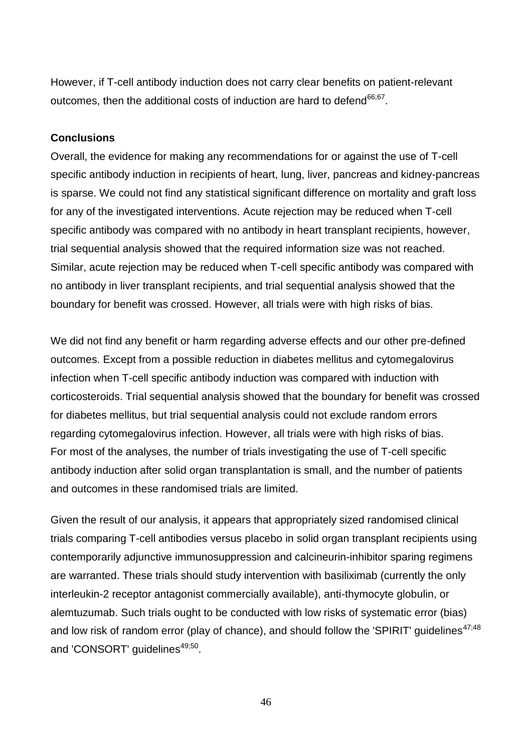However, if T-cell antibody induction does not carry clear benefits on patient-relevant outcomes, then the additional costs of induction are hard to defend[66;67].

**Conclusions**

Overall, the evidence for making any recommendations for or against the use of T-cell specific antibody induction in recipients of heart, lung, liver, pancreas and kidney-pancreas is sparse. We could not find any statistical significant difference on mortality and graft loss for any of the investigated interventions. Acute rejection may be reduced when T-cell specific antibody was compared with no antibody in heart transplant recipients, however, trial sequential analysis showed that the required information size was not reached. Similar, acute rejection may be reduced when T-cell specific antibody was compared with no antibody in liver transplant recipients, and trial sequential analysis showed that the boundary for benefit was crossed. However, all trials were with high risks of bias.

We did not find any benefit or harm regarding adverse effects and our other pre-defined outcomes. Except from a possible reduction in diabetes mellitus and cytomegalovirus infection when T-cell specific antibody induction was compared with induction with corticosteroids. Trial sequential analysis showed that the boundary for benefit was crossed for diabetes mellitus, but trial sequential analysis could not exclude random errors regarding cytomegalovirus infection. However, all trials were with high risks of bias. For most of the analyses, the number of trials investigating the use of T-cell specific antibody induction after solid organ transplantation is small, and the number of patients and outcomes in these randomised trials are limited.

Given the result of our analysis, it appears that appropriately sized randomised clinical trials comparing T-cell antibodies versus placebo in solid organ transplant recipients using contemporarily adjunctive immunosuppression and calcineurin-inhibitor sparing regimens are warranted. These trials should study intervention with basiliximab (currently the only interleukin-2 receptor antagonist commercially available), anti-thymocyte globulin, or alemtuzumab. Such trials ought to be conducted with low risks of systematic error (bias) and low risk of random error (play of chance), and should follow the 'SPIRIT' guidelines[47;48] and 'CONSORT' guidelines[49;50].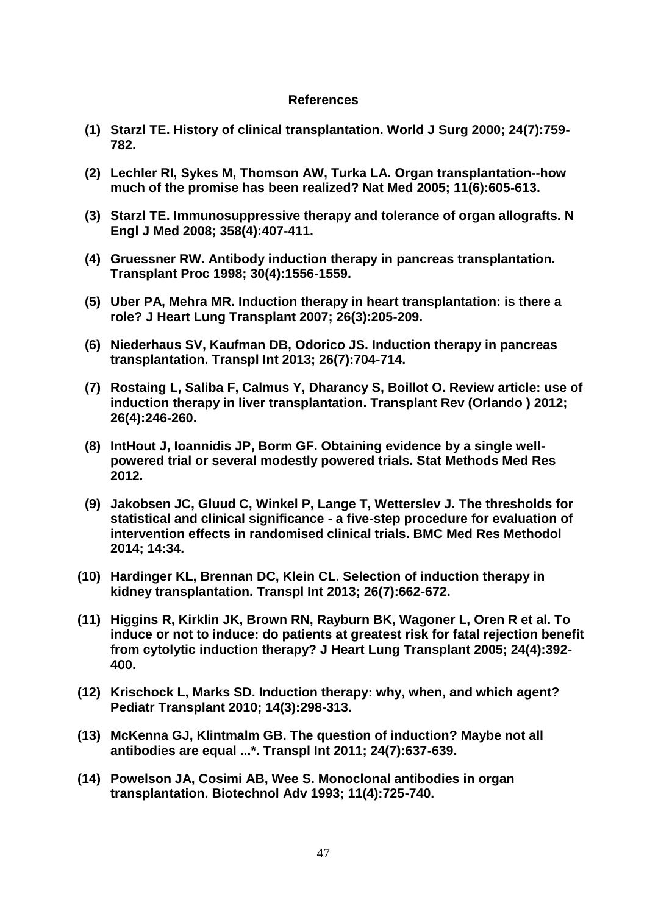## References

(1) Starzl TE. History of clinical transplantation. World J Surg 2000; 24(7):759-782.

(2) Lechler RI, Sykes M, Thomson AW, Turka LA. Organ transplantation--how much of the promise has been realized? Nat Med 2005; 11(6):605-613.

(3) Starzl TE. Immunosuppressive therapy and tolerance of organ allografts. N Engl J Med 2008; 358(4):407-411.

(4) Gruessner RW. Antibody induction therapy in pancreas transplantation. Transplant Proc 1998; 30(4):1556-1559.

(5) Uber PA, Mehra MR. Induction therapy in heart transplantation: is there a role? J Heart Lung Transplant 2007; 26(3):205-209.

(6) Niederhaus SV, Kaufman DB, Odorico JS. Induction therapy in pancreas transplantation. Transpl Int 2013; 26(7):704-714.

(7) Rostaing L, Saliba F, Calmus Y, Dharancy S, Boillot O. Review article: use of induction therapy in liver transplantation. Transplant Rev (Orlando ) 2012; 26(4):246-260.

(8) IntHout J, Ioannidis JP, Borm GF. Obtaining evidence by a single well-powered trial or several modestly powered trials. Stat Methods Med Res 2012.

(9) Jakobsen JC, Gluud C, Winkel P, Lange T, Wetterslev J. The thresholds for statistical and clinical significance - a five-step procedure for evaluation of intervention effects in randomised clinical trials. BMC Med Res Methodol 2014; 14:34.

(10) Hardinger KL, Brennan DC, Klein CL. Selection of induction therapy in kidney transplantation. Transpl Int 2013; 26(7):662-672.

(11) Higgins R, Kirklin JK, Brown RN, Rayburn BK, Wagoner L, Oren R et al. To induce or not to induce: do patients at greatest risk for fatal rejection benefit from cytolytic induction therapy? J Heart Lung Transplant 2005; 24(4):392-400.

(12) Krischock L, Marks SD. Induction therapy: why, when, and which agent? Pediatr Transplant 2010; 14(3):298-313.

(13) McKenna GJ, Klintmalm GB. The question of induction? Maybe not all antibodies are equal ...*. Transpl Int 2011; 24(7):637-639.

(14) Powelson JA, Cosimi AB, Wee S. Monoclonal antibodies in organ transplantation. Biotechnol Adv 1993; 11(4):725-740.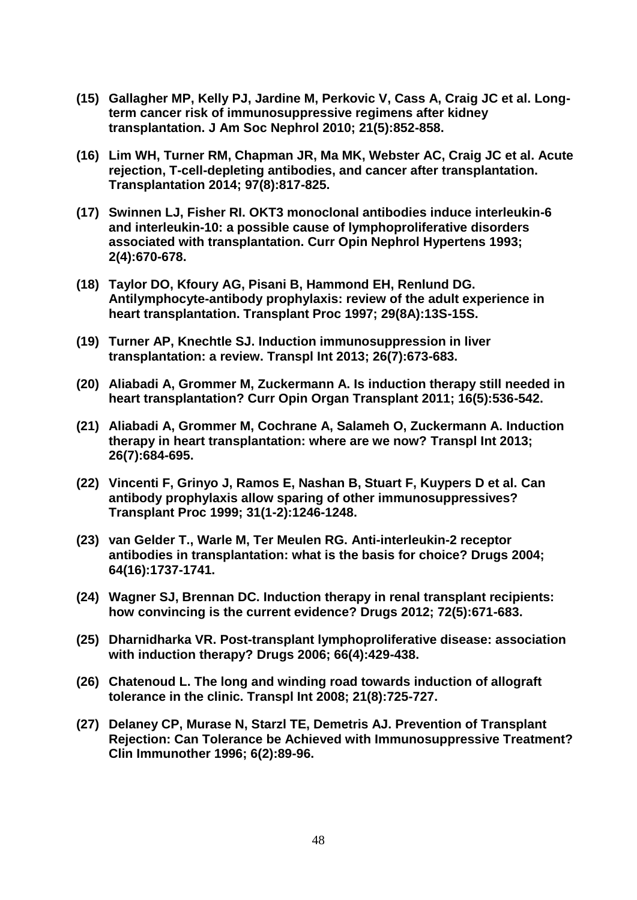**(15) Gallagher MP, Kelly PJ, Jardine M, Perkovic V, Cass A, Craig JC et al. Long-term cancer risk of immunosuppressive regimens after kidney transplantation. J Am Soc Nephrol 2010; 21(5):852-858.**

**(16) Lim WH, Turner RM, Chapman JR, Ma MK, Webster AC, Craig JC et al. Acute rejection, T-cell-depleting antibodies, and cancer after transplantation. Transplantation 2014; 97(8):817-825.**

**(17) Swinnen LJ, Fisher RI. OKT3 monoclonal antibodies induce interleukin-6 and interleukin-10: a possible cause of lymphoproliferative disorders associated with transplantation. Curr Opin Nephrol Hypertens 1993; 2(4):670-678.**

**(18) Taylor DO, Kfoury AG, Pisani B, Hammond EH, Renlund DG. Antilymphocyte-antibody prophylaxis: review of the adult experience in heart transplantation. Transplant Proc 1997; 29(8A):13S-15S.**

**(19) Turner AP, Knechtle SJ. Induction immunosuppression in liver transplantation: a review. Transpl Int 2013; 26(7):673-683.**

**(20) Aliabadi A, Grommer M, Zuckermann A. Is induction therapy still needed in heart transplantation? Curr Opin Organ Transplant 2011; 16(5):536-542.**

**(21) Aliabadi A, Grommer M, Cochrane A, Salameh O, Zuckermann A. Induction therapy in heart transplantation: where are we now? Transpl Int 2013; 26(7):684-695.**

**(22) Vincenti F, Grinyo J, Ramos E, Nashan B, Stuart F, Kuypers D et al. Can antibody prophylaxis allow sparing of other immunosuppressives? Transplant Proc 1999; 31(1-2):1246-1248.**

**(23) van Gelder T., Warle M, Ter Meulen RG. Anti-interleukin-2 receptor antibodies in transplantation: what is the basis for choice? Drugs 2004; 64(16):1737-1741.**

**(24) Wagner SJ, Brennan DC. Induction therapy in renal transplant recipients: how convincing is the current evidence? Drugs 2012; 72(5):671-683.**

**(25) Dharnidharka VR. Post-transplant lymphoproliferative disease: association with induction therapy? Drugs 2006; 66(4):429-438.**

**(26) Chatenoud L. The long and winding road towards induction of allograft tolerance in the clinic. Transpl Int 2008; 21(8):725-727.**

**(27) Delaney CP, Murase N, Starzl TE, Demetris AJ. Prevention of Transplant Rejection: Can Tolerance be Achieved with Immunosuppressive Treatment? Clin Immunother 1996; 6(2):89-96.**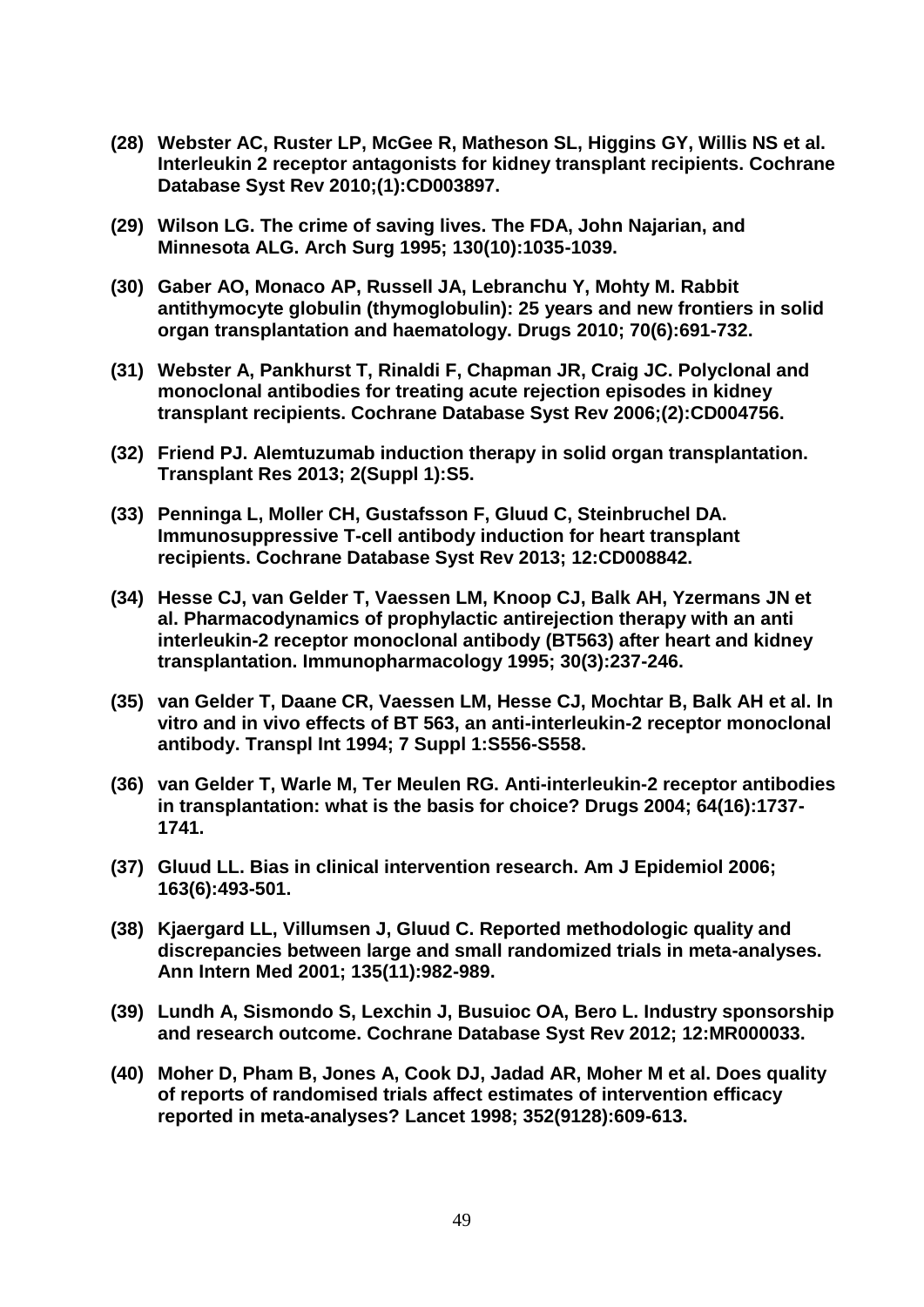**(28) Webster AC, Ruster LP, McGee R, Matheson SL, Higgins GY, Willis NS et al. Interleukin 2 receptor antagonists for kidney transplant recipients. Cochrane Database Syst Rev 2010;(1):CD003897.**

**(29) Wilson LG. The crime of saving lives. The FDA, John Najarian, and Minnesota ALG. Arch Surg 1995; 130(10):1035-1039.**

**(30) Gaber AO, Monaco AP, Russell JA, Lebranchu Y, Mohty M. Rabbit antithymocyte globulin (thymoglobulin): 25 years and new frontiers in solid organ transplantation and haematology. Drugs 2010; 70(6):691-732.**

**(31) Webster A, Pankhurst T, Rinaldi F, Chapman JR, Craig JC. Polyclonal and monoclonal antibodies for treating acute rejection episodes in kidney transplant recipients. Cochrane Database Syst Rev 2006;(2):CD004756.**

**(32) Friend PJ. Alemtuzumab induction therapy in solid organ transplantation. Transplant Res 2013; 2(Suppl 1):S5.**

**(33) Penninga L, Moller CH, Gustafsson F, Gluud C, Steinbruchel DA. Immunosuppressive T-cell antibody induction for heart transplant recipients. Cochrane Database Syst Rev 2013; 12:CD008842.**

**(34) Hesse CJ, van Gelder T, Vaessen LM, Knoop CJ, Balk AH, Yzermans JN et al. Pharmacodynamics of prophylactic antirejection therapy with an anti interleukin-2 receptor monoclonal antibody (BT563) after heart and kidney transplantation. Immunopharmacology 1995; 30(3):237-246.**

**(35) van Gelder T, Daane CR, Vaessen LM, Hesse CJ, Mochtar B, Balk AH et al. In vitro and in vivo effects of BT 563, an anti-interleukin-2 receptor monoclonal antibody. Transpl Int 1994; 7 Suppl 1:S556-S558.**

**(36) van Gelder T, Warle M, Ter Meulen RG. Anti-interleukin-2 receptor antibodies in transplantation: what is the basis for choice? Drugs 2004; 64(16):1737-1741.**

**(37) Gluud LL. Bias in clinical intervention research. Am J Epidemiol 2006; 163(6):493-501.**

**(38) Kjaergard LL, Villumsen J, Gluud C. Reported methodologic quality and discrepancies between large and small randomized trials in meta-analyses. Ann Intern Med 2001; 135(11):982-989.**

**(39) Lundh A, Sismondo S, Lexchin J, Busuioc OA, Bero L. Industry sponsorship and research outcome. Cochrane Database Syst Rev 2012; 12:MR000033.**

**(40) Moher D, Pham B, Jones A, Cook DJ, Jadad AR, Moher M et al. Does quality of reports of randomised trials affect estimates of intervention efficacy reported in meta-analyses? Lancet 1998; 352(9128):609-613.**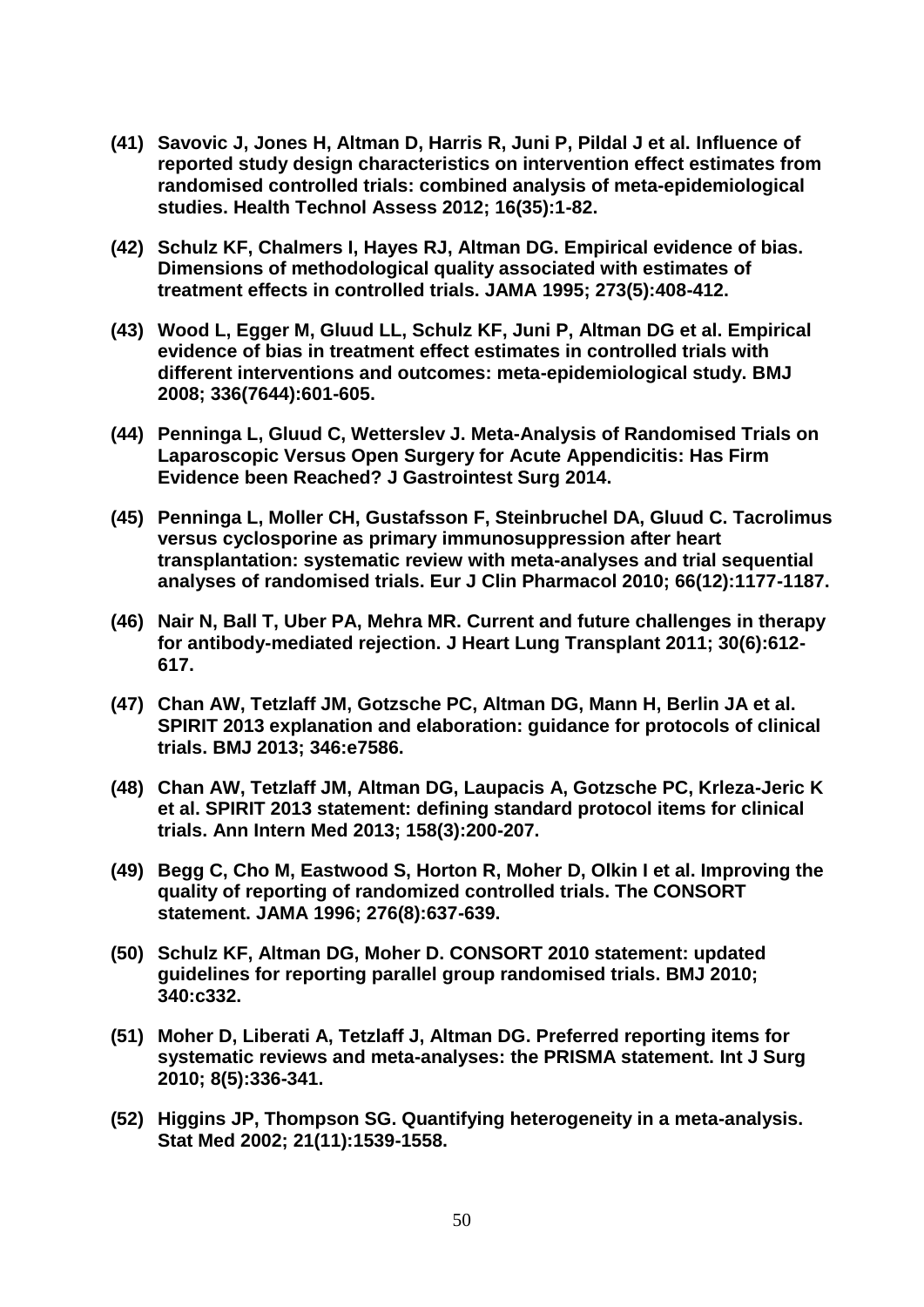**(41) Savovic J, Jones H, Altman D, Harris R, Juni P, Pildal J et al. Influence of reported study design characteristics on intervention effect estimates from randomised controlled trials: combined analysis of meta-epidemiological studies. Health Technol Assess 2012; 16(35):1-82.**

**(42) Schulz KF, Chalmers I, Hayes RJ, Altman DG. Empirical evidence of bias. Dimensions of methodological quality associated with estimates of treatment effects in controlled trials. JAMA 1995; 273(5):408-412.**

**(43) Wood L, Egger M, Gluud LL, Schulz KF, Juni P, Altman DG et al. Empirical evidence of bias in treatment effect estimates in controlled trials with different interventions and outcomes: meta-epidemiological study. BMJ 2008; 336(7644):601-605.**

**(44) Penninga L, Gluud C, Wetterslev J. Meta-Analysis of Randomised Trials on Laparoscopic Versus Open Surgery for Acute Appendicitis: Has Firm Evidence been Reached? J Gastrointest Surg 2014.**

**(45) Penninga L, Moller CH, Gustafsson F, Steinbruchel DA, Gluud C. Tacrolimus versus cyclosporine as primary immunosuppression after heart transplantation: systematic review with meta-analyses and trial sequential analyses of randomised trials. Eur J Clin Pharmacol 2010; 66(12):1177-1187.**

**(46) Nair N, Ball T, Uber PA, Mehra MR. Current and future challenges in therapy for antibody-mediated rejection. J Heart Lung Transplant 2011; 30(6):612-617.**

**(47) Chan AW, Tetzlaff JM, Gotzsche PC, Altman DG, Mann H, Berlin JA et al. SPIRIT 2013 explanation and elaboration: guidance for protocols of clinical trials. BMJ 2013; 346:e7586.**

**(48) Chan AW, Tetzlaff JM, Altman DG, Laupacis A, Gotzsche PC, Krleza-Jeric K et al. SPIRIT 2013 statement: defining standard protocol items for clinical trials. Ann Intern Med 2013; 158(3):200-207.**

**(49) Begg C, Cho M, Eastwood S, Horton R, Moher D, Olkin I et al. Improving the quality of reporting of randomized controlled trials. The CONSORT statement. JAMA 1996; 276(8):637-639.**

**(50) Schulz KF, Altman DG, Moher D. CONSORT 2010 statement: updated guidelines for reporting parallel group randomised trials. BMJ 2010; 340:c332.**

**(51) Moher D, Liberati A, Tetzlaff J, Altman DG. Preferred reporting items for systematic reviews and meta-analyses: the PRISMA statement. Int J Surg 2010; 8(5):336-341.**

**(52) Higgins JP, Thompson SG. Quantifying heterogeneity in a meta-analysis. Stat Med 2002; 21(11):1539-1558.**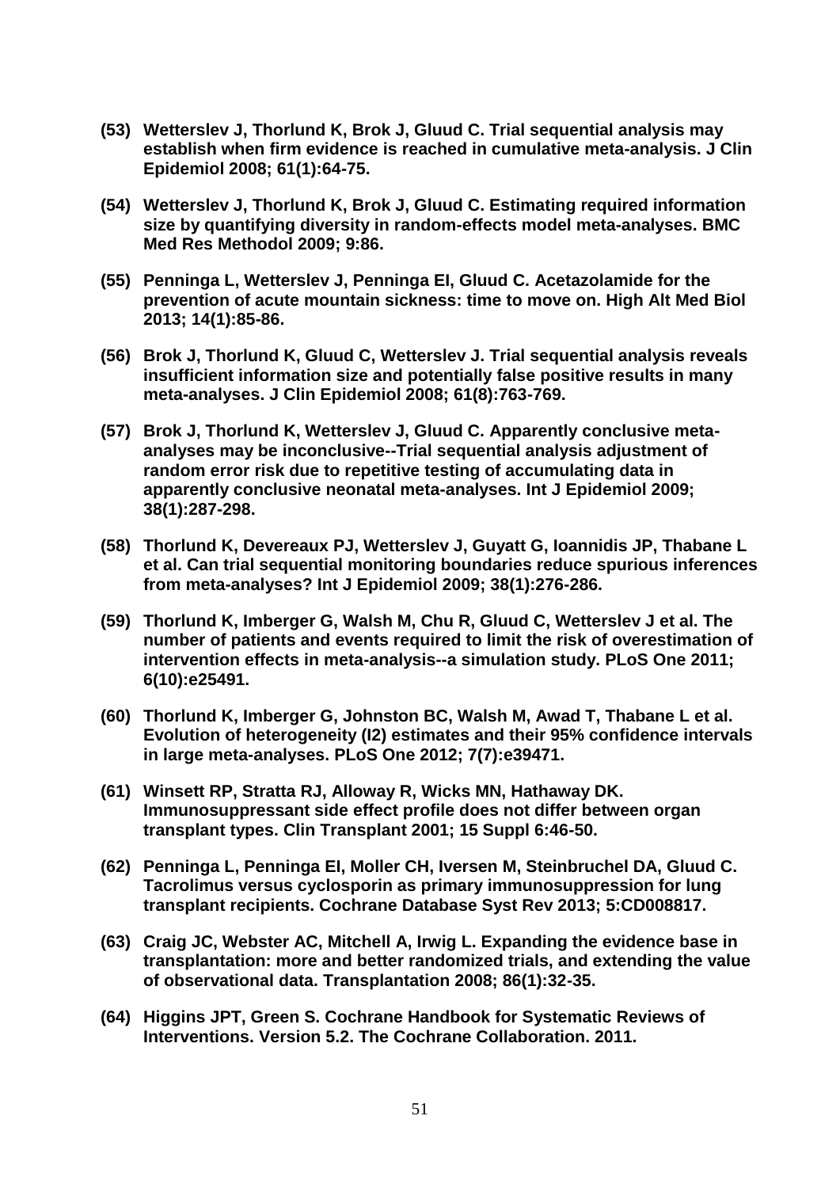**(53) Wetterslev J, Thorlund K, Brok J, Gluud C. Trial sequential analysis may establish when firm evidence is reached in cumulative meta-analysis. J Clin Epidemiol 2008; 61(1):64-75.**

**(54) Wetterslev J, Thorlund K, Brok J, Gluud C. Estimating required information size by quantifying diversity in random-effects model meta-analyses. BMC Med Res Methodol 2009; 9:86.**

**(55) Penninga L, Wetterslev J, Penninga EI, Gluud C. Acetazolamide for the prevention of acute mountain sickness: time to move on. High Alt Med Biol 2013; 14(1):85-86.**

**(56) Brok J, Thorlund K, Gluud C, Wetterslev J. Trial sequential analysis reveals insufficient information size and potentially false positive results in many meta-analyses. J Clin Epidemiol 2008; 61(8):763-769.**

**(57) Brok J, Thorlund K, Wetterslev J, Gluud C. Apparently conclusive meta-analyses may be inconclusive--Trial sequential analysis adjustment of random error risk due to repetitive testing of accumulating data in apparently conclusive neonatal meta-analyses. Int J Epidemiol 2009; 38(1):287-298.**

**(58) Thorlund K, Devereaux PJ, Wetterslev J, Guyatt G, Ioannidis JP, Thabane L et al. Can trial sequential monitoring boundaries reduce spurious inferences from meta-analyses? Int J Epidemiol 2009; 38(1):276-286.**

**(59) Thorlund K, Imberger G, Walsh M, Chu R, Gluud C, Wetterslev J et al. The number of patients and events required to limit the risk of overestimation of intervention effects in meta-analysis--a simulation study. PLoS One 2011; 6(10):e25491.**

**(60) Thorlund K, Imberger G, Johnston BC, Walsh M, Awad T, Thabane L et al. Evolution of heterogeneity (I2) estimates and their 95% confidence intervals in large meta-analyses. PLoS One 2012; 7(7):e39471.**

**(61) Winsett RP, Stratta RJ, Alloway R, Wicks MN, Hathaway DK. Immunosuppressant side effect profile does not differ between organ transplant types. Clin Transplant 2001; 15 Suppl 6:46-50.**

**(62) Penninga L, Penninga EI, Moller CH, Iversen M, Steinbruchel DA, Gluud C. Tacrolimus versus cyclosporin as primary immunosuppression for lung transplant recipients. Cochrane Database Syst Rev 2013; 5:CD008817.**

**(63) Craig JC, Webster AC, Mitchell A, Irwig L. Expanding the evidence base in transplantation: more and better randomized trials, and extending the value of observational data. Transplantation 2008; 86(1):32-35.**

**(64) Higgins JPT, Green S. Cochrane Handbook for Systematic Reviews of Interventions. Version 5.2. The Cochrane Collaboration. 2011.**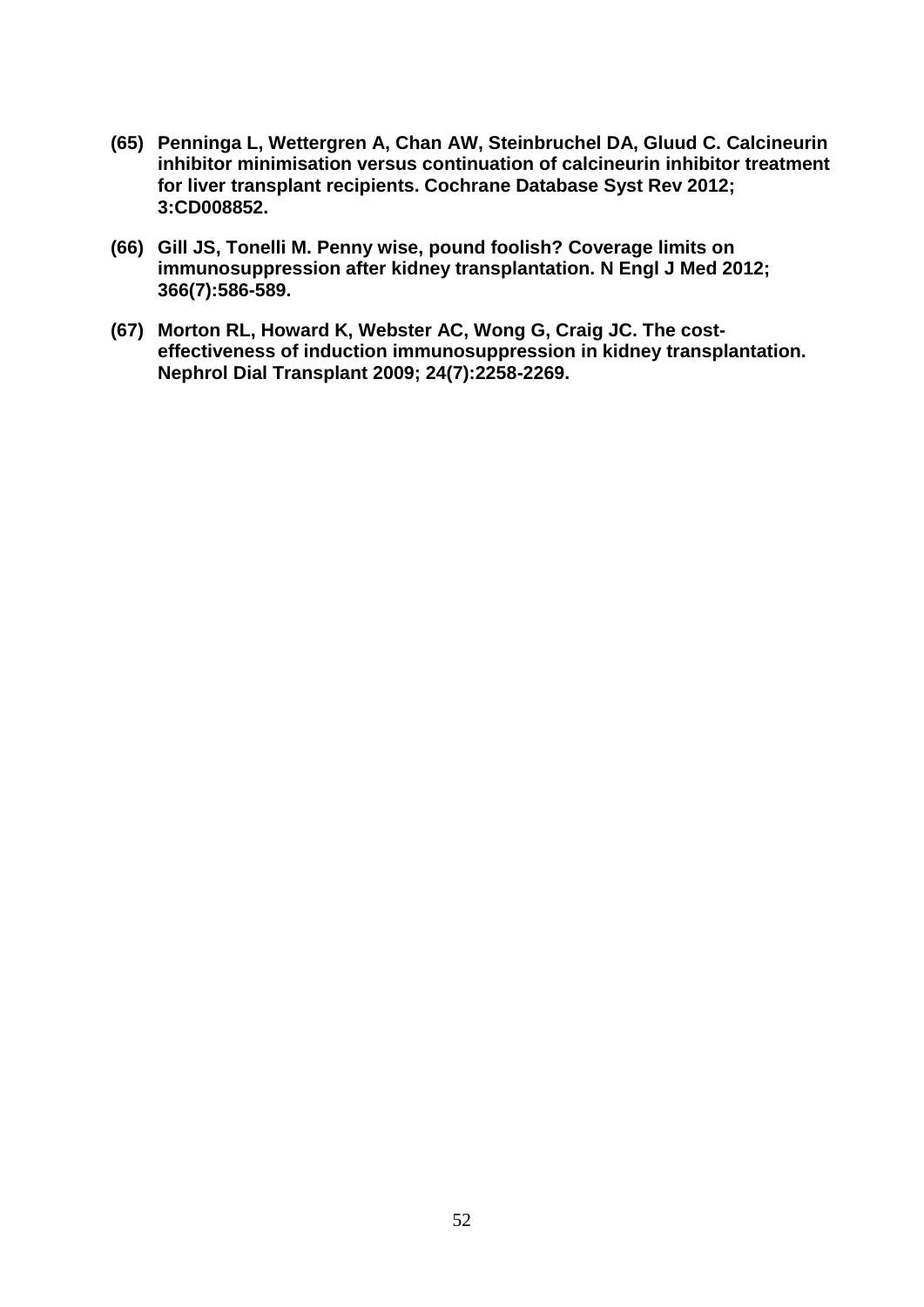**(65) Penninga L, Wettergren A, Chan AW, Steinbruchel DA, Gluud C. Calcineurin inhibitor minimisation versus continuation of calcineurin inhibitor treatment for liver transplant recipients. Cochrane Database Syst Rev 2012; 3:CD008852.**

**(66) Gill JS, Tonelli M. Penny wise, pound foolish? Coverage limits on immunosuppression after kidney transplantation. N Engl J Med 2012; 366(7):586-589.**

**(67) Morton RL, Howard K, Webster AC, Wong G, Craig JC. The cost-effectiveness of induction immunosuppression in kidney transplantation. Nephrol Dial Transplant 2009; 24(7):2258-2269.**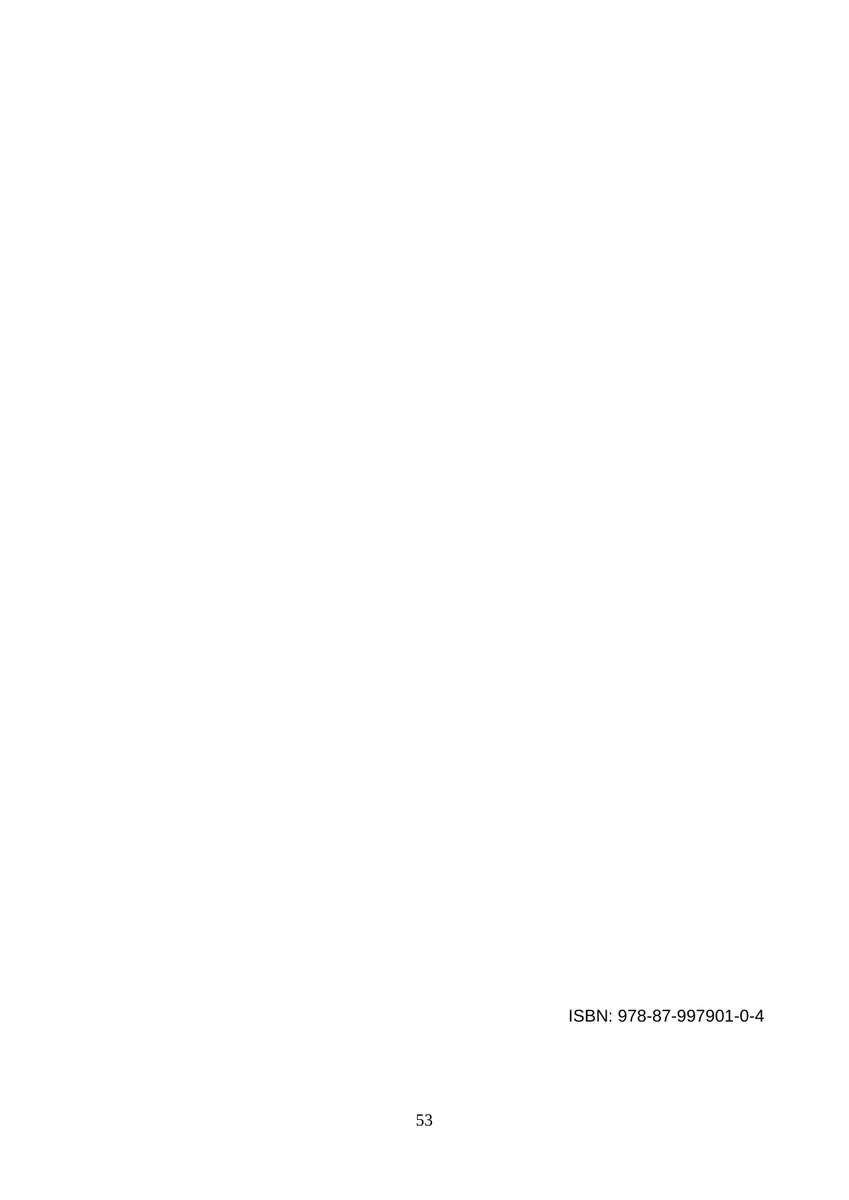ISBN: 978-87-997901-0-4